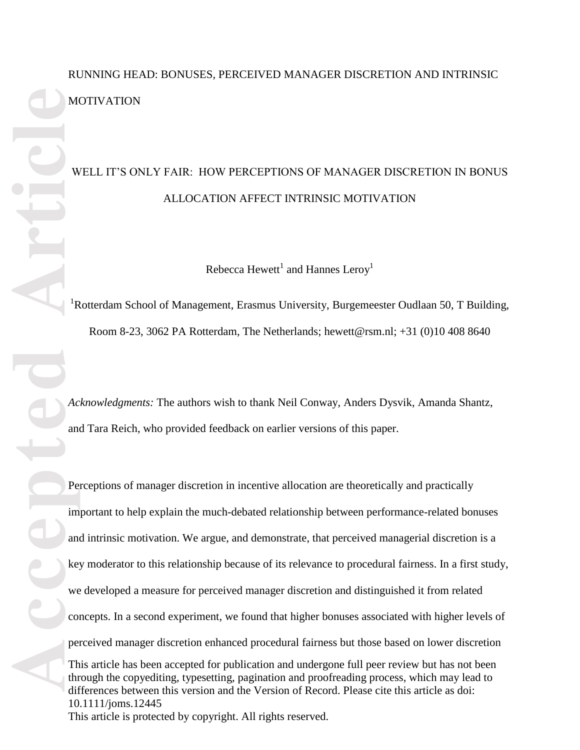RUNNING HEAD: BONUSES, PERCEIVED MANAGER DISCRETION AND INTRINSIC MOTIVATION

# WELL IT'S ONLY FAIR: HOW PERCEPTIONS OF MANAGER DISCRETION IN BONUS ALLOCATION AFFECT INTRINSIC MOTIVATION

Rebecca Hewett[1] and Hannes Leroy[1]

[1]Rotterdam School of Management, Erasmus University, Burgemeester Oudlaan 50, T Building, Room 8-23, 3062 PA Rotterdam, The Netherlands; hewett@rsm.nl; +31 (0)10 408 8640

*Acknowledgments:* The authors wish to thank Neil Conway, Anders Dysvik, Amanda Shantz, and Tara Reich, who provided feedback on earlier versions of this paper.

Perceptions of manager discretion in incentive allocation are theoretically and practically important to help explain the much-debated relationship between performance-related bonuses and intrinsic motivation. We argue, and demonstrate, that perceived managerial discretion is a key moderator to this relationship because of its relevance to procedural fairness. In a first study, we developed a measure for perceived manager discretion and distinguished it from related concepts. In a second experiment, we found that higher bonuses associated with higher levels of perceived manager discretion enhanced procedural fairness but those based on lower discretion

This article has been accepted for publication and undergone full peer review but has not been through the copyediting, typesetting, pagination and proofreading process, which may lead to differences between this version and the Version of Record. Please cite this article as doi: 10.1111/joms.12445

This article is protected by copyright. All rights reserved.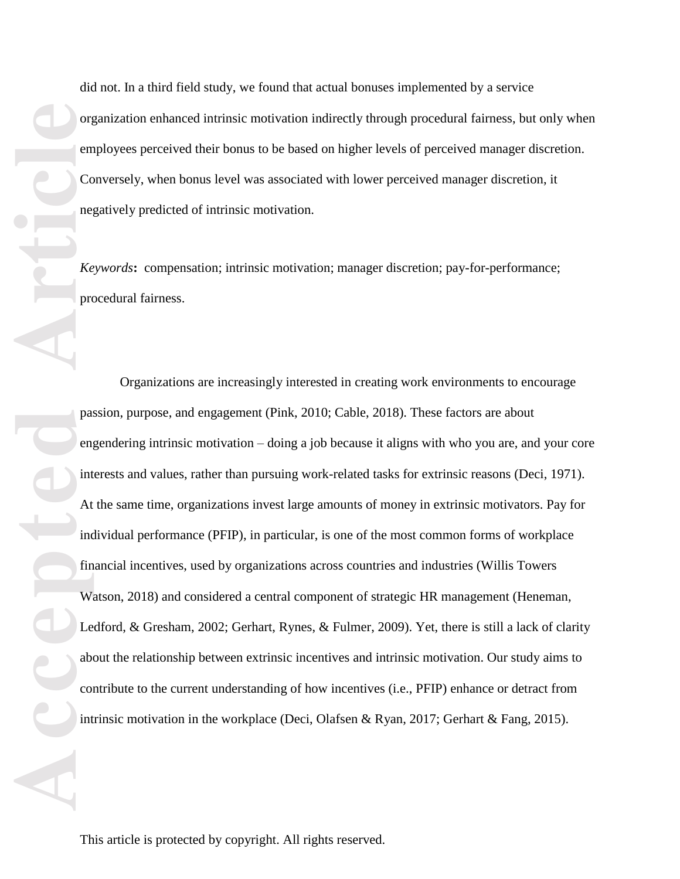did not. In a third field study, we found that actual bonuses implemented by a service organization enhanced intrinsic motivation indirectly through procedural fairness, but only when employees perceived their bonus to be based on higher levels of perceived manager discretion. Conversely, when bonus level was associated with lower perceived manager discretion, it negatively predicted of intrinsic motivation.

*Keywords***:** compensation; intrinsic motivation; manager discretion; pay-for-performance; procedural fairness.

Organizations are increasingly interested in creating work environments to encourage passion, purpose, and engagement (Pink, 2010; Cable, 2018). These factors are about engendering intrinsic motivation – doing a job because it aligns with who you are, and your core interests and values, rather than pursuing work-related tasks for extrinsic reasons (Deci, 1971). At the same time, organizations invest large amounts of money in extrinsic motivators. Pay for individual performance (PFIP), in particular, is one of the most common forms of workplace financial incentives, used by organizations across countries and industries (Willis Towers Watson, 2018) and considered a central component of strategic HR management (Heneman, Ledford, & Gresham, 2002; Gerhart, Rynes, & Fulmer, 2009). Yet, there is still a lack of clarity about the relationship between extrinsic incentives and intrinsic motivation. Our study aims to contribute to the current understanding of how incentives (i.e., PFIP) enhance or detract from intrinsic motivation in the workplace (Deci, Olafsen & Ryan, 2017; Gerhart & Fang, 2015).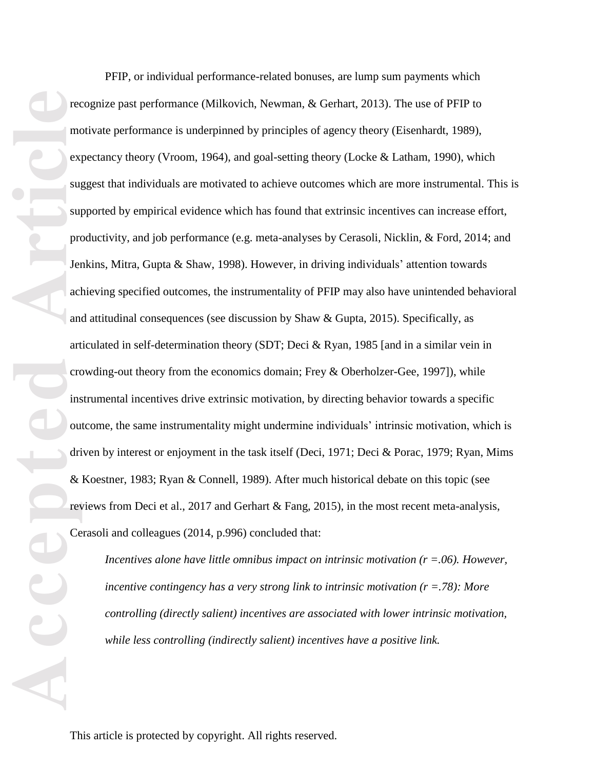PFIP, or individual performance-related bonuses, are lump sum payments which recognize past performance (Milkovich, Newman, & Gerhart, 2013). The use of PFIP to motivate performance is underpinned by principles of agency theory (Eisenhardt, 1989), expectancy theory (Vroom, 1964), and goal-setting theory (Locke & Latham, 1990), which suggest that individuals are motivated to achieve outcomes which are more instrumental. This is supported by empirical evidence which has found that extrinsic incentives can increase effort, productivity, and job performance (e.g. meta-analyses by Cerasoli, Nicklin, & Ford, 2014; and Jenkins, Mitra, Gupta & Shaw, 1998). However, in driving individuals' attention towards achieving specified outcomes, the instrumentality of PFIP may also have unintended behavioral and attitudinal consequences (see discussion by Shaw & Gupta, 2015). Specifically, as articulated in self-determination theory (SDT; Deci & Ryan, 1985 [and in a similar vein in crowding-out theory from the economics domain; Frey & Oberholzer-Gee, 1997]), while instrumental incentives drive extrinsic motivation, by directing behavior towards a specific outcome, the same instrumentality might undermine individuals' intrinsic motivation, which is driven by interest or enjoyment in the task itself (Deci, 1971; Deci & Porac, 1979; Ryan, Mims & Koestner, 1983; Ryan & Connell, 1989). After much historical debate on this topic (see reviews from Deci et al., 2017 and Gerhart & Fang, 2015), in the most recent meta-analysis, Cerasoli and colleagues (2014, p.996) concluded that:

> *Incentives alone have little omnibus impact on intrinsic motivation ($r$ =.06). However, incentive contingency has a very strong link to intrinsic motivation ($r$ =.78): More controlling (directly salient) incentives are associated with lower intrinsic motivation, while less controlling (indirectly salient) incentives have a positive link.*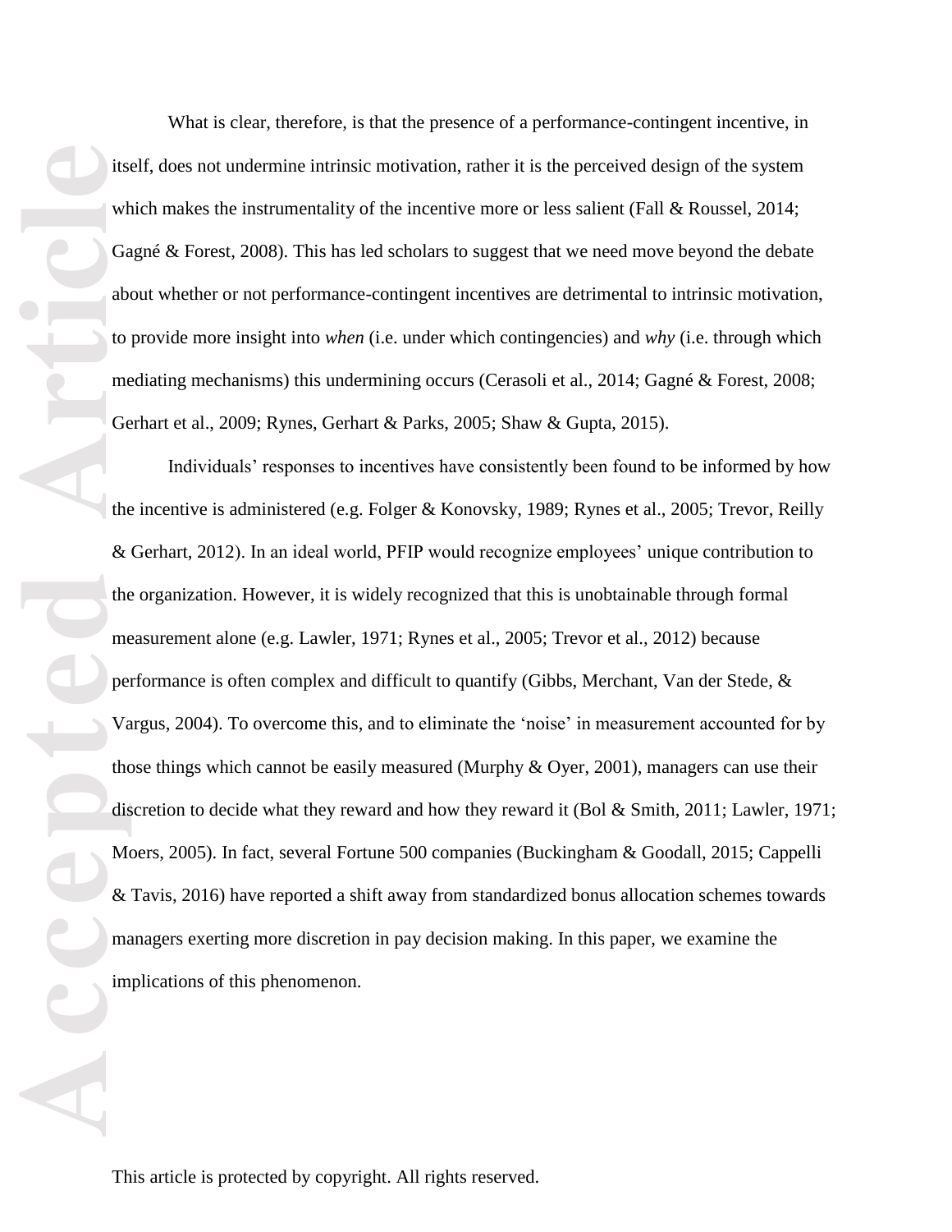What is clear, therefore, is that the presence of a performance-contingent incentive, in itself, does not undermine intrinsic motivation, rather it is the perceived design of the system which makes the instrumentality of the incentive more or less salient (Fall & Roussel, 2014; Gagné & Forest, 2008). This has led scholars to suggest that we need move beyond the debate about whether or not performance-contingent incentives are detrimental to intrinsic motivation, to provide more insight into *when* (i.e. under which contingencies) and *why* (i.e. through which mediating mechanisms) this undermining occurs (Cerasoli et al., 2014; Gagné & Forest, 2008; Gerhart et al., 2009; Rynes, Gerhart & Parks, 2005; Shaw & Gupta, 2015).

Individuals' responses to incentives have consistently been found to be informed by how the incentive is administered (e.g. Folger & Konovsky, 1989; Rynes et al., 2005; Trevor, Reilly & Gerhart, 2012). In an ideal world, PFIP would recognize employees' unique contribution to the organization. However, it is widely recognized that this is unobtainable through formal measurement alone (e.g. Lawler, 1971; Rynes et al., 2005; Trevor et al., 2012) because performance is often complex and difficult to quantify (Gibbs, Merchant, Van der Stede, & Vargus, 2004). To overcome this, and to eliminate the 'noise' in measurement accounted for by those things which cannot be easily measured (Murphy & Oyer, 2001), managers can use their discretion to decide what they reward and how they reward it (Bol & Smith, 2011; Lawler, 1971; Moers, 2005). In fact, several Fortune 500 companies (Buckingham & Goodall, 2015; Cappelli & Tavis, 2016) have reported a shift away from standardized bonus allocation schemes towards managers exerting more discretion in pay decision making. In this paper, we examine the implications of this phenomenon.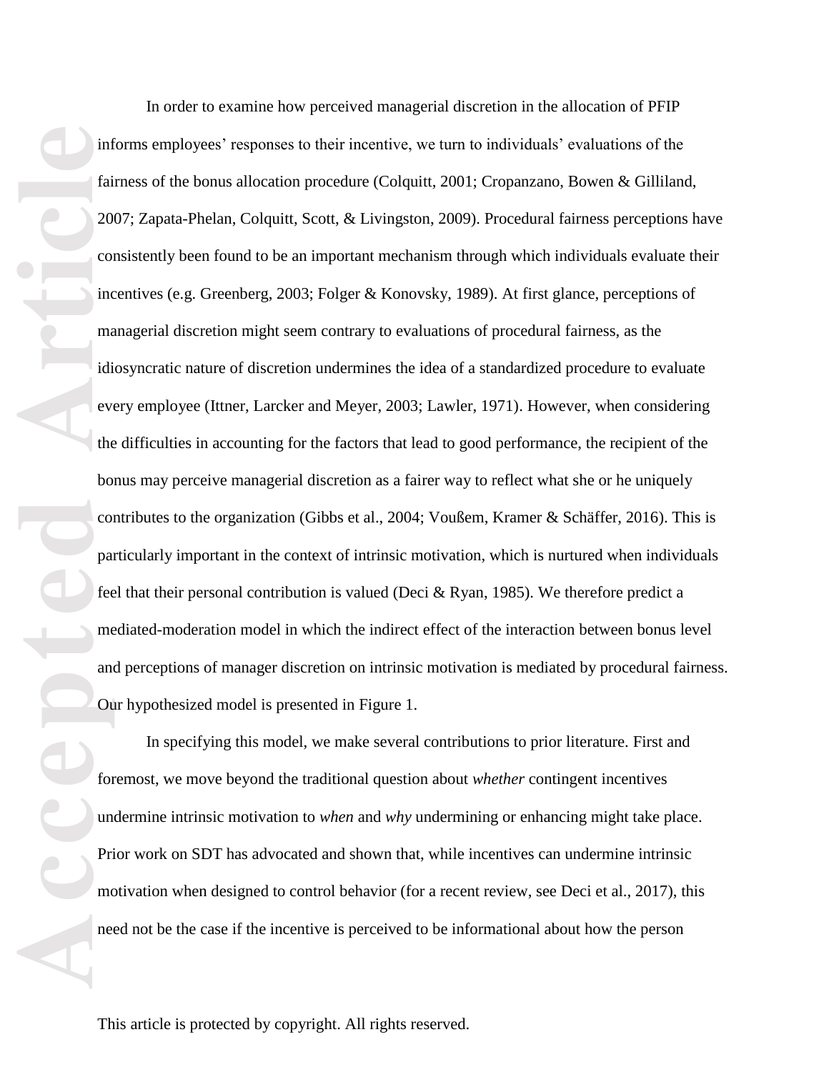In order to examine how perceived managerial discretion in the allocation of PFIP informs employees' responses to their incentive, we turn to individuals' evaluations of the fairness of the bonus allocation procedure (Colquitt, 2001; Cropanzano, Bowen & Gilliland, 2007; Zapata-Phelan, Colquitt, Scott, & Livingston, 2009). Procedural fairness perceptions have consistently been found to be an important mechanism through which individuals evaluate their incentives (e.g. Greenberg, 2003; Folger & Konovsky, 1989). At first glance, perceptions of managerial discretion might seem contrary to evaluations of procedural fairness, as the idiosyncratic nature of discretion undermines the idea of a standardized procedure to evaluate every employee (Ittner, Larcker and Meyer, 2003; Lawler, 1971). However, when considering the difficulties in accounting for the factors that lead to good performance, the recipient of the bonus may perceive managerial discretion as a fairer way to reflect what she or he uniquely contributes to the organization (Gibbs et al., 2004; Voußem, Kramer & Schäffer, 2016). This is particularly important in the context of intrinsic motivation, which is nurtured when individuals feel that their personal contribution is valued (Deci & Ryan, 1985). We therefore predict a mediated-moderation model in which the indirect effect of the interaction between bonus level and perceptions of manager discretion on intrinsic motivation is mediated by procedural fairness. Our hypothesized model is presented in Figure 1.

In specifying this model, we make several contributions to prior literature. First and foremost, we move beyond the traditional question about *whether* contingent incentives undermine intrinsic motivation to *when* and *why* undermining or enhancing might take place. Prior work on SDT has advocated and shown that, while incentives can undermine intrinsic motivation when designed to control behavior (for a recent review, see Deci et al., 2017), this need not be the case if the incentive is perceived to be informational about how the person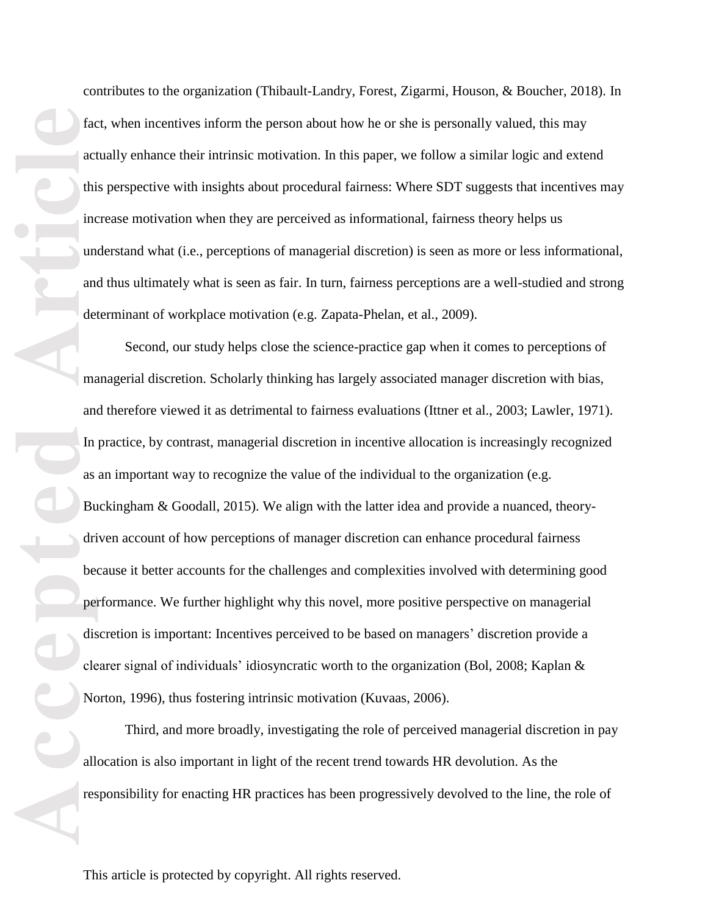contributes to the organization (Thibault-Landry, Forest, Zigarmi, Houson, & Boucher, 2018). In fact, when incentives inform the person about how he or she is personally valued, this may actually enhance their intrinsic motivation. In this paper, we follow a similar logic and extend this perspective with insights about procedural fairness: Where SDT suggests that incentives may increase motivation when they are perceived as informational, fairness theory helps us understand what (i.e., perceptions of managerial discretion) is seen as more or less informational, and thus ultimately what is seen as fair. In turn, fairness perceptions are a well-studied and strong determinant of workplace motivation (e.g. Zapata-Phelan, et al., 2009).

Second, our study helps close the science-practice gap when it comes to perceptions of managerial discretion. Scholarly thinking has largely associated manager discretion with bias, and therefore viewed it as detrimental to fairness evaluations (Ittner et al., 2003; Lawler, 1971). In practice, by contrast, managerial discretion in incentive allocation is increasingly recognized as an important way to recognize the value of the individual to the organization (e.g. Buckingham & Goodall, 2015). We align with the latter idea and provide a nuanced, theory-driven account of how perceptions of manager discretion can enhance procedural fairness because it better accounts for the challenges and complexities involved with determining good performance. We further highlight why this novel, more positive perspective on managerial discretion is important: Incentives perceived to be based on managers' discretion provide a clearer signal of individuals' idiosyncratic worth to the organization (Bol, 2008; Kaplan & Norton, 1996), thus fostering intrinsic motivation (Kuvaas, 2006).

Third, and more broadly, investigating the role of perceived managerial discretion in pay allocation is also important in light of the recent trend towards HR devolution. As the responsibility for enacting HR practices has been progressively devolved to the line, the role of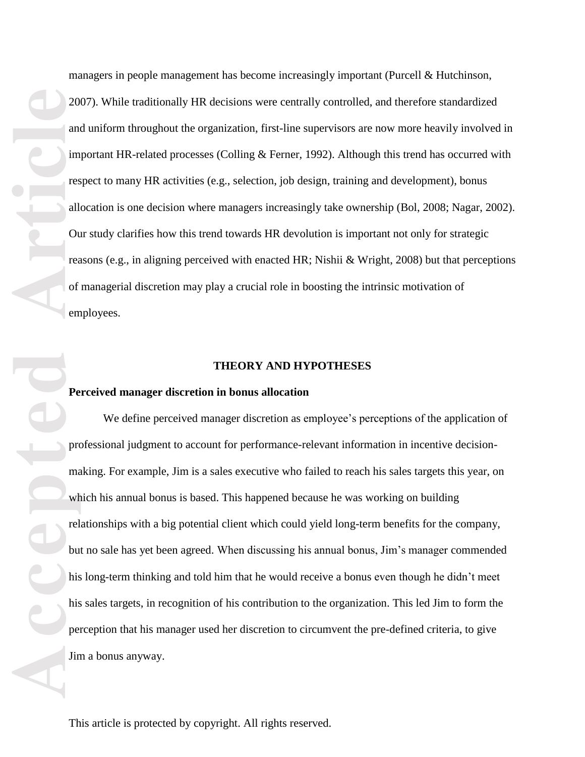managers in people management has become increasingly important (Purcell & Hutchinson, 2007). While traditionally HR decisions were centrally controlled, and therefore standardized and uniform throughout the organization, first-line supervisors are now more heavily involved in important HR-related processes (Colling & Ferner, 1992). Although this trend has occurred with respect to many HR activities (e.g., selection, job design, training and development), bonus allocation is one decision where managers increasingly take ownership (Bol, 2008; Nagar, 2002). Our study clarifies how this trend towards HR devolution is important not only for strategic reasons (e.g., in aligning perceived with enacted HR; Nishii & Wright, 2008) but that perceptions of managerial discretion may play a crucial role in boosting the intrinsic motivation of employees.

## THEORY AND HYPOTHESES

### Perceived manager discretion in bonus allocation

We define perceived manager discretion as employee's perceptions of the application of professional judgment to account for performance-relevant information in incentive decision-making. For example, Jim is a sales executive who failed to reach his sales targets this year, on which his annual bonus is based. This happened because he was working on building relationships with a big potential client which could yield long-term benefits for the company, but no sale has yet been agreed. When discussing his annual bonus, Jim's manager commended his long-term thinking and told him that he would receive a bonus even though he didn't meet his sales targets, in recognition of his contribution to the organization. This led Jim to form the perception that his manager used her discretion to circumvent the pre-defined criteria, to give Jim a bonus anyway.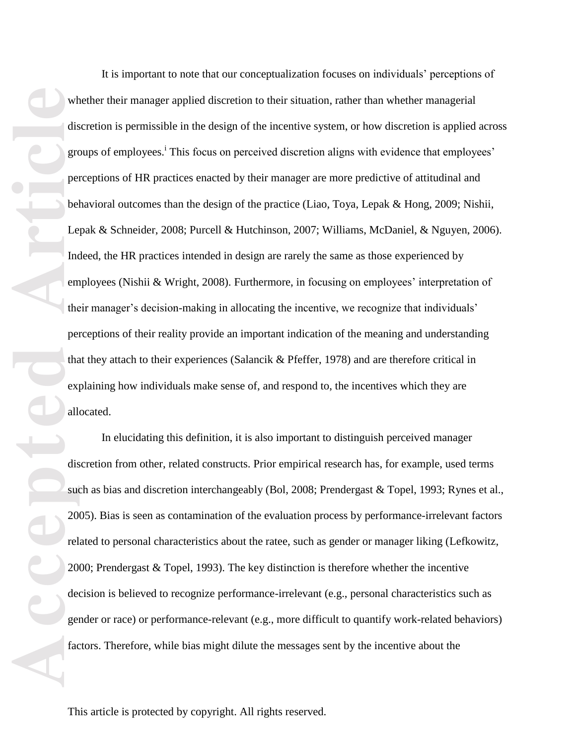It is important to note that our conceptualization focuses on individuals' perceptions of whether their manager applied discretion to their situation, rather than whether managerial discretion is permissible in the design of the incentive system, or how discretion is applied across groups of employees.[i] This focus on perceived discretion aligns with evidence that employees' perceptions of HR practices enacted by their manager are more predictive of attitudinal and behavioral outcomes than the design of the practice (Liao, Toya, Lepak & Hong, 2009; Nishii, Lepak & Schneider, 2008; Purcell & Hutchinson, 2007; Williams, McDaniel, & Nguyen, 2006). Indeed, the HR practices intended in design are rarely the same as those experienced by employees (Nishii & Wright, 2008). Furthermore, in focusing on employees' interpretation of their manager's decision-making in allocating the incentive, we recognize that individuals' perceptions of their reality provide an important indication of the meaning and understanding that they attach to their experiences (Salancik & Pfeffer, 1978) and are therefore critical in explaining how individuals make sense of, and respond to, the incentives which they are allocated.

In elucidating this definition, it is also important to distinguish perceived manager discretion from other, related constructs. Prior empirical research has, for example, used terms such as bias and discretion interchangeably (Bol, 2008; Prendergast & Topel, 1993; Rynes et al., 2005). Bias is seen as contamination of the evaluation process by performance-irrelevant factors related to personal characteristics about the ratee, such as gender or manager liking (Lefkowitz, 2000; Prendergast & Topel, 1993). The key distinction is therefore whether the incentive decision is believed to recognize performance-irrelevant (e.g., personal characteristics such as gender or race) or performance-relevant (e.g., more difficult to quantify work-related behaviors) factors. Therefore, while bias might dilute the messages sent by the incentive about the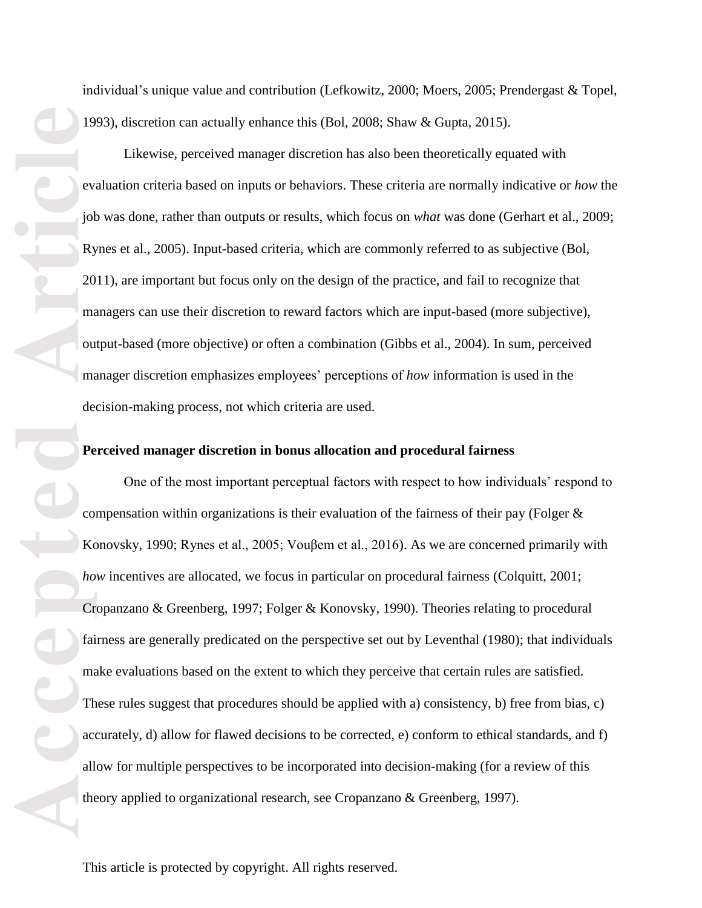individual's unique value and contribution (Lefkowitz, 2000; Moers, 2005; Prendergast & Topel, 1993), discretion can actually enhance this (Bol, 2008; Shaw & Gupta, 2015).

Likewise, perceived manager discretion has also been theoretically equated with evaluation criteria based on inputs or behaviors. These criteria are normally indicative or *how* the job was done, rather than outputs or results, which focus on *what* was done (Gerhart et al., 2009; Rynes et al., 2005). Input-based criteria, which are commonly referred to as subjective (Bol, 2011), are important but focus only on the design of the practice, and fail to recognize that managers can use their discretion to reward factors which are input-based (more subjective), output-based (more objective) or often a combination (Gibbs et al., 2004). In sum, perceived manager discretion emphasizes employees' perceptions of *how* information is used in the decision-making process, not which criteria are used.

**Perceived manager discretion in bonus allocation and procedural fairness**

One of the most important perceptual factors with respect to how individuals' respond to compensation within organizations is their evaluation of the fairness of their pay (Folger & Konovsky, 1990; Rynes et al., 2005; Vouβem et al., 2016). As we are concerned primarily with *how* incentives are allocated, we focus in particular on procedural fairness (Colquitt, 2001; Cropanzano & Greenberg, 1997; Folger & Konovsky, 1990). Theories relating to procedural fairness are generally predicated on the perspective set out by Leventhal (1980); that individuals make evaluations based on the extent to which they perceive that certain rules are satisfied. These rules suggest that procedures should be applied with a) consistency, b) free from bias, c) accurately, d) allow for flawed decisions to be corrected, e) conform to ethical standards, and f) allow for multiple perspectives to be incorporated into decision-making (for a review of this theory applied to organizational research, see Cropanzano & Greenberg, 1997).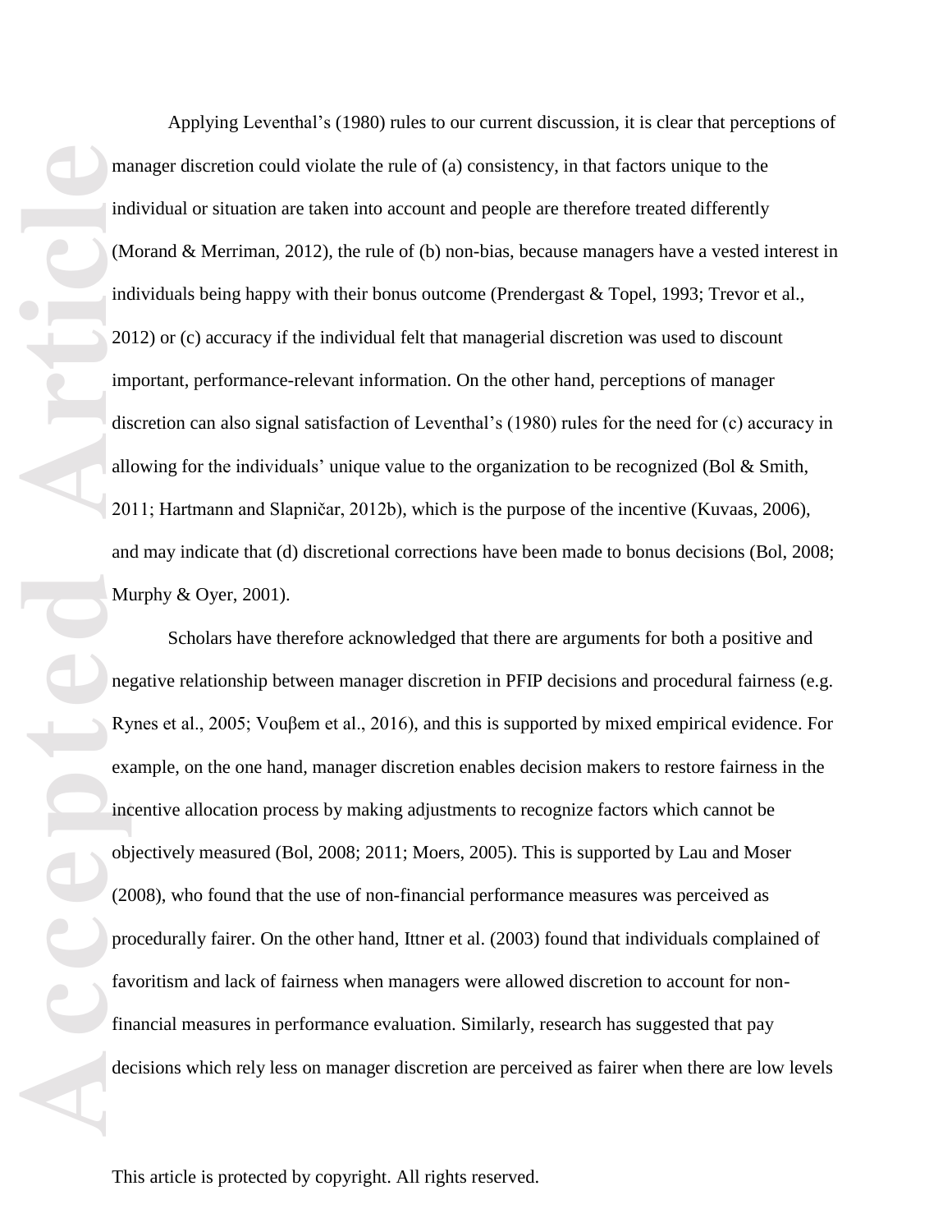Applying Leventhal's (1980) rules to our current discussion, it is clear that perceptions of manager discretion could violate the rule of (a) consistency, in that factors unique to the individual or situation are taken into account and people are therefore treated differently (Morand & Merriman, 2012), the rule of (b) non-bias, because managers have a vested interest in individuals being happy with their bonus outcome (Prendergast & Topel, 1993; Trevor et al., 2012) or (c) accuracy if the individual felt that managerial discretion was used to discount important, performance-relevant information. On the other hand, perceptions of manager discretion can also signal satisfaction of Leventhal's (1980) rules for the need for (c) accuracy in allowing for the individuals' unique value to the organization to be recognized (Bol & Smith, 2011; Hartmann and Slapničar, 2012b), which is the purpose of the incentive (Kuvaas, 2006), and may indicate that (d) discretional corrections have been made to bonus decisions (Bol, 2008; Murphy & Oyer, 2001).

Scholars have therefore acknowledged that there are arguments for both a positive and negative relationship between manager discretion in PFIP decisions and procedural fairness (e.g. Rynes et al., 2005; Vouβem et al., 2016), and this is supported by mixed empirical evidence. For example, on the one hand, manager discretion enables decision makers to restore fairness in the incentive allocation process by making adjustments to recognize factors which cannot be objectively measured (Bol, 2008; 2011; Moers, 2005). This is supported by Lau and Moser (2008), who found that the use of non-financial performance measures was perceived as procedurally fairer. On the other hand, Ittner et al. (2003) found that individuals complained of favoritism and lack of fairness when managers were allowed discretion to account for non-financial measures in performance evaluation. Similarly, research has suggested that pay decisions which rely less on manager discretion are perceived as fairer when there are low levels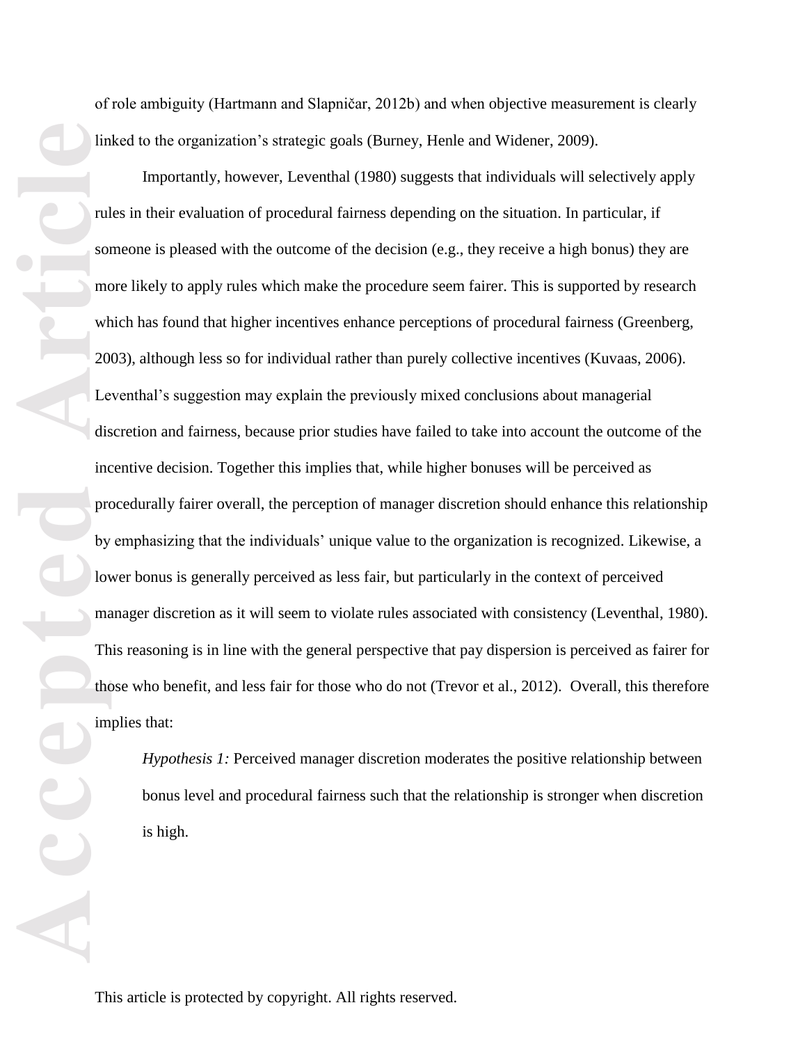of role ambiguity (Hartmann and Slapničar, 2012b) and when objective measurement is clearly linked to the organization's strategic goals (Burney, Henle and Widener, 2009).

Importantly, however, Leventhal (1980) suggests that individuals will selectively apply rules in their evaluation of procedural fairness depending on the situation. In particular, if someone is pleased with the outcome of the decision (e.g., they receive a high bonus) they are more likely to apply rules which make the procedure seem fairer. This is supported by research which has found that higher incentives enhance perceptions of procedural fairness (Greenberg, 2003), although less so for individual rather than purely collective incentives (Kuvaas, 2006). Leventhal's suggestion may explain the previously mixed conclusions about managerial discretion and fairness, because prior studies have failed to take into account the outcome of the incentive decision. Together this implies that, while higher bonuses will be perceived as procedurally fairer overall, the perception of manager discretion should enhance this relationship by emphasizing that the individuals' unique value to the organization is recognized. Likewise, a lower bonus is generally perceived as less fair, but particularly in the context of perceived manager discretion as it will seem to violate rules associated with consistency (Leventhal, 1980). This reasoning is in line with the general perspective that pay dispersion is perceived as fairer for those who benefit, and less fair for those who do not (Trevor et al., 2012). Overall, this therefore implies that:

> *Hypothesis 1:* Perceived manager discretion moderates the positive relationship between bonus level and procedural fairness such that the relationship is stronger when discretion is high.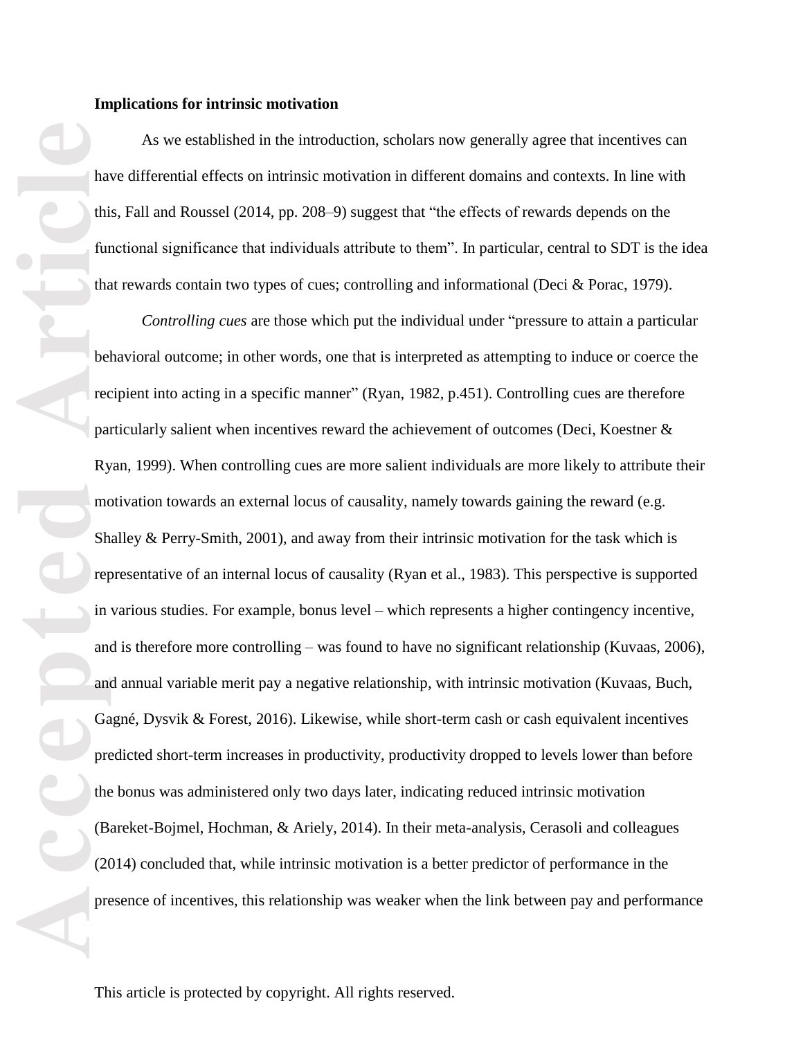**Implications for intrinsic motivation**

As we established in the introduction, scholars now generally agree that incentives can have differential effects on intrinsic motivation in different domains and contexts. In line with this, Fall and Roussel (2014, pp. 208–9) suggest that "the effects of rewards depends on the functional significance that individuals attribute to them". In particular, central to SDT is the idea that rewards contain two types of cues; controlling and informational (Deci & Porac, 1979).

*Controlling cues* are those which put the individual under "pressure to attain a particular behavioral outcome; in other words, one that is interpreted as attempting to induce or coerce the recipient into acting in a specific manner" (Ryan, 1982, p.451). Controlling cues are therefore particularly salient when incentives reward the achievement of outcomes (Deci, Koestner & Ryan, 1999). When controlling cues are more salient individuals are more likely to attribute their motivation towards an external locus of causality, namely towards gaining the reward (e.g. Shalley & Perry-Smith, 2001), and away from their intrinsic motivation for the task which is representative of an internal locus of causality (Ryan et al., 1983). This perspective is supported in various studies. For example, bonus level – which represents a higher contingency incentive, and is therefore more controlling – was found to have no significant relationship (Kuvaas, 2006), and annual variable merit pay a negative relationship, with intrinsic motivation (Kuvaas, Buch, Gagné, Dysvik & Forest, 2016). Likewise, while short-term cash or cash equivalent incentives predicted short-term increases in productivity, productivity dropped to levels lower than before the bonus was administered only two days later, indicating reduced intrinsic motivation (Bareket-Bojmel, Hochman, & Ariely, 2014). In their meta-analysis, Cerasoli and colleagues (2014) concluded that, while intrinsic motivation is a better predictor of performance in the presence of incentives, this relationship was weaker when the link between pay and performance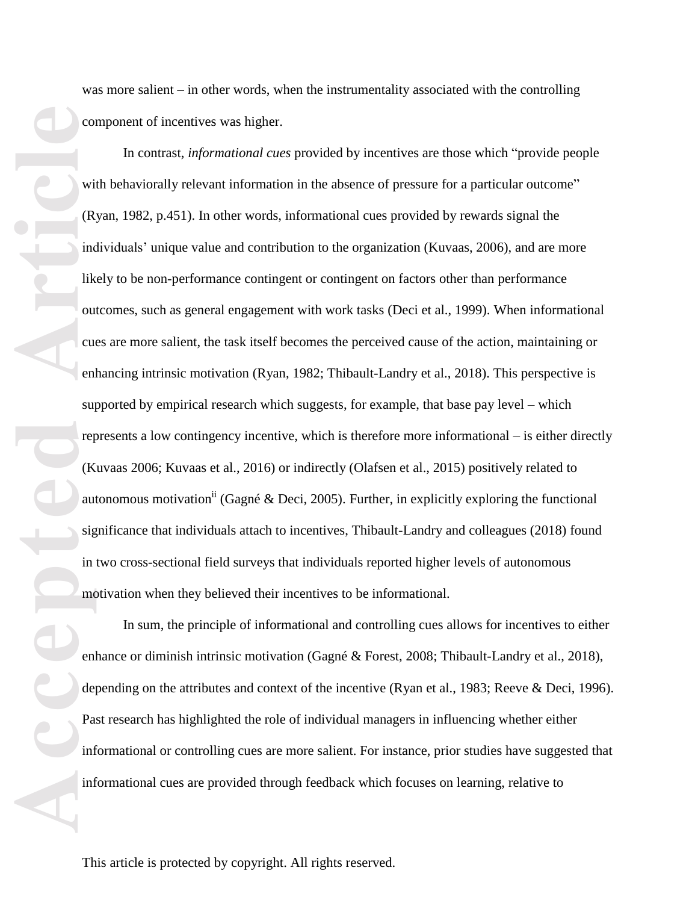was more salient – in other words, when the instrumentality associated with the controlling component of incentives was higher.

In contrast, *informational cues* provided by incentives are those which "provide people with behaviorally relevant information in the absence of pressure for a particular outcome" (Ryan, 1982, p.451). In other words, informational cues provided by rewards signal the individuals' unique value and contribution to the organization (Kuvaas, 2006), and are more likely to be non-performance contingent or contingent on factors other than performance outcomes, such as general engagement with work tasks (Deci et al., 1999). When informational cues are more salient, the task itself becomes the perceived cause of the action, maintaining or enhancing intrinsic motivation (Ryan, 1982; Thibault-Landry et al., 2018). This perspective is supported by empirical research which suggests, for example, that base pay level – which represents a low contingency incentive, which is therefore more informational – is either directly (Kuvaas 2006; Kuvaas et al., 2016) or indirectly (Olafsen et al., 2015) positively related to autonomous motivation[ii] (Gagné & Deci, 2005). Further, in explicitly exploring the functional significance that individuals attach to incentives, Thibault-Landry and colleagues (2018) found in two cross-sectional field surveys that individuals reported higher levels of autonomous motivation when they believed their incentives to be informational.

In sum, the principle of informational and controlling cues allows for incentives to either enhance or diminish intrinsic motivation (Gagné & Forest, 2008; Thibault-Landry et al., 2018), depending on the attributes and context of the incentive (Ryan et al., 1983; Reeve & Deci, 1996). Past research has highlighted the role of individual managers in influencing whether either informational or controlling cues are more salient. For instance, prior studies have suggested that informational cues are provided through feedback which focuses on learning, relative to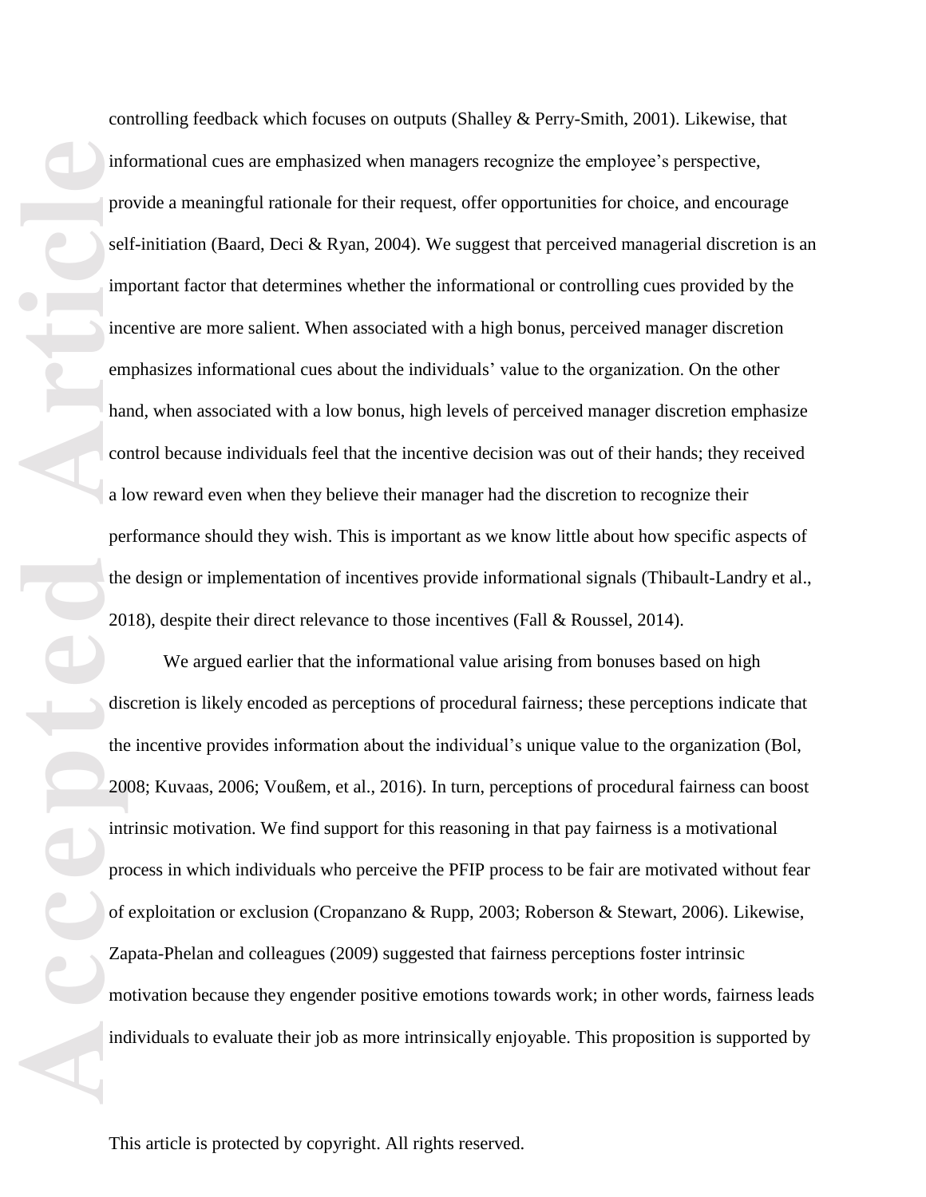controlling feedback which focuses on outputs (Shalley & Perry-Smith, 2001). Likewise, that informational cues are emphasized when managers recognize the employee's perspective, provide a meaningful rationale for their request, offer opportunities for choice, and encourage self-initiation (Baard, Deci & Ryan, 2004). We suggest that perceived managerial discretion is an important factor that determines whether the informational or controlling cues provided by the incentive are more salient. When associated with a high bonus, perceived manager discretion emphasizes informational cues about the individuals' value to the organization. On the other hand, when associated with a low bonus, high levels of perceived manager discretion emphasize control because individuals feel that the incentive decision was out of their hands; they received a low reward even when they believe their manager had the discretion to recognize their performance should they wish. This is important as we know little about how specific aspects of the design or implementation of incentives provide informational signals (Thibault-Landry et al., 2018), despite their direct relevance to those incentives (Fall & Roussel, 2014).

We argued earlier that the informational value arising from bonuses based on high discretion is likely encoded as perceptions of procedural fairness; these perceptions indicate that the incentive provides information about the individual's unique value to the organization (Bol, 2008; Kuvaas, 2006; Voußem, et al., 2016). In turn, perceptions of procedural fairness can boost intrinsic motivation. We find support for this reasoning in that pay fairness is a motivational process in which individuals who perceive the PFIP process to be fair are motivated without fear of exploitation or exclusion (Cropanzano & Rupp, 2003; Roberson & Stewart, 2006). Likewise, Zapata-Phelan and colleagues (2009) suggested that fairness perceptions foster intrinsic motivation because they engender positive emotions towards work; in other words, fairness leads individuals to evaluate their job as more intrinsically enjoyable. This proposition is supported by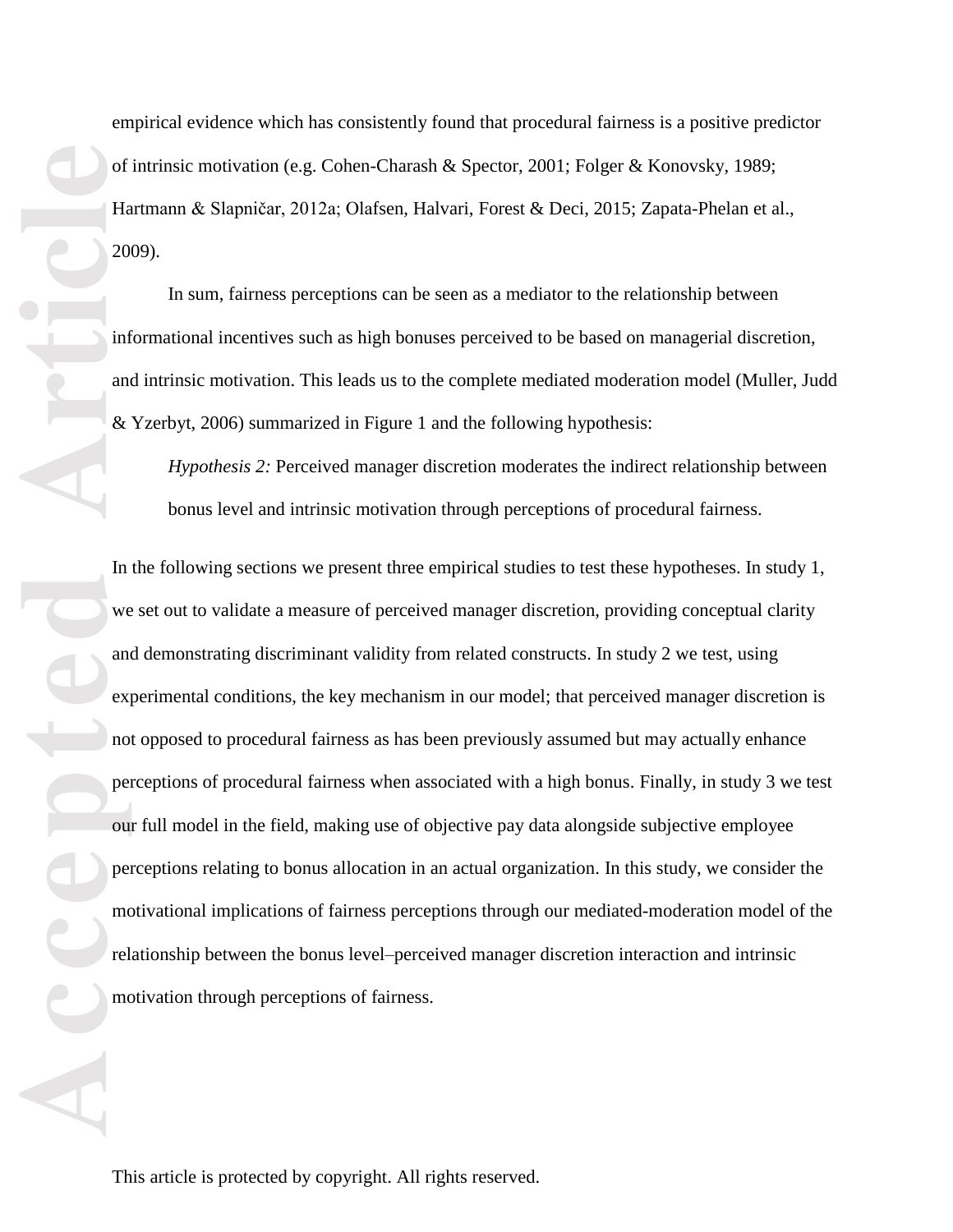empirical evidence which has consistently found that procedural fairness is a positive predictor of intrinsic motivation (e.g. Cohen-Charash & Spector, 2001; Folger & Konovsky, 1989; Hartmann & Slapničar, 2012a; Olafsen, Halvari, Forest & Deci, 2015; Zapata-Phelan et al., 2009).

In sum, fairness perceptions can be seen as a mediator to the relationship between informational incentives such as high bonuses perceived to be based on managerial discretion, and intrinsic motivation. This leads us to the complete mediated moderation model (Muller, Judd & Yzerbyt, 2006) summarized in Figure 1 and the following hypothesis:

*Hypothesis 2:* Perceived manager discretion moderates the indirect relationship between bonus level and intrinsic motivation through perceptions of procedural fairness.

In the following sections we present three empirical studies to test these hypotheses. In study 1, we set out to validate a measure of perceived manager discretion, providing conceptual clarity and demonstrating discriminant validity from related constructs. In study 2 we test, using experimental conditions, the key mechanism in our model; that perceived manager discretion is not opposed to procedural fairness as has been previously assumed but may actually enhance perceptions of procedural fairness when associated with a high bonus. Finally, in study 3 we test our full model in the field, making use of objective pay data alongside subjective employee perceptions relating to bonus allocation in an actual organization. In this study, we consider the motivational implications of fairness perceptions through our mediated-moderation model of the relationship between the bonus level–perceived manager discretion interaction and intrinsic motivation through perceptions of fairness.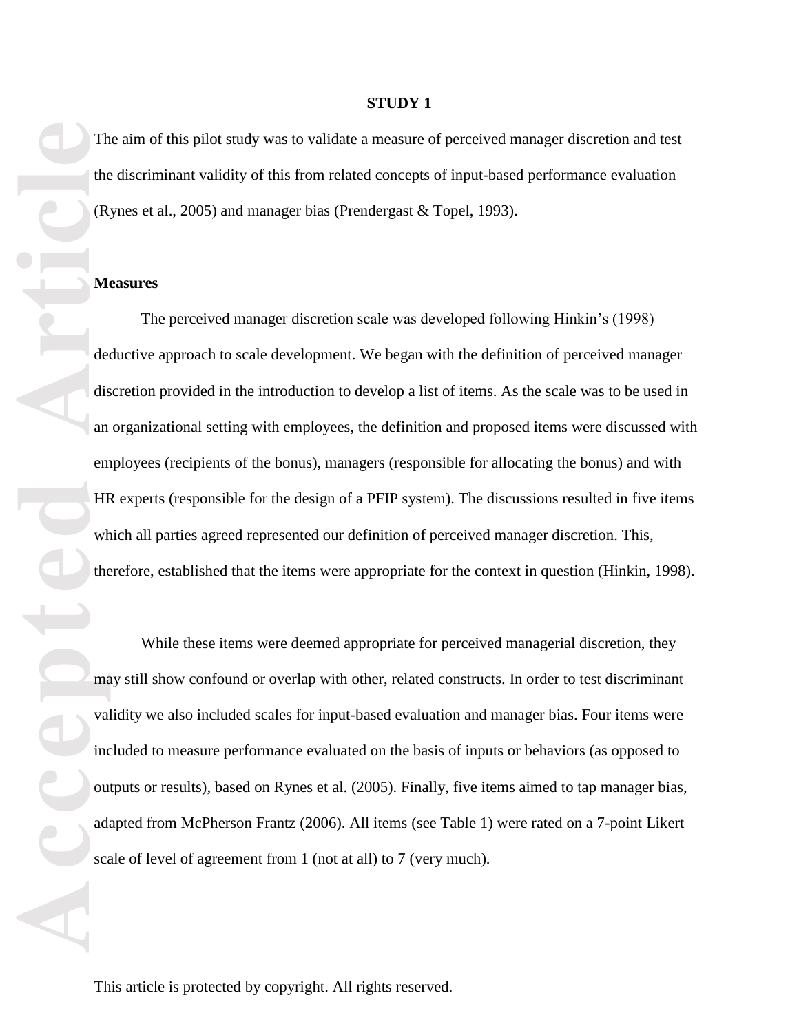## STUDY 1

The aim of this pilot study was to validate a measure of perceived manager discretion and test the discriminant validity of this from related concepts of input-based performance evaluation (Rynes et al., 2005) and manager bias (Prendergast & Topel, 1993).

### Measures

The perceived manager discretion scale was developed following Hinkin's (1998) deductive approach to scale development. We began with the definition of perceived manager discretion provided in the introduction to develop a list of items. As the scale was to be used in an organizational setting with employees, the definition and proposed items were discussed with employees (recipients of the bonus), managers (responsible for allocating the bonus) and with HR experts (responsible for the design of a PFIP system). The discussions resulted in five items which all parties agreed represented our definition of perceived manager discretion. This, therefore, established that the items were appropriate for the context in question (Hinkin, 1998).

While these items were deemed appropriate for perceived managerial discretion, they may still show confound or overlap with other, related constructs. In order to test discriminant validity we also included scales for input-based evaluation and manager bias. Four items were included to measure performance evaluated on the basis of inputs or behaviors (as opposed to outputs or results), based on Rynes et al. (2005). Finally, five items aimed to tap manager bias, adapted from McPherson Frantz (2006). All items (see Table 1) were rated on a 7-point Likert scale of level of agreement from 1 (not at all) to 7 (very much).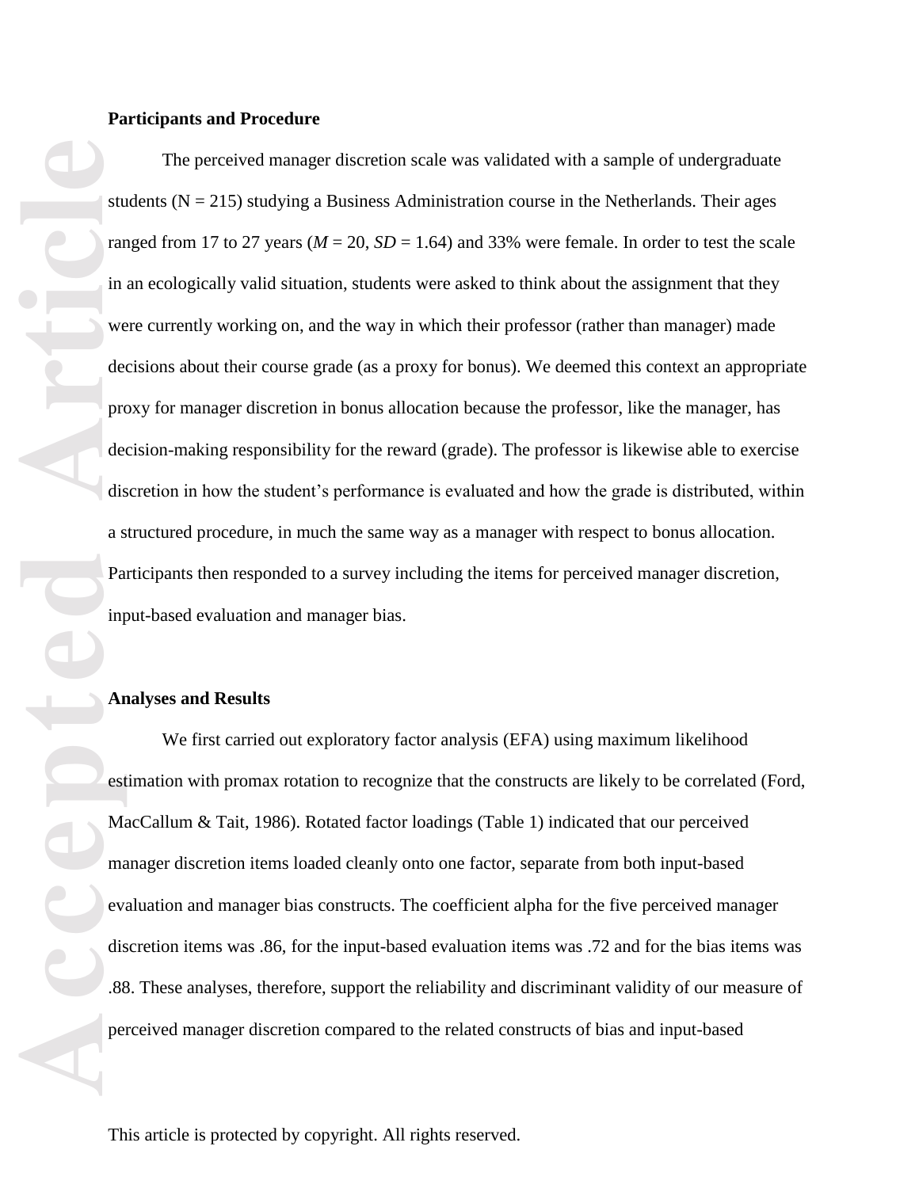**Participants and Procedure**

The perceived manager discretion scale was validated with a sample of undergraduate students (N = 215) studying a Business Administration course in the Netherlands. Their ages ranged from 17 to 27 years (*M* = 20, *SD* = 1.64) and 33% were female. In order to test the scale in an ecologically valid situation, students were asked to think about the assignment that they were currently working on, and the way in which their professor (rather than manager) made decisions about their course grade (as a proxy for bonus). We deemed this context an appropriate proxy for manager discretion in bonus allocation because the professor, like the manager, has decision-making responsibility for the reward (grade). The professor is likewise able to exercise discretion in how the student's performance is evaluated and how the grade is distributed, within a structured procedure, in much the same way as a manager with respect to bonus allocation. Participants then responded to a survey including the items for perceived manager discretion, input-based evaluation and manager bias.

**Analyses and Results**

We first carried out exploratory factor analysis (EFA) using maximum likelihood estimation with promax rotation to recognize that the constructs are likely to be correlated (Ford, MacCallum & Tait, 1986). Rotated factor loadings (Table 1) indicated that our perceived manager discretion items loaded cleanly onto one factor, separate from both input-based evaluation and manager bias constructs. The coefficient alpha for the five perceived manager discretion items was .86, for the input-based evaluation items was .72 and for the bias items was .88. These analyses, therefore, support the reliability and discriminant validity of our measure of perceived manager discretion compared to the related constructs of bias and input-based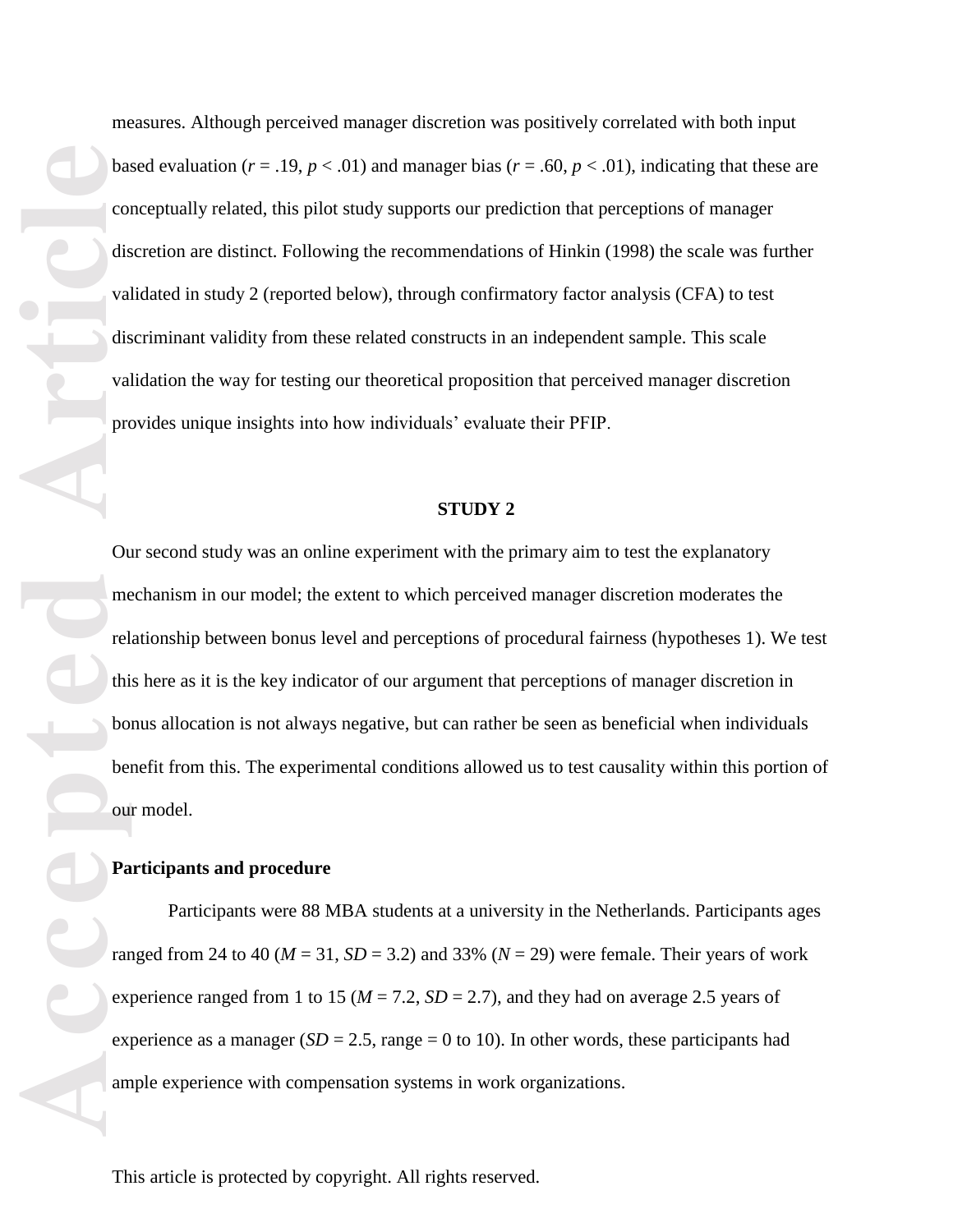measures. Although perceived manager discretion was positively correlated with both input based evaluation ($r = .19$, $p < .01$) and manager bias ($r = .60$, $p < .01$), indicating that these are conceptually related, this pilot study supports our prediction that perceptions of manager discretion are distinct. Following the recommendations of Hinkin (1998) the scale was further validated in study 2 (reported below), through confirmatory factor analysis (CFA) to test discriminant validity from these related constructs in an independent sample. This scale validation the way for testing our theoretical proposition that perceived manager discretion provides unique insights into how individuals' evaluate their PFIP.

## STUDY 2

Our second study was an online experiment with the primary aim to test the explanatory mechanism in our model; the extent to which perceived manager discretion moderates the relationship between bonus level and perceptions of procedural fairness (hypotheses 1). We test this here as it is the key indicator of our argument that perceptions of manager discretion in bonus allocation is not always negative, but can rather be seen as beneficial when individuals benefit from this. The experimental conditions allowed us to test causality within this portion of our model.

### Participants and procedure

Participants were 88 MBA students at a university in the Netherlands. Participants ages ranged from 24 to 40 ($M = 31$, $SD = 3.2$) and 33% ($N = 29$) were female. Their years of work experience ranged from 1 to 15 ($M = 7.2$, $SD = 2.7$), and they had on average 2.5 years of experience as a manager ($SD = 2.5$, range = 0 to 10). In other words, these participants had ample experience with compensation systems in work organizations.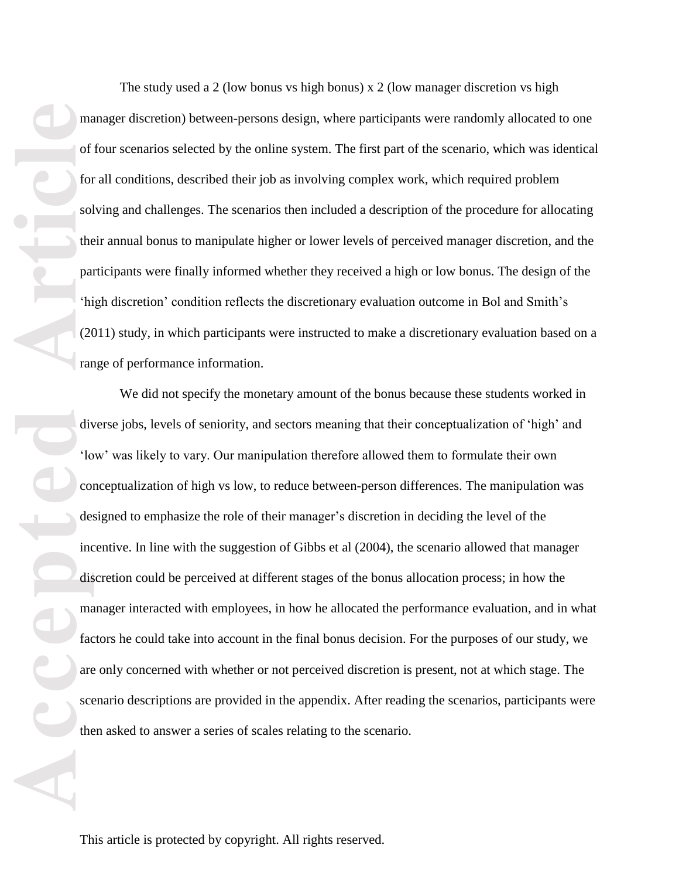The study used a 2 (low bonus vs high bonus) x 2 (low manager discretion vs high manager discretion) between-persons design, where participants were randomly allocated to one of four scenarios selected by the online system. The first part of the scenario, which was identical for all conditions, described their job as involving complex work, which required problem solving and challenges. The scenarios then included a description of the procedure for allocating their annual bonus to manipulate higher or lower levels of perceived manager discretion, and the participants were finally informed whether they received a high or low bonus. The design of the 'high discretion' condition reflects the discretionary evaluation outcome in Bol and Smith's (2011) study, in which participants were instructed to make a discretionary evaluation based on a range of performance information.

We did not specify the monetary amount of the bonus because these students worked in diverse jobs, levels of seniority, and sectors meaning that their conceptualization of 'high' and 'low' was likely to vary. Our manipulation therefore allowed them to formulate their own conceptualization of high vs low, to reduce between-person differences. The manipulation was designed to emphasize the role of their manager's discretion in deciding the level of the incentive. In line with the suggestion of Gibbs et al (2004), the scenario allowed that manager discretion could be perceived at different stages of the bonus allocation process; in how the manager interacted with employees, in how he allocated the performance evaluation, and in what factors he could take into account in the final bonus decision. For the purposes of our study, we are only concerned with whether or not perceived discretion is present, not at which stage. The scenario descriptions are provided in the appendix. After reading the scenarios, participants were then asked to answer a series of scales relating to the scenario.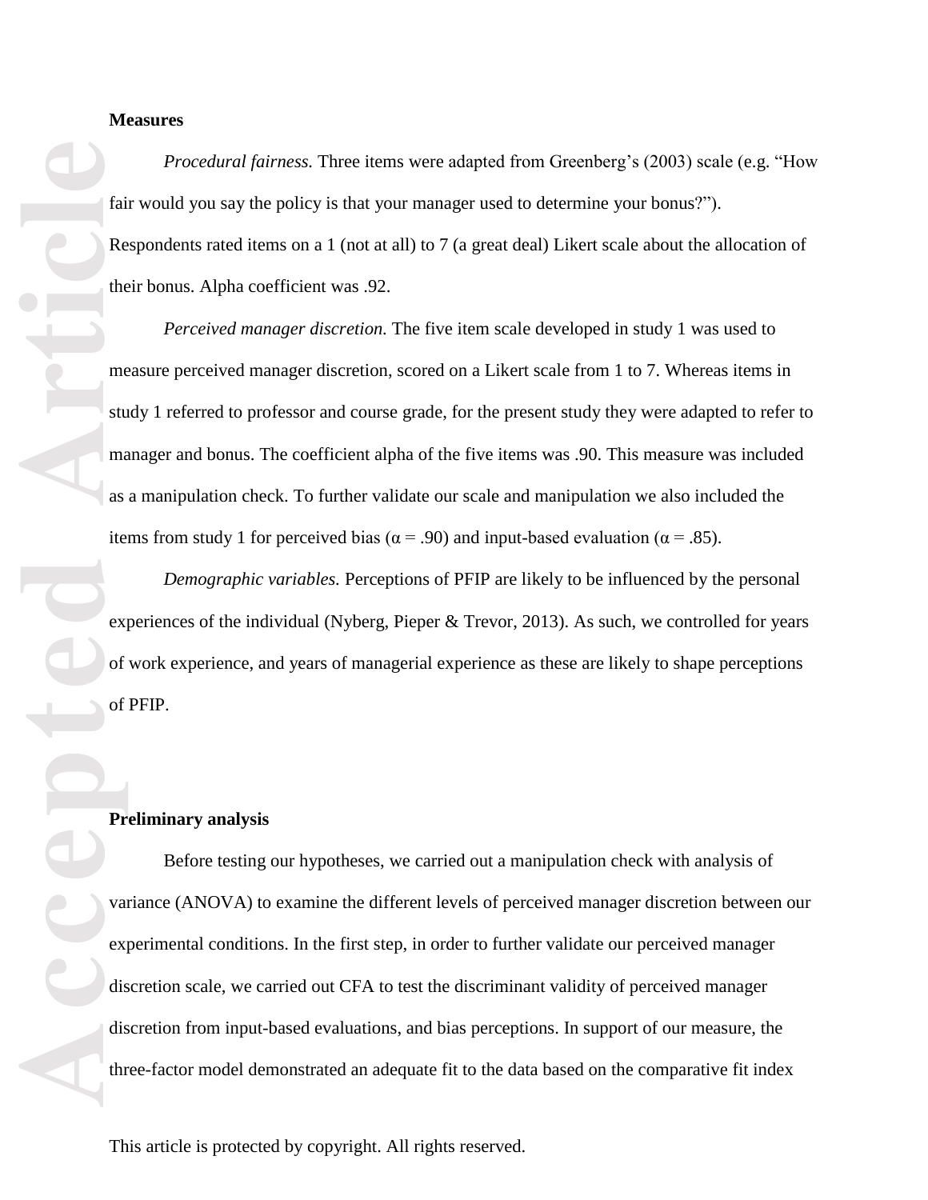**Measures**

*Procedural fairness.* Three items were adapted from Greenberg's (2003) scale (e.g. "How fair would you say the policy is that your manager used to determine your bonus?"). Respondents rated items on a 1 (not at all) to 7 (a great deal) Likert scale about the allocation of their bonus. Alpha coefficient was .92.

*Perceived manager discretion.* The five item scale developed in study 1 was used to measure perceived manager discretion, scored on a Likert scale from 1 to 7. Whereas items in study 1 referred to professor and course grade, for the present study they were adapted to refer to manager and bonus. The coefficient alpha of the five items was .90. This measure was included as a manipulation check. To further validate our scale and manipulation we also included the items from study 1 for perceived bias ($\alpha = .90$) and input-based evaluation ($\alpha = .85$).

*Demographic variables.* Perceptions of PFIP are likely to be influenced by the personal experiences of the individual (Nyberg, Pieper & Trevor, 2013). As such, we controlled for years of work experience, and years of managerial experience as these are likely to shape perceptions of PFIP.

**Preliminary analysis**

Before testing our hypotheses, we carried out a manipulation check with analysis of variance (ANOVA) to examine the different levels of perceived manager discretion between our experimental conditions. In the first step, in order to further validate our perceived manager discretion scale, we carried out CFA to test the discriminant validity of perceived manager discretion from input-based evaluations, and bias perceptions. In support of our measure, the three-factor model demonstrated an adequate fit to the data based on the comparative fit index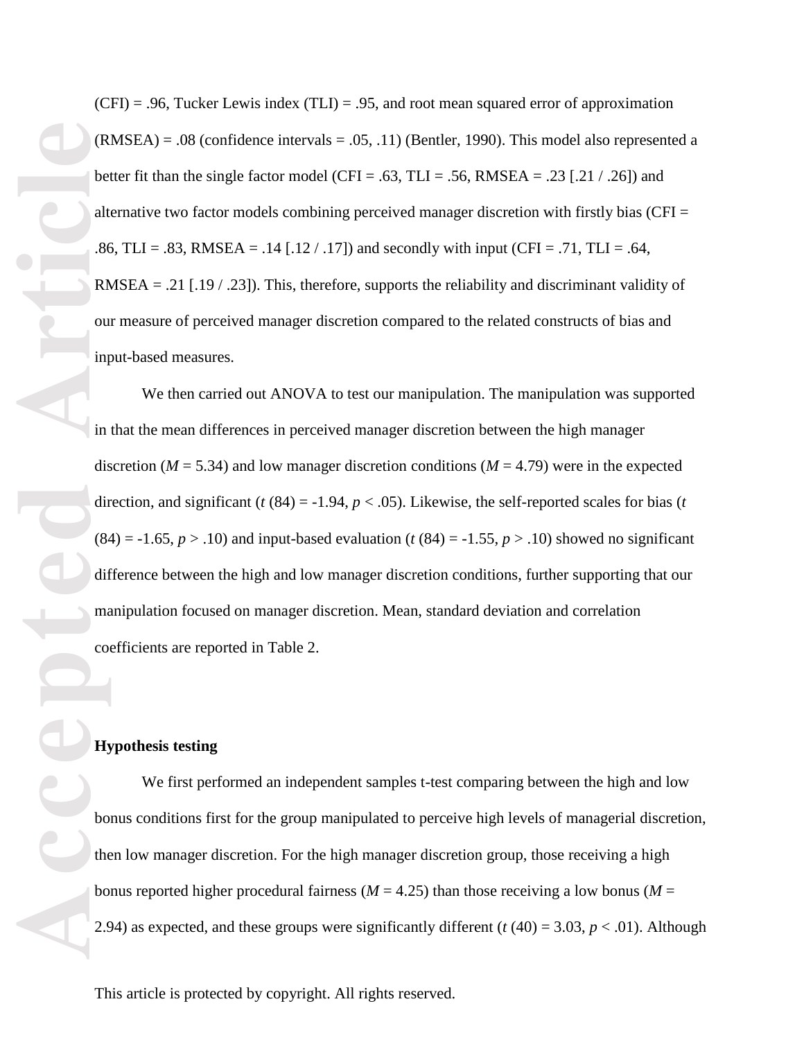(CFI) = .96, Tucker Lewis index (TLI) = .95, and root mean squared error of approximation (RMSEA) = .08 (confidence intervals = .05, .11) (Bentler, 1990). This model also represented a better fit than the single factor model (CFI = .63, TLI = .56, RMSEA = .23 [.21 / .26]) and alternative two factor models combining perceived manager discretion with firstly bias (CFI = .86, TLI = .83, RMSEA = .14 [.12 / .17]) and secondly with input (CFI = .71, TLI = .64, RMSEA = .21 [.19 / .23]). This, therefore, supports the reliability and discriminant validity of our measure of perceived manager discretion compared to the related constructs of bias and input-based measures.

We then carried out ANOVA to test our manipulation. The manipulation was supported in that the mean differences in perceived manager discretion between the high manager discretion ($M = 5.34$) and low manager discretion conditions ($M = 4.79$) were in the expected direction, and significant ($t\ (84) = -1.94$, $p < .05$). Likewise, the self-reported scales for bias ($t\ (84) = -1.65$, $p > .10$) and input-based evaluation ($t\ (84) = -1.55$, $p > .10$) showed no significant difference between the high and low manager discretion conditions, further supporting that our manipulation focused on manager discretion. Mean, standard deviation and correlation coefficients are reported in Table 2.

**Hypothesis testing**

We first performed an independent samples t-test comparing between the high and low bonus conditions first for the group manipulated to perceive high levels of managerial discretion, then low manager discretion. For the high manager discretion group, those receiving a high bonus reported higher procedural fairness ($M = 4.25$) than those receiving a low bonus ($M = 2.94$) as expected, and these groups were significantly different ($t\ (40) = 3.03$, $p < .01$). Although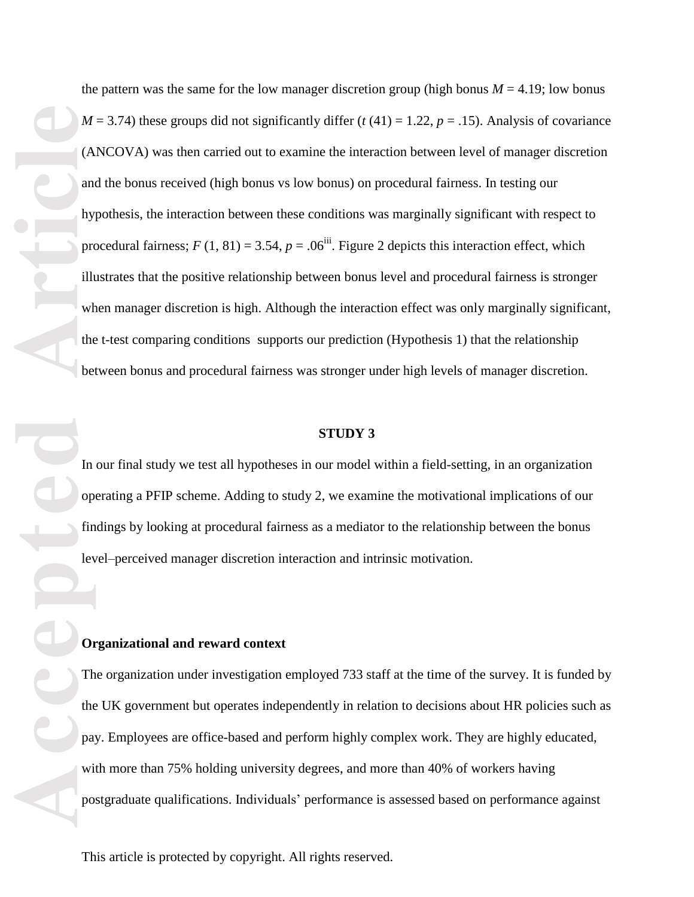the pattern was the same for the low manager discretion group (high bonus $M = 4.19$; low bonus $M = 3.74$) these groups did not significantly differ ($t$ (41) = 1.22, $p = .15$). Analysis of covariance (ANCOVA) was then carried out to examine the interaction between level of manager discretion and the bonus received (high bonus vs low bonus) on procedural fairness. In testing our hypothesis, the interaction between these conditions was marginally significant with respect to procedural fairness; $F$ (1, 81) = 3.54, $p = .06$[iii]. Figure 2 depicts this interaction effect, which illustrates that the positive relationship between bonus level and procedural fairness is stronger when manager discretion is high. Although the interaction effect was only marginally significant, the t-test comparing conditions supports our prediction (Hypothesis 1) that the relationship between bonus and procedural fairness was stronger under high levels of manager discretion.

## STUDY 3

In our final study we test all hypotheses in our model within a field-setting, in an organization operating a PFIP scheme. Adding to study 2, we examine the motivational implications of our findings by looking at procedural fairness as a mediator to the relationship between the bonus level–perceived manager discretion interaction and intrinsic motivation.

### Organizational and reward context

The organization under investigation employed 733 staff at the time of the survey. It is funded by the UK government but operates independently in relation to decisions about HR policies such as pay. Employees are office-based and perform highly complex work. They are highly educated, with more than 75% holding university degrees, and more than 40% of workers having postgraduate qualifications. Individuals' performance is assessed based on performance against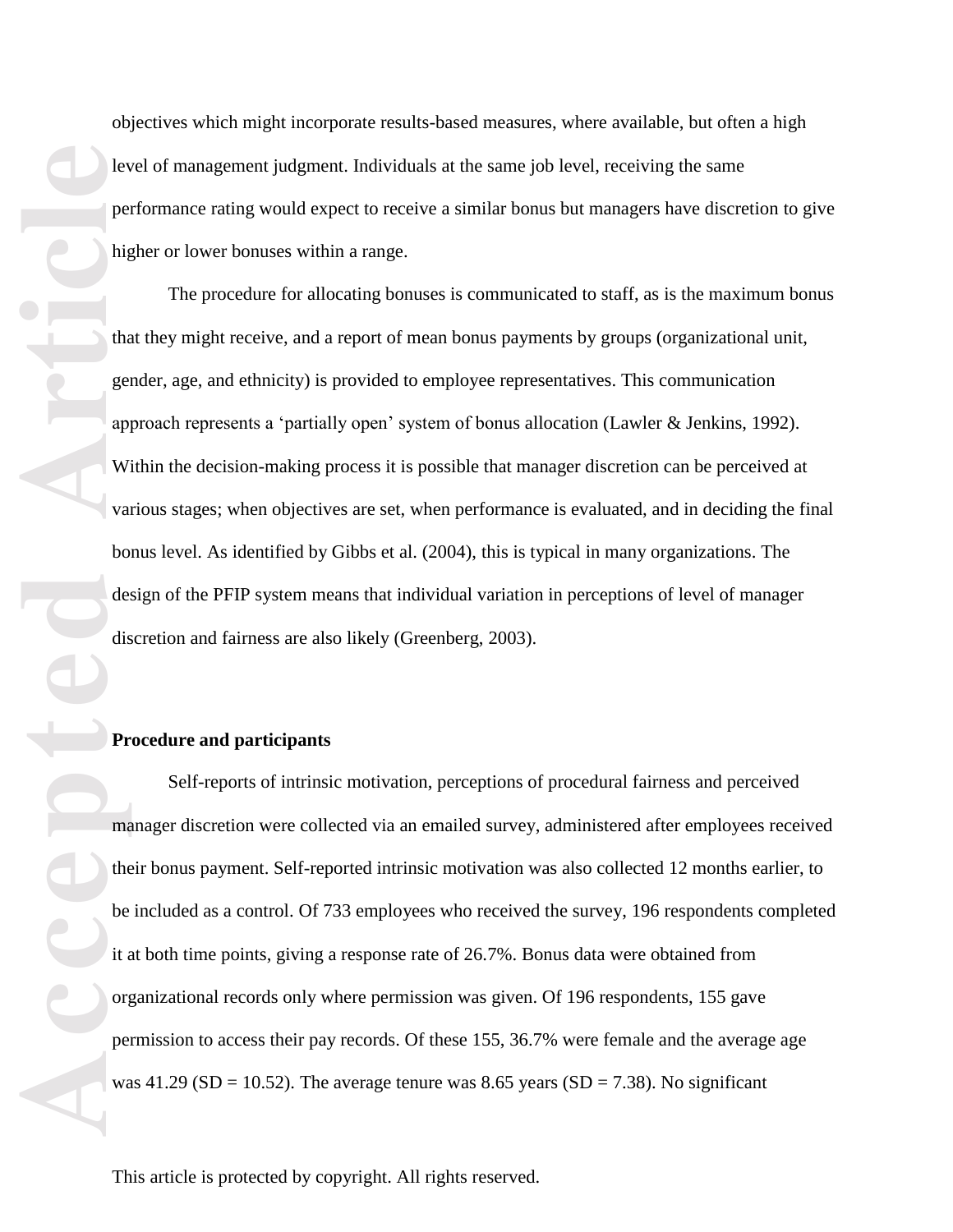objectives which might incorporate results-based measures, where available, but often a high level of management judgment. Individuals at the same job level, receiving the same performance rating would expect to receive a similar bonus but managers have discretion to give higher or lower bonuses within a range.

The procedure for allocating bonuses is communicated to staff, as is the maximum bonus that they might receive, and a report of mean bonus payments by groups (organizational unit, gender, age, and ethnicity) is provided to employee representatives. This communication approach represents a 'partially open' system of bonus allocation (Lawler & Jenkins, 1992). Within the decision-making process it is possible that manager discretion can be perceived at various stages; when objectives are set, when performance is evaluated, and in deciding the final bonus level. As identified by Gibbs et al. (2004), this is typical in many organizations. The design of the PFIP system means that individual variation in perceptions of level of manager discretion and fairness are also likely (Greenberg, 2003).

**Procedure and participants**

Self-reports of intrinsic motivation, perceptions of procedural fairness and perceived manager discretion were collected via an emailed survey, administered after employees received their bonus payment. Self-reported intrinsic motivation was also collected 12 months earlier, to be included as a control. Of 733 employees who received the survey, 196 respondents completed it at both time points, giving a response rate of 26.7%. Bonus data were obtained from organizational records only where permission was given. Of 196 respondents, 155 gave permission to access their pay records. Of these 155, 36.7% were female and the average age was 41.29 (SD = 10.52). The average tenure was 8.65 years (SD = 7.38). No significant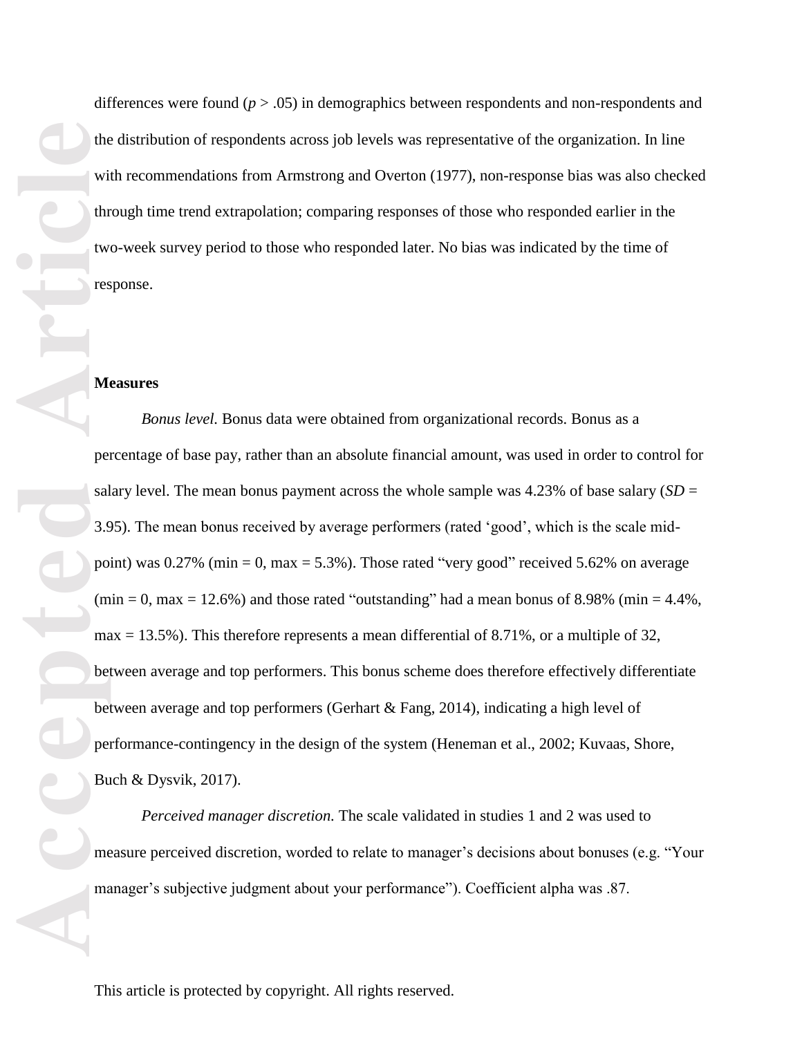differences were found ($p > .05$) in demographics between respondents and non-respondents and the distribution of respondents across job levels was representative of the organization. In line with recommendations from Armstrong and Overton (1977), non-response bias was also checked through time trend extrapolation; comparing responses of those who responded earlier in the two-week survey period to those who responded later. No bias was indicated by the time of response.

## Measures

*Bonus level.* Bonus data were obtained from organizational records. Bonus as a percentage of base pay, rather than an absolute financial amount, was used in order to control for salary level. The mean bonus payment across the whole sample was 4.23% of base salary ($SD$ = 3.95). The mean bonus received by average performers (rated 'good', which is the scale mid-point) was 0.27% (min = 0, max = 5.3%). Those rated "very good" received 5.62% on average (min = 0, max = 12.6%) and those rated "outstanding" had a mean bonus of 8.98% (min = 4.4%, max = 13.5%). This therefore represents a mean differential of 8.71%, or a multiple of 32, between average and top performers. This bonus scheme does therefore effectively differentiate between average and top performers (Gerhart & Fang, 2014), indicating a high level of performance-contingency in the design of the system (Heneman et al., 2002; Kuvaas, Shore, Buch & Dysvik, 2017).

*Perceived manager discretion.* The scale validated in studies 1 and 2 was used to measure perceived discretion, worded to relate to manager's decisions about bonuses (e.g. "Your manager's subjective judgment about your performance"). Coefficient alpha was .87.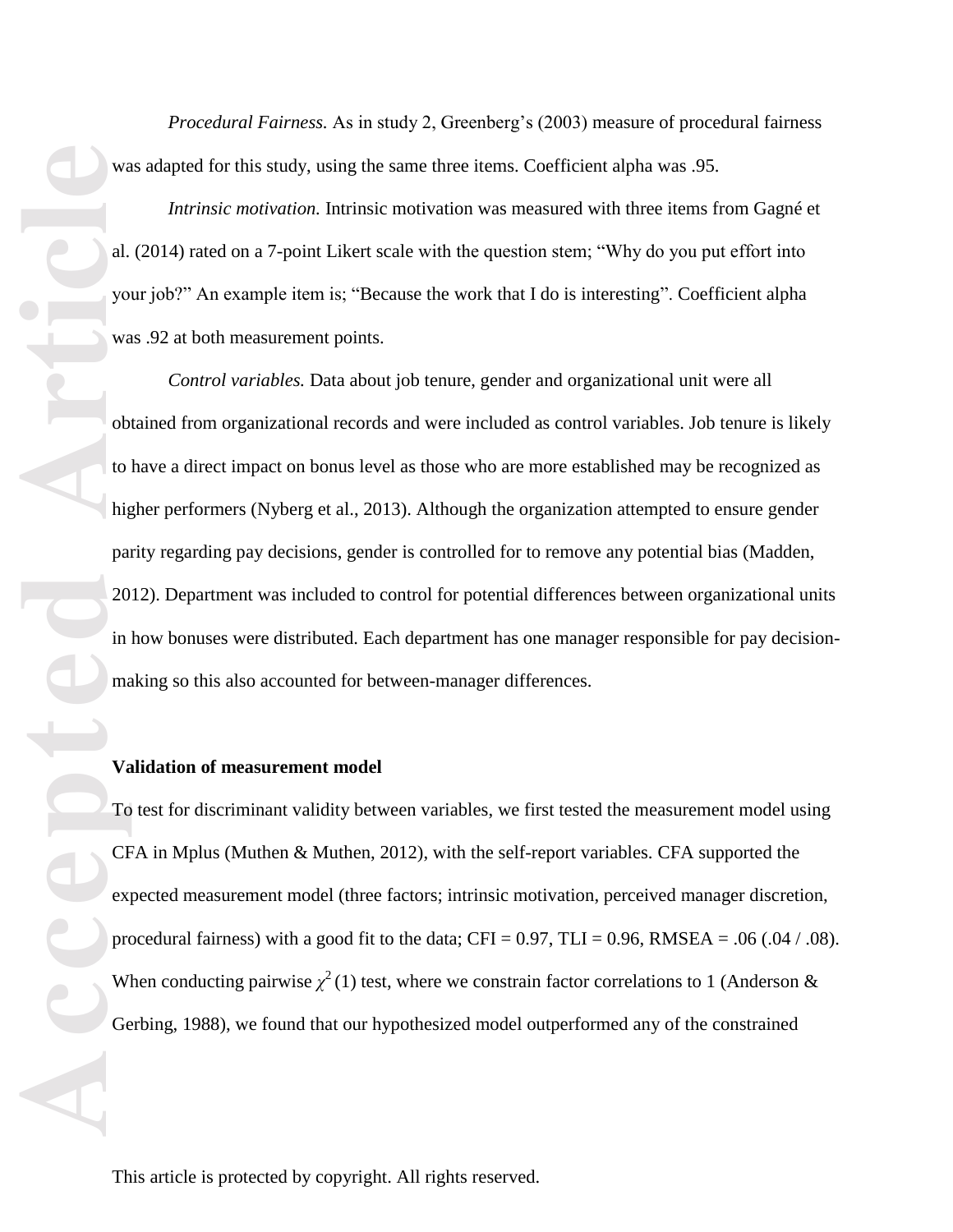*Procedural Fairness.* As in study 2, Greenberg's (2003) measure of procedural fairness was adapted for this study, using the same three items. Coefficient alpha was .95.

*Intrinsic motivation.* Intrinsic motivation was measured with three items from Gagné et al. (2014) rated on a 7-point Likert scale with the question stem; "Why do you put effort into your job?" An example item is; "Because the work that I do is interesting". Coefficient alpha was .92 at both measurement points.

*Control variables.* Data about job tenure, gender and organizational unit were all obtained from organizational records and were included as control variables. Job tenure is likely to have a direct impact on bonus level as those who are more established may be recognized as higher performers (Nyberg et al., 2013). Although the organization attempted to ensure gender parity regarding pay decisions, gender is controlled for to remove any potential bias (Madden, 2012). Department was included to control for potential differences between organizational units in how bonuses were distributed. Each department has one manager responsible for pay decision-making so this also accounted for between-manager differences.

**Validation of measurement model**

To test for discriminant validity between variables, we first tested the measurement model using CFA in Mplus (Muthen & Muthen, 2012), with the self-report variables. CFA supported the expected measurement model (three factors; intrinsic motivation, perceived manager discretion, procedural fairness) with a good fit to the data; CFI = 0.97, TLI = 0.96, RMSEA = .06 (.04 / .08). When conducting pairwise $\chi^2$ (1) test, where we constrain factor correlations to 1 (Anderson & Gerbing, 1988), we found that our hypothesized model outperformed any of the constrained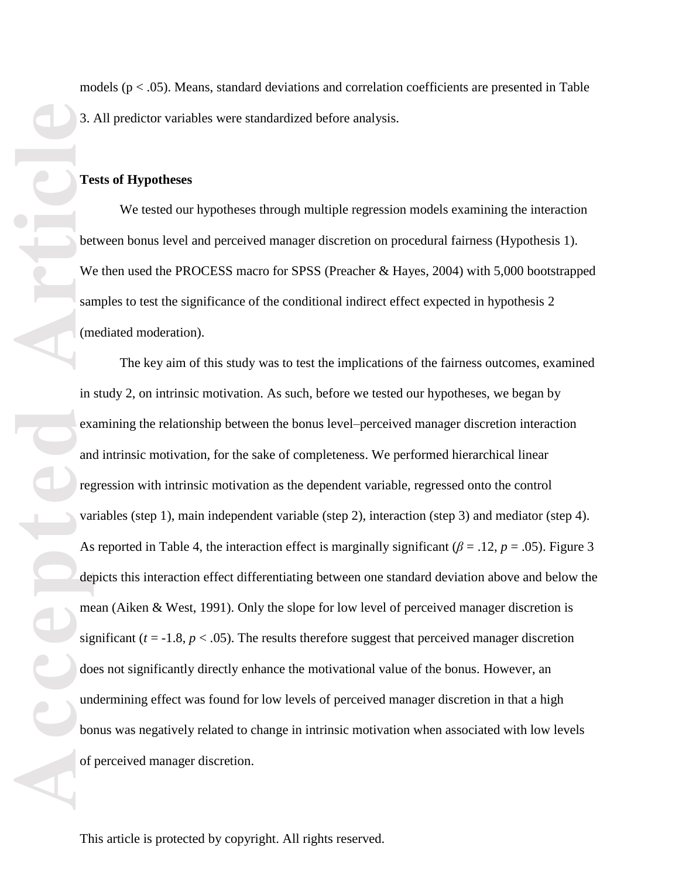models ($p < .05$). Means, standard deviations and correlation coefficients are presented in Table 3. All predictor variables were standardized before analysis.

**Tests of Hypotheses**

We tested our hypotheses through multiple regression models examining the interaction between bonus level and perceived manager discretion on procedural fairness (Hypothesis 1). We then used the PROCESS macro for SPSS (Preacher & Hayes, 2004) with 5,000 bootstrapped samples to test the significance of the conditional indirect effect expected in hypothesis 2 (mediated moderation).

The key aim of this study was to test the implications of the fairness outcomes, examined in study 2, on intrinsic motivation. As such, before we tested our hypotheses, we began by examining the relationship between the bonus level–perceived manager discretion interaction and intrinsic motivation, for the sake of completeness. We performed hierarchical linear regression with intrinsic motivation as the dependent variable, regressed onto the control variables (step 1), main independent variable (step 2), interaction (step 3) and mediator (step 4). As reported in Table 4, the interaction effect is marginally significant ($\beta = .12$, $p = .05$). Figure 3 depicts this interaction effect differentiating between one standard deviation above and below the mean (Aiken & West, 1991). Only the slope for low level of perceived manager discretion is significant ($t = -1.8$, $p < .05$). The results therefore suggest that perceived manager discretion does not significantly directly enhance the motivational value of the bonus. However, an undermining effect was found for low levels of perceived manager discretion in that a high bonus was negatively related to change in intrinsic motivation when associated with low levels of perceived manager discretion.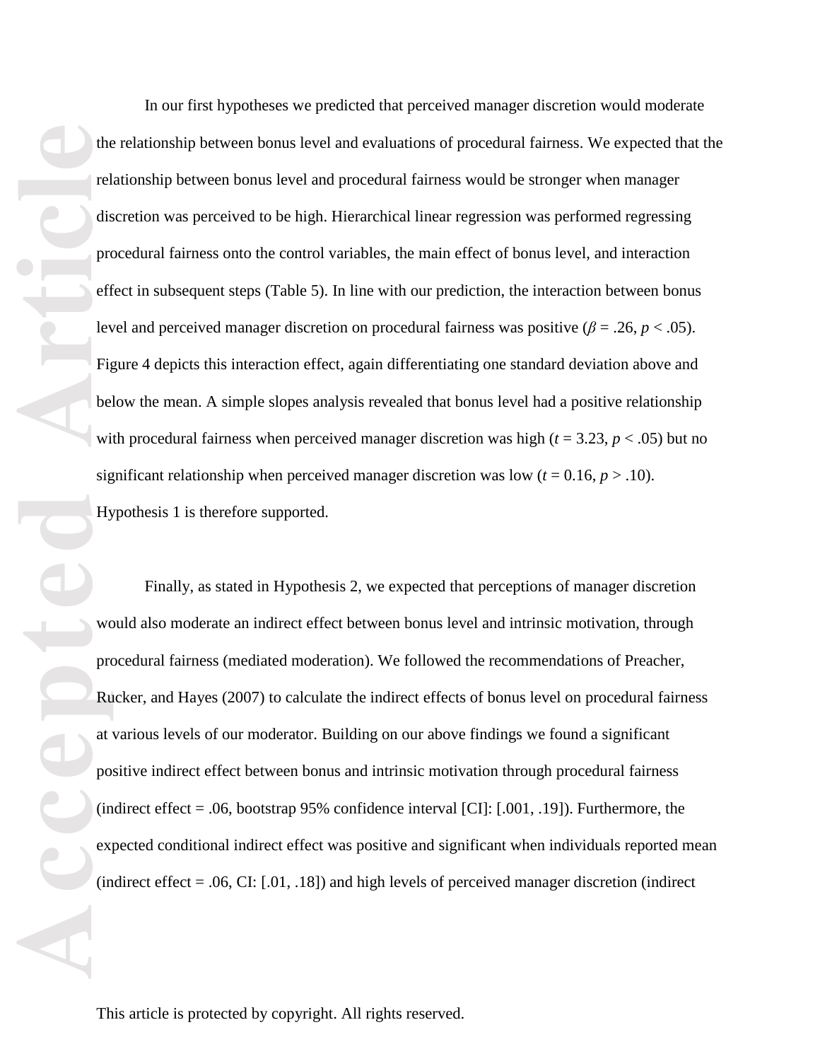In our first hypotheses we predicted that perceived manager discretion would moderate the relationship between bonus level and evaluations of procedural fairness. We expected that the relationship between bonus level and procedural fairness would be stronger when manager discretion was perceived to be high. Hierarchical linear regression was performed regressing procedural fairness onto the control variables, the main effect of bonus level, and interaction effect in subsequent steps (Table 5). In line with our prediction, the interaction between bonus level and perceived manager discretion on procedural fairness was positive ($\beta = .26$, $p < .05$). Figure 4 depicts this interaction effect, again differentiating one standard deviation above and below the mean. A simple slopes analysis revealed that bonus level had a positive relationship with procedural fairness when perceived manager discretion was high ($t = 3.23$, $p < .05$) but no significant relationship when perceived manager discretion was low ($t = 0.16$, $p > .10$). Hypothesis 1 is therefore supported.

Finally, as stated in Hypothesis 2, we expected that perceptions of manager discretion would also moderate an indirect effect between bonus level and intrinsic motivation, through procedural fairness (mediated moderation). We followed the recommendations of Preacher, Rucker, and Hayes (2007) to calculate the indirect effects of bonus level on procedural fairness at various levels of our moderator. Building on our above findings we found a significant positive indirect effect between bonus and intrinsic motivation through procedural fairness (indirect effect = .06, bootstrap 95% confidence interval [CI]: [.001, .19]). Furthermore, the expected conditional indirect effect was positive and significant when individuals reported mean (indirect effect = .06, CI: [.01, .18]) and high levels of perceived manager discretion (indirect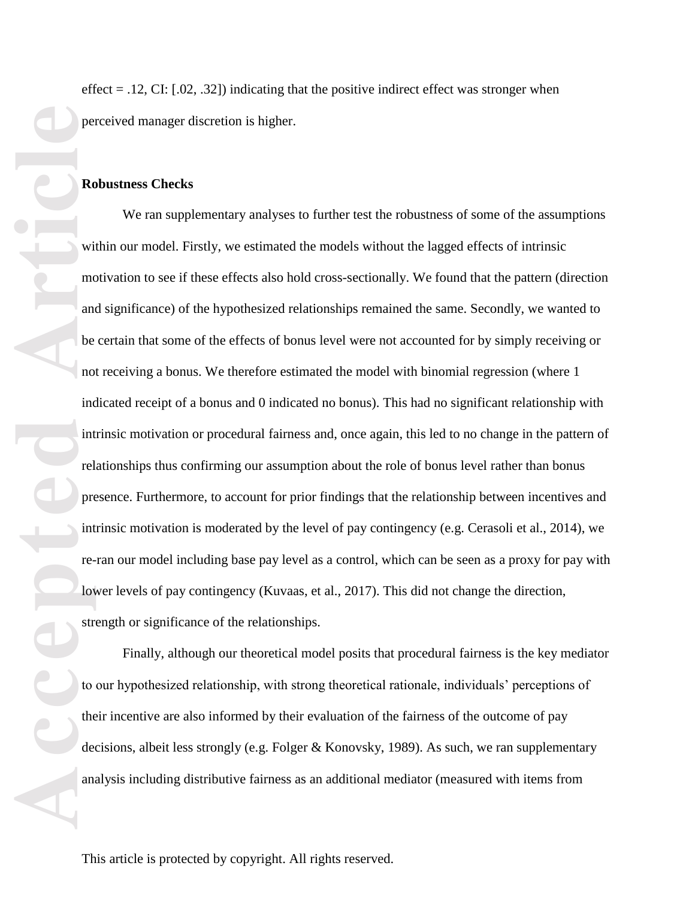effect = .12, CI: [.02, .32]) indicating that the positive indirect effect was stronger when perceived manager discretion is higher.

**Robustness Checks**

We ran supplementary analyses to further test the robustness of some of the assumptions within our model. Firstly, we estimated the models without the lagged effects of intrinsic motivation to see if these effects also hold cross-sectionally. We found that the pattern (direction and significance) of the hypothesized relationships remained the same. Secondly, we wanted to be certain that some of the effects of bonus level were not accounted for by simply receiving or not receiving a bonus. We therefore estimated the model with binomial regression (where 1 indicated receipt of a bonus and 0 indicated no bonus). This had no significant relationship with intrinsic motivation or procedural fairness and, once again, this led to no change in the pattern of relationships thus confirming our assumption about the role of bonus level rather than bonus presence. Furthermore, to account for prior findings that the relationship between incentives and intrinsic motivation is moderated by the level of pay contingency (e.g. Cerasoli et al., 2014), we re-ran our model including base pay level as a control, which can be seen as a proxy for pay with lower levels of pay contingency (Kuvaas, et al., 2017). This did not change the direction, strength or significance of the relationships.

Finally, although our theoretical model posits that procedural fairness is the key mediator to our hypothesized relationship, with strong theoretical rationale, individuals' perceptions of their incentive are also informed by their evaluation of the fairness of the outcome of pay decisions, albeit less strongly (e.g. Folger & Konovsky, 1989). As such, we ran supplementary analysis including distributive fairness as an additional mediator (measured with items from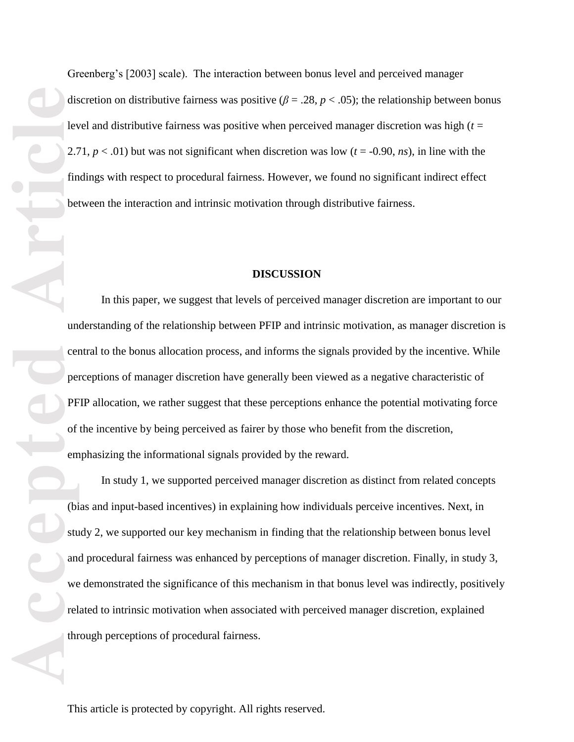Greenberg's [2003] scale). The interaction between bonus level and perceived manager discretion on distributive fairness was positive ($\beta = .28$, $p < .05$); the relationship between bonus level and distributive fairness was positive when perceived manager discretion was high ($t = 2.71$, $p < .01$) but was not significant when discretion was low ($t = -0.90$, *ns*), in line with the findings with respect to procedural fairness. However, we found no significant indirect effect between the interaction and intrinsic motivation through distributive fairness.

## DISCUSSION

In this paper, we suggest that levels of perceived manager discretion are important to our understanding of the relationship between PFIP and intrinsic motivation, as manager discretion is central to the bonus allocation process, and informs the signals provided by the incentive. While perceptions of manager discretion have generally been viewed as a negative characteristic of PFIP allocation, we rather suggest that these perceptions enhance the potential motivating force of the incentive by being perceived as fairer by those who benefit from the discretion, emphasizing the informational signals provided by the reward.

In study 1, we supported perceived manager discretion as distinct from related concepts (bias and input-based incentives) in explaining how individuals perceive incentives. Next, in study 2, we supported our key mechanism in finding that the relationship between bonus level and procedural fairness was enhanced by perceptions of manager discretion. Finally, in study 3, we demonstrated the significance of this mechanism in that bonus level was indirectly, positively related to intrinsic motivation when associated with perceived manager discretion, explained through perceptions of procedural fairness.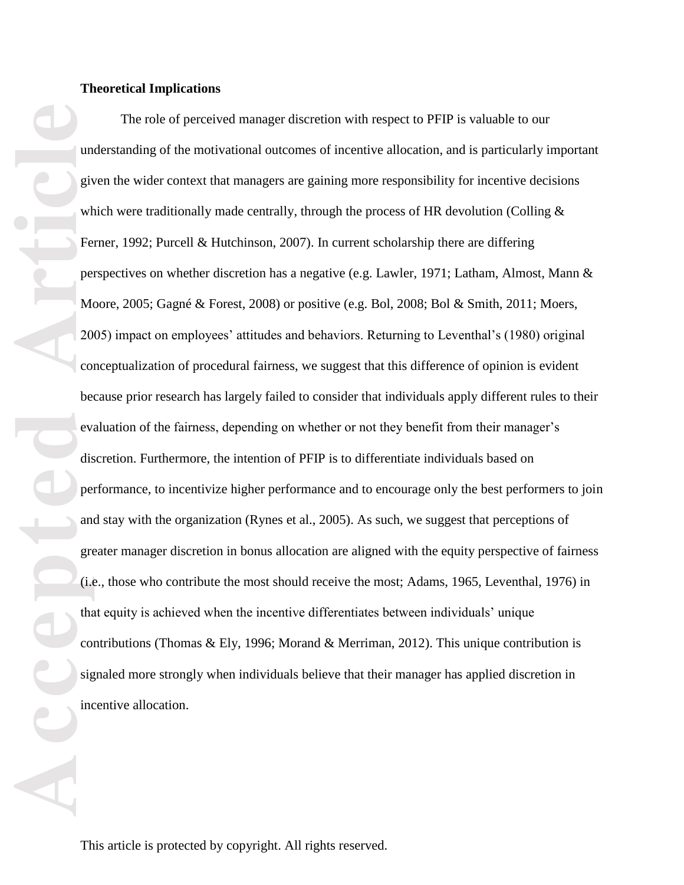**Theoretical Implications**

The role of perceived manager discretion with respect to PFIP is valuable to our understanding of the motivational outcomes of incentive allocation, and is particularly important given the wider context that managers are gaining more responsibility for incentive decisions which were traditionally made centrally, through the process of HR devolution (Colling & Ferner, 1992; Purcell & Hutchinson, 2007). In current scholarship there are differing perspectives on whether discretion has a negative (e.g. Lawler, 1971; Latham, Almost, Mann & Moore, 2005; Gagné & Forest, 2008) or positive (e.g. Bol, 2008; Bol & Smith, 2011; Moers, 2005) impact on employees' attitudes and behaviors. Returning to Leventhal's (1980) original conceptualization of procedural fairness, we suggest that this difference of opinion is evident because prior research has largely failed to consider that individuals apply different rules to their evaluation of the fairness, depending on whether or not they benefit from their manager's discretion. Furthermore, the intention of PFIP is to differentiate individuals based on performance, to incentivize higher performance and to encourage only the best performers to join and stay with the organization (Rynes et al., 2005). As such, we suggest that perceptions of greater manager discretion in bonus allocation are aligned with the equity perspective of fairness (i.e., those who contribute the most should receive the most; Adams, 1965, Leventhal, 1976) in that equity is achieved when the incentive differentiates between individuals' unique contributions (Thomas & Ely, 1996; Morand & Merriman, 2012). This unique contribution is signaled more strongly when individuals believe that their manager has applied discretion in incentive allocation.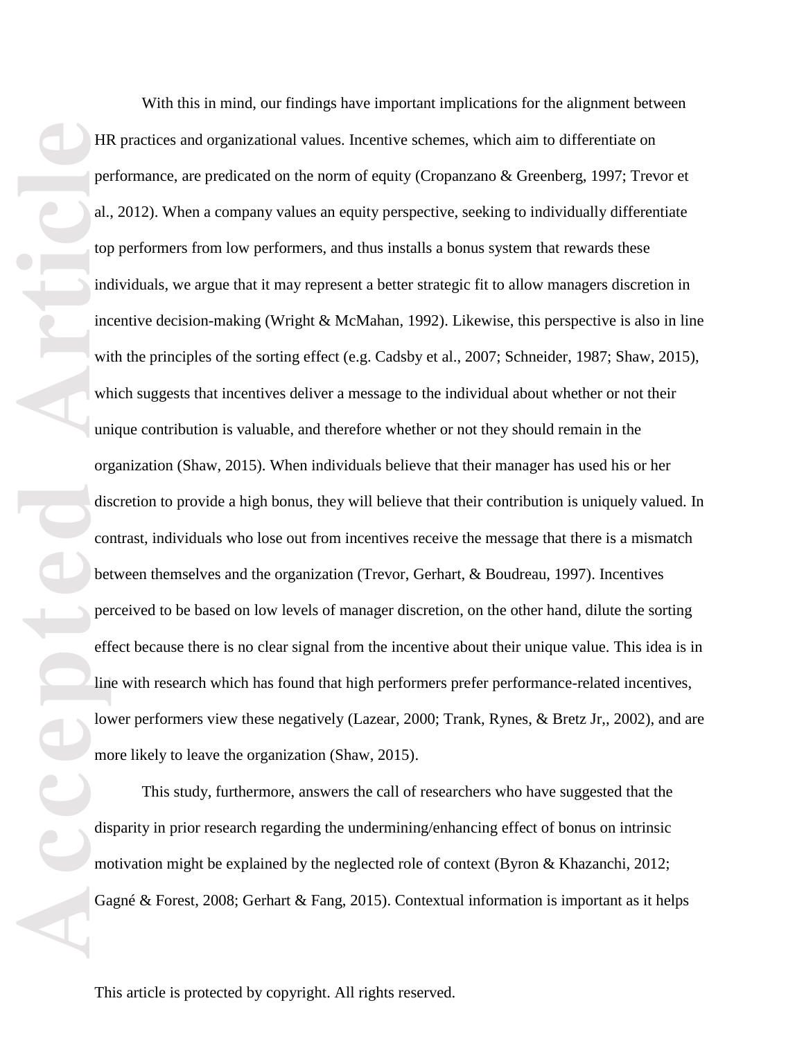With this in mind, our findings have important implications for the alignment between HR practices and organizational values. Incentive schemes, which aim to differentiate on performance, are predicated on the norm of equity (Cropanzano & Greenberg, 1997; Trevor et al., 2012). When a company values an equity perspective, seeking to individually differentiate top performers from low performers, and thus installs a bonus system that rewards these individuals, we argue that it may represent a better strategic fit to allow managers discretion in incentive decision-making (Wright & McMahan, 1992). Likewise, this perspective is also in line with the principles of the sorting effect (e.g. Cadsby et al., 2007; Schneider, 1987; Shaw, 2015), which suggests that incentives deliver a message to the individual about whether or not their unique contribution is valuable, and therefore whether or not they should remain in the organization (Shaw, 2015). When individuals believe that their manager has used his or her discretion to provide a high bonus, they will believe that their contribution is uniquely valued. In contrast, individuals who lose out from incentives receive the message that there is a mismatch between themselves and the organization (Trevor, Gerhart, & Boudreau, 1997). Incentives perceived to be based on low levels of manager discretion, on the other hand, dilute the sorting effect because there is no clear signal from the incentive about their unique value. This idea is in line with research which has found that high performers prefer performance-related incentives, lower performers view these negatively (Lazear, 2000; Trank, Rynes, & Bretz Jr,, 2002), and are more likely to leave the organization (Shaw, 2015).

This study, furthermore, answers the call of researchers who have suggested that the disparity in prior research regarding the undermining/enhancing effect of bonus on intrinsic motivation might be explained by the neglected role of context (Byron & Khazanchi, 2012; Gagné & Forest, 2008; Gerhart & Fang, 2015). Contextual information is important as it helps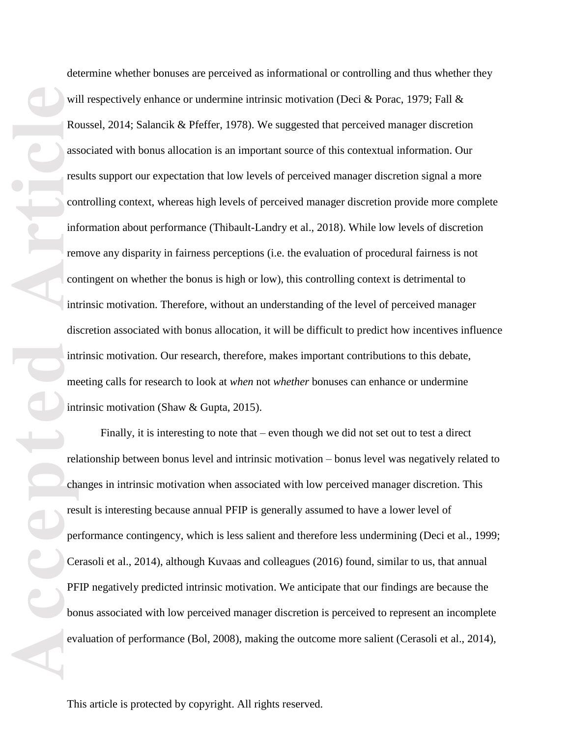determine whether bonuses are perceived as informational or controlling and thus whether they will respectively enhance or undermine intrinsic motivation (Deci & Porac, 1979; Fall & Roussel, 2014; Salancik & Pfeffer, 1978). We suggested that perceived manager discretion associated with bonus allocation is an important source of this contextual information. Our results support our expectation that low levels of perceived manager discretion signal a more controlling context, whereas high levels of perceived manager discretion provide more complete information about performance (Thibault-Landry et al., 2018). While low levels of discretion remove any disparity in fairness perceptions (i.e. the evaluation of procedural fairness is not contingent on whether the bonus is high or low), this controlling context is detrimental to intrinsic motivation. Therefore, without an understanding of the level of perceived manager discretion associated with bonus allocation, it will be difficult to predict how incentives influence intrinsic motivation. Our research, therefore, makes important contributions to this debate, meeting calls for research to look at *when* not *whether* bonuses can enhance or undermine intrinsic motivation (Shaw & Gupta, 2015).

Finally, it is interesting to note that – even though we did not set out to test a direct relationship between bonus level and intrinsic motivation – bonus level was negatively related to changes in intrinsic motivation when associated with low perceived manager discretion. This result is interesting because annual PFIP is generally assumed to have a lower level of performance contingency, which is less salient and therefore less undermining (Deci et al., 1999; Cerasoli et al., 2014), although Kuvaas and colleagues (2016) found, similar to us, that annual PFIP negatively predicted intrinsic motivation. We anticipate that our findings are because the bonus associated with low perceived manager discretion is perceived to represent an incomplete evaluation of performance (Bol, 2008), making the outcome more salient (Cerasoli et al., 2014),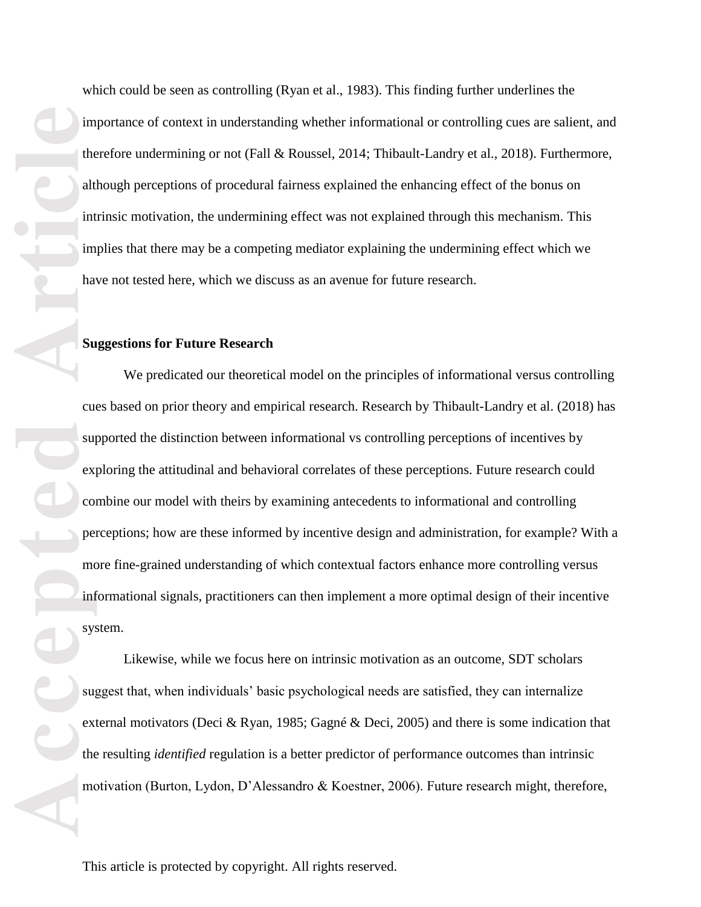which could be seen as controlling (Ryan et al., 1983). This finding further underlines the importance of context in understanding whether informational or controlling cues are salient, and therefore undermining or not (Fall & Roussel, 2014; Thibault-Landry et al., 2018). Furthermore, although perceptions of procedural fairness explained the enhancing effect of the bonus on intrinsic motivation, the undermining effect was not explained through this mechanism. This implies that there may be a competing mediator explaining the undermining effect which we have not tested here, which we discuss as an avenue for future research.

**Suggestions for Future Research**

We predicated our theoretical model on the principles of informational versus controlling cues based on prior theory and empirical research. Research by Thibault-Landry et al. (2018) has supported the distinction between informational vs controlling perceptions of incentives by exploring the attitudinal and behavioral correlates of these perceptions. Future research could combine our model with theirs by examining antecedents to informational and controlling perceptions; how are these informed by incentive design and administration, for example? With a more fine-grained understanding of which contextual factors enhance more controlling versus informational signals, practitioners can then implement a more optimal design of their incentive system.

Likewise, while we focus here on intrinsic motivation as an outcome, SDT scholars suggest that, when individuals' basic psychological needs are satisfied, they can internalize external motivators (Deci & Ryan, 1985; Gagné & Deci, 2005) and there is some indication that the resulting *identified* regulation is a better predictor of performance outcomes than intrinsic motivation (Burton, Lydon, D'Alessandro & Koestner, 2006). Future research might, therefore,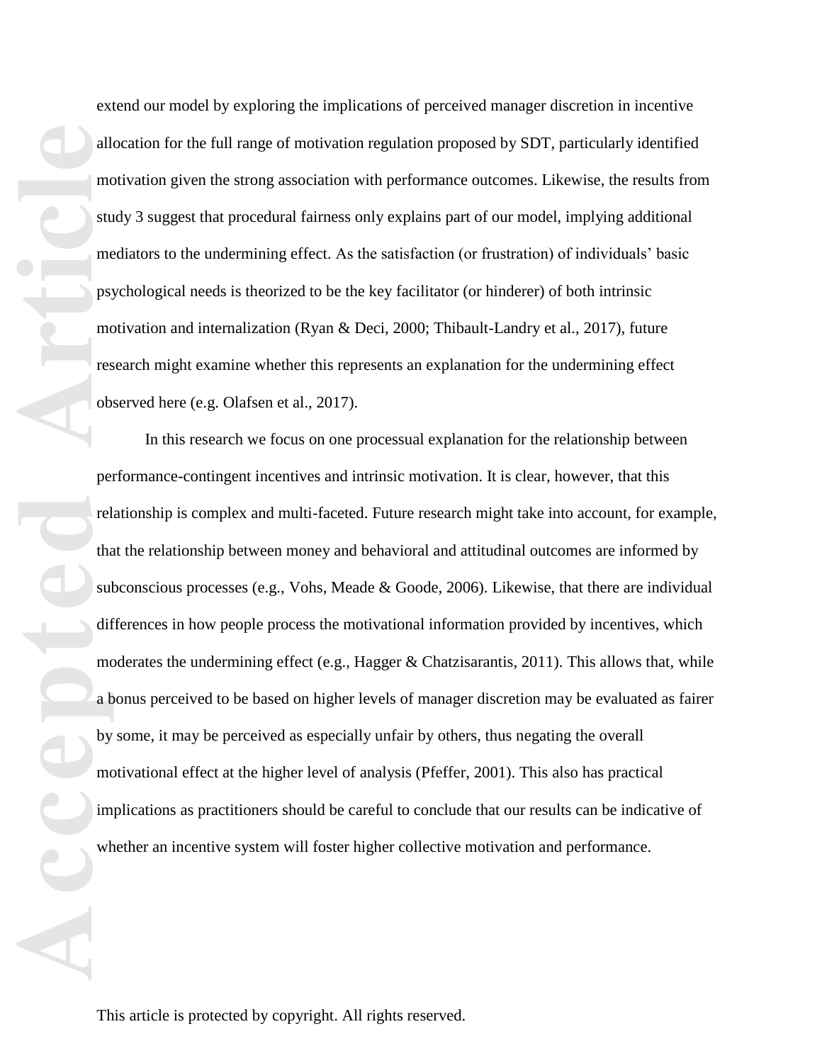extend our model by exploring the implications of perceived manager discretion in incentive allocation for the full range of motivation regulation proposed by SDT, particularly identified motivation given the strong association with performance outcomes. Likewise, the results from study 3 suggest that procedural fairness only explains part of our model, implying additional mediators to the undermining effect. As the satisfaction (or frustration) of individuals' basic psychological needs is theorized to be the key facilitator (or hinderer) of both intrinsic motivation and internalization (Ryan & Deci, 2000; Thibault-Landry et al., 2017), future research might examine whether this represents an explanation for the undermining effect observed here (e.g. Olafsen et al., 2017).

In this research we focus on one processual explanation for the relationship between performance-contingent incentives and intrinsic motivation. It is clear, however, that this relationship is complex and multi-faceted. Future research might take into account, for example, that the relationship between money and behavioral and attitudinal outcomes are informed by subconscious processes (e.g., Vohs, Meade & Goode, 2006). Likewise, that there are individual differences in how people process the motivational information provided by incentives, which moderates the undermining effect (e.g., Hagger & Chatzisarantis, 2011). This allows that, while a bonus perceived to be based on higher levels of manager discretion may be evaluated as fairer by some, it may be perceived as especially unfair by others, thus negating the overall motivational effect at the higher level of analysis (Pfeffer, 2001). This also has practical implications as practitioners should be careful to conclude that our results can be indicative of whether an incentive system will foster higher collective motivation and performance.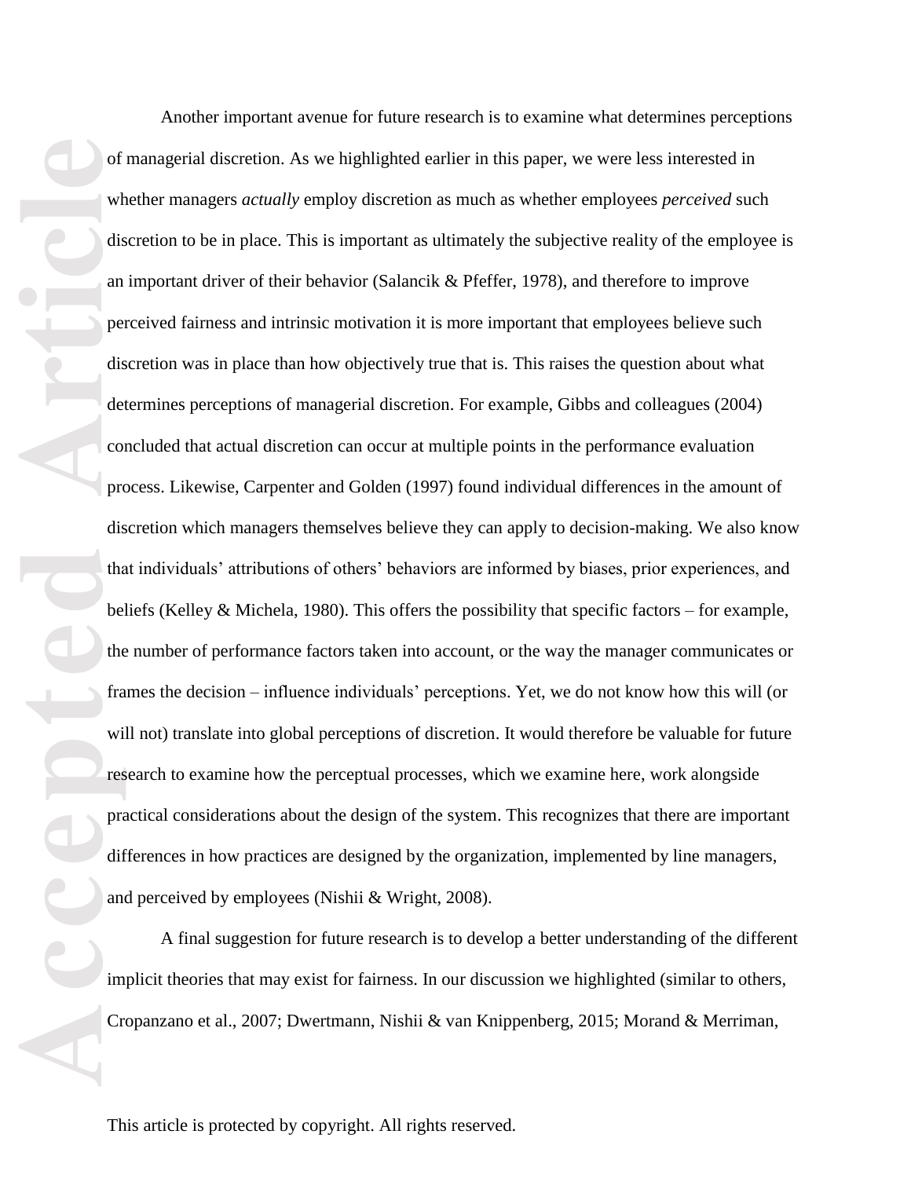Another important avenue for future research is to examine what determines perceptions of managerial discretion. As we highlighted earlier in this paper, we were less interested in whether managers *actually* employ discretion as much as whether employees *perceived* such discretion to be in place. This is important as ultimately the subjective reality of the employee is an important driver of their behavior (Salancik & Pfeffer, 1978), and therefore to improve perceived fairness and intrinsic motivation it is more important that employees believe such discretion was in place than how objectively true that is. This raises the question about what determines perceptions of managerial discretion. For example, Gibbs and colleagues (2004) concluded that actual discretion can occur at multiple points in the performance evaluation process. Likewise, Carpenter and Golden (1997) found individual differences in the amount of discretion which managers themselves believe they can apply to decision-making. We also know that individuals' attributions of others' behaviors are informed by biases, prior experiences, and beliefs (Kelley & Michela, 1980). This offers the possibility that specific factors – for example, the number of performance factors taken into account, or the way the manager communicates or frames the decision – influence individuals' perceptions. Yet, we do not know how this will (or will not) translate into global perceptions of discretion. It would therefore be valuable for future research to examine how the perceptual processes, which we examine here, work alongside practical considerations about the design of the system. This recognizes that there are important differences in how practices are designed by the organization, implemented by line managers, and perceived by employees (Nishii & Wright, 2008).

A final suggestion for future research is to develop a better understanding of the different implicit theories that may exist for fairness. In our discussion we highlighted (similar to others, Cropanzano et al., 2007; Dwertmann, Nishii & van Knippenberg, 2015; Morand & Merriman,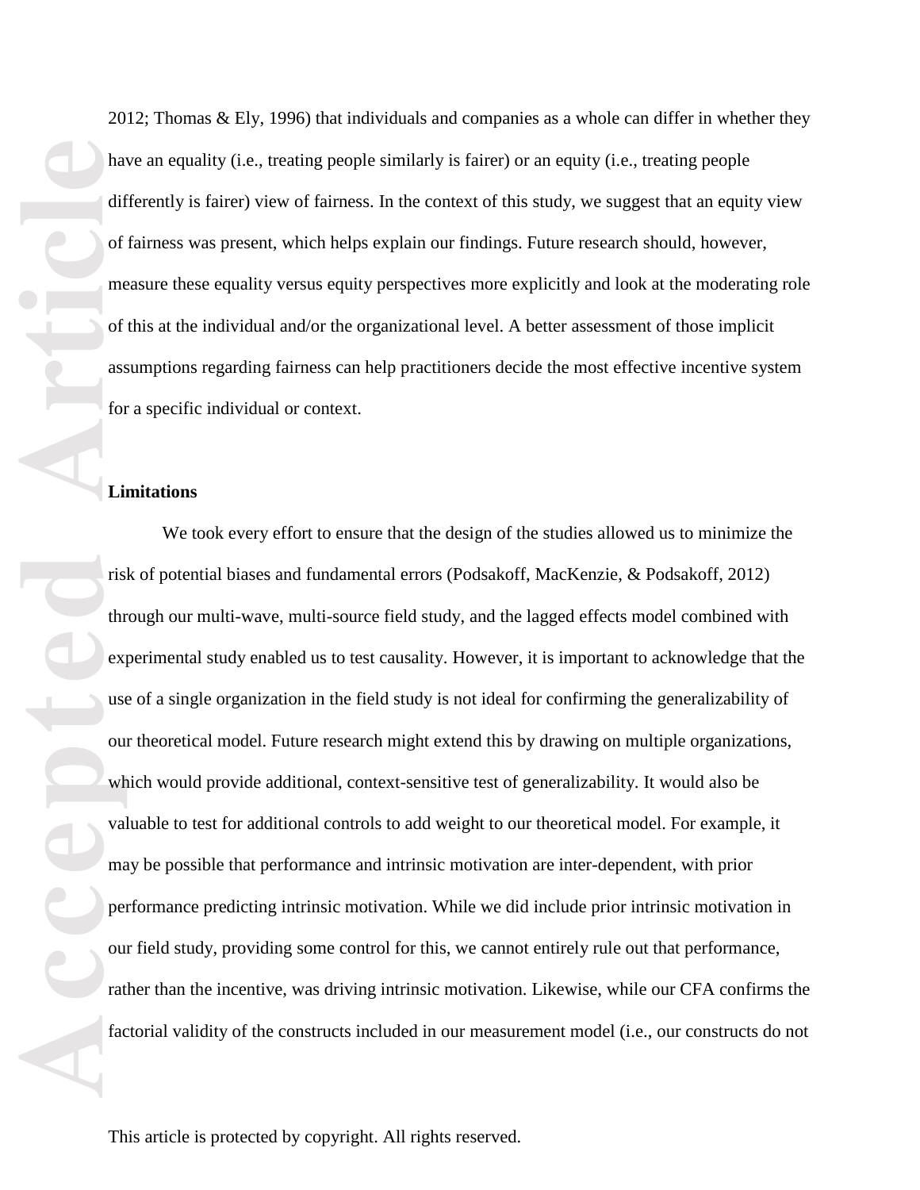2012; Thomas & Ely, 1996) that individuals and companies as a whole can differ in whether they have an equality (i.e., treating people similarly is fairer) or an equity (i.e., treating people differently is fairer) view of fairness. In the context of this study, we suggest that an equity view of fairness was present, which helps explain our findings. Future research should, however, measure these equality versus equity perspectives more explicitly and look at the moderating role of this at the individual and/or the organizational level. A better assessment of those implicit assumptions regarding fairness can help practitioners decide the most effective incentive system for a specific individual or context.

**Limitations**

We took every effort to ensure that the design of the studies allowed us to minimize the risk of potential biases and fundamental errors (Podsakoff, MacKenzie, & Podsakoff, 2012) through our multi-wave, multi-source field study, and the lagged effects model combined with experimental study enabled us to test causality. However, it is important to acknowledge that the use of a single organization in the field study is not ideal for confirming the generalizability of our theoretical model. Future research might extend this by drawing on multiple organizations, which would provide additional, context-sensitive test of generalizability. It would also be valuable to test for additional controls to add weight to our theoretical model. For example, it may be possible that performance and intrinsic motivation are inter-dependent, with prior performance predicting intrinsic motivation. While we did include prior intrinsic motivation in our field study, providing some control for this, we cannot entirely rule out that performance, rather than the incentive, was driving intrinsic motivation. Likewise, while our CFA confirms the factorial validity of the constructs included in our measurement model (i.e., our constructs do not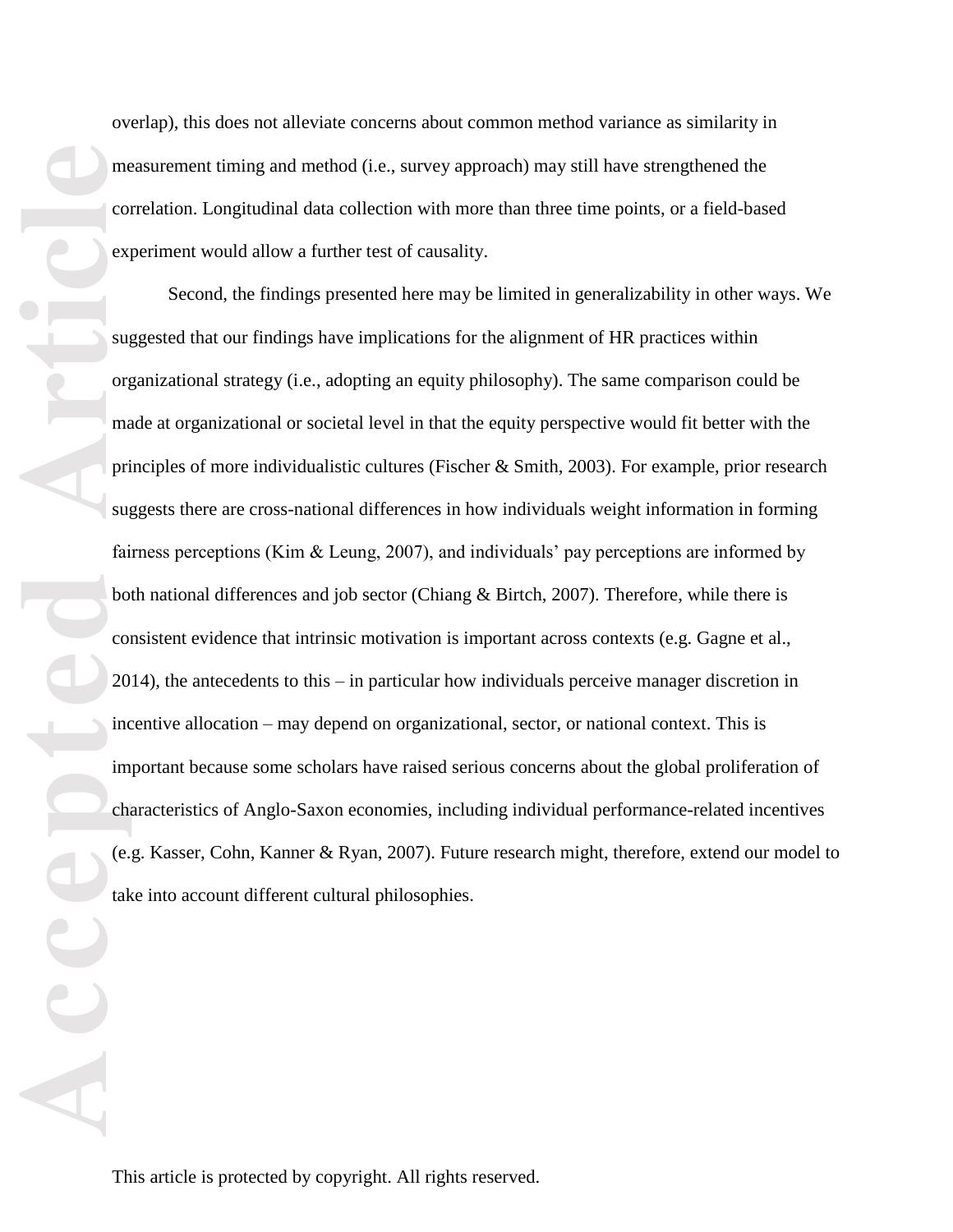overlap), this does not alleviate concerns about common method variance as similarity in measurement timing and method (i.e., survey approach) may still have strengthened the correlation. Longitudinal data collection with more than three time points, or a field-based experiment would allow a further test of causality.

Second, the findings presented here may be limited in generalizability in other ways. We suggested that our findings have implications for the alignment of HR practices within organizational strategy (i.e., adopting an equity philosophy). The same comparison could be made at organizational or societal level in that the equity perspective would fit better with the principles of more individualistic cultures (Fischer & Smith, 2003). For example, prior research suggests there are cross-national differences in how individuals weight information in forming fairness perceptions (Kim & Leung, 2007), and individuals' pay perceptions are informed by both national differences and job sector (Chiang & Birtch, 2007). Therefore, while there is consistent evidence that intrinsic motivation is important across contexts (e.g. Gagne et al., 2014), the antecedents to this – in particular how individuals perceive manager discretion in incentive allocation – may depend on organizational, sector, or national context. This is important because some scholars have raised serious concerns about the global proliferation of characteristics of Anglo-Saxon economies, including individual performance-related incentives (e.g. Kasser, Cohn, Kanner & Ryan, 2007). Future research might, therefore, extend our model to take into account different cultural philosophies.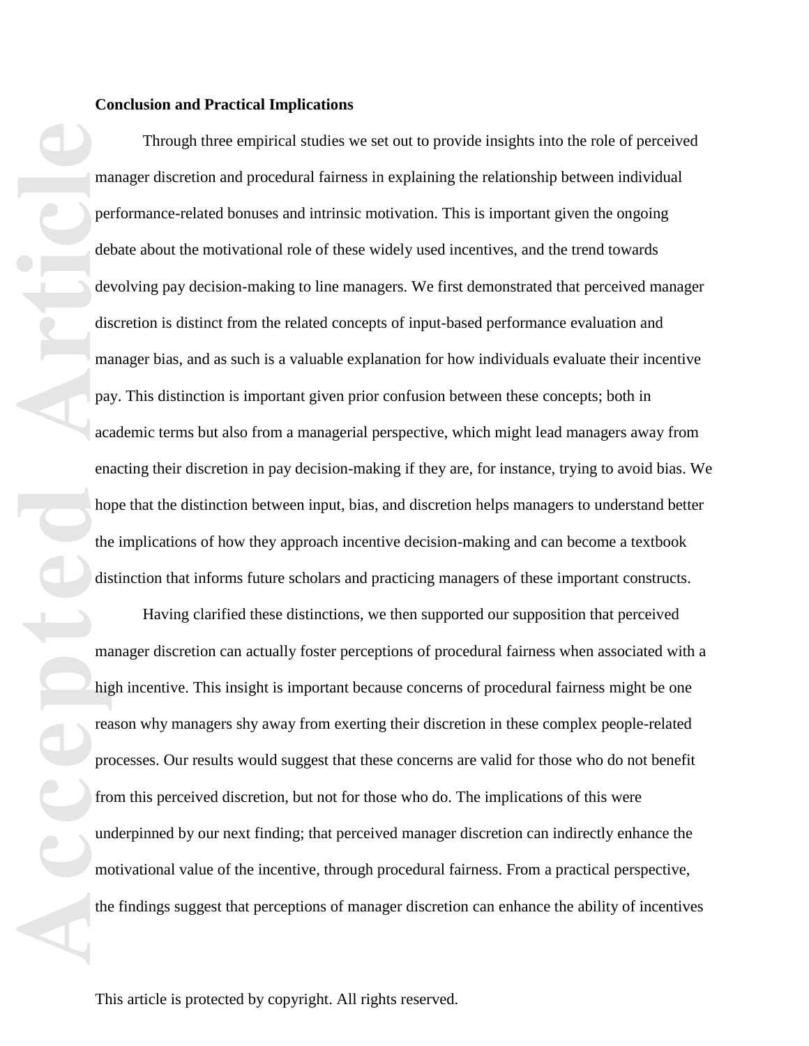**Conclusion and Practical Implications**

Through three empirical studies we set out to provide insights into the role of perceived manager discretion and procedural fairness in explaining the relationship between individual performance-related bonuses and intrinsic motivation. This is important given the ongoing debate about the motivational role of these widely used incentives, and the trend towards devolving pay decision-making to line managers. We first demonstrated that perceived manager discretion is distinct from the related concepts of input-based performance evaluation and manager bias, and as such is a valuable explanation for how individuals evaluate their incentive pay. This distinction is important given prior confusion between these concepts; both in academic terms but also from a managerial perspective, which might lead managers away from enacting their discretion in pay decision-making if they are, for instance, trying to avoid bias. We hope that the distinction between input, bias, and discretion helps managers to understand better the implications of how they approach incentive decision-making and can become a textbook distinction that informs future scholars and practicing managers of these important constructs.

Having clarified these distinctions, we then supported our supposition that perceived manager discretion can actually foster perceptions of procedural fairness when associated with a high incentive. This insight is important because concerns of procedural fairness might be one reason why managers shy away from exerting their discretion in these complex people-related processes. Our results would suggest that these concerns are valid for those who do not benefit from this perceived discretion, but not for those who do. The implications of this were underpinned by our next finding; that perceived manager discretion can indirectly enhance the motivational value of the incentive, through procedural fairness. From a practical perspective, the findings suggest that perceptions of manager discretion can enhance the ability of incentives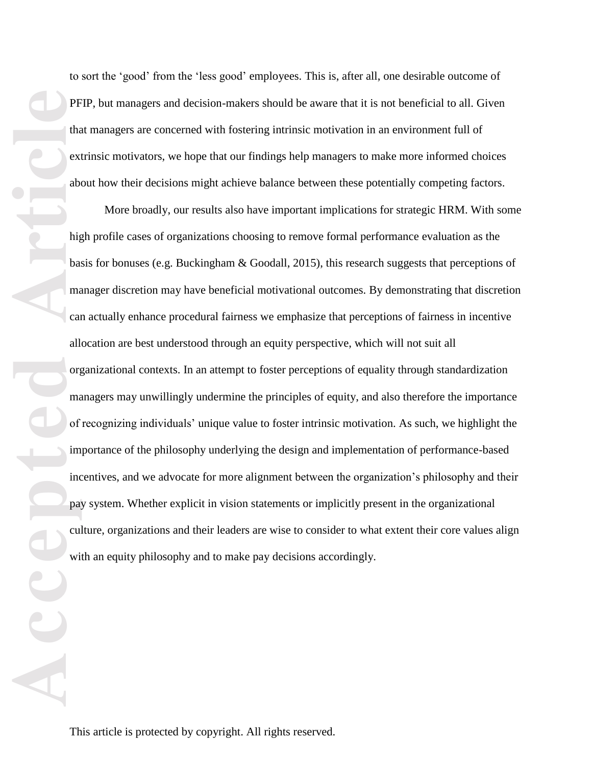to sort the 'good' from the 'less good' employees. This is, after all, one desirable outcome of PFIP, but managers and decision-makers should be aware that it is not beneficial to all. Given that managers are concerned with fostering intrinsic motivation in an environment full of extrinsic motivators, we hope that our findings help managers to make more informed choices about how their decisions might achieve balance between these potentially competing factors.

More broadly, our results also have important implications for strategic HRM. With some high profile cases of organizations choosing to remove formal performance evaluation as the basis for bonuses (e.g. Buckingham & Goodall, 2015), this research suggests that perceptions of manager discretion may have beneficial motivational outcomes. By demonstrating that discretion can actually enhance procedural fairness we emphasize that perceptions of fairness in incentive allocation are best understood through an equity perspective, which will not suit all organizational contexts. In an attempt to foster perceptions of equality through standardization managers may unwillingly undermine the principles of equity, and also therefore the importance of recognizing individuals' unique value to foster intrinsic motivation. As such, we highlight the importance of the philosophy underlying the design and implementation of performance-based incentives, and we advocate for more alignment between the organization's philosophy and their pay system. Whether explicit in vision statements or implicitly present in the organizational culture, organizations and their leaders are wise to consider to what extent their core values align with an equity philosophy and to make pay decisions accordingly.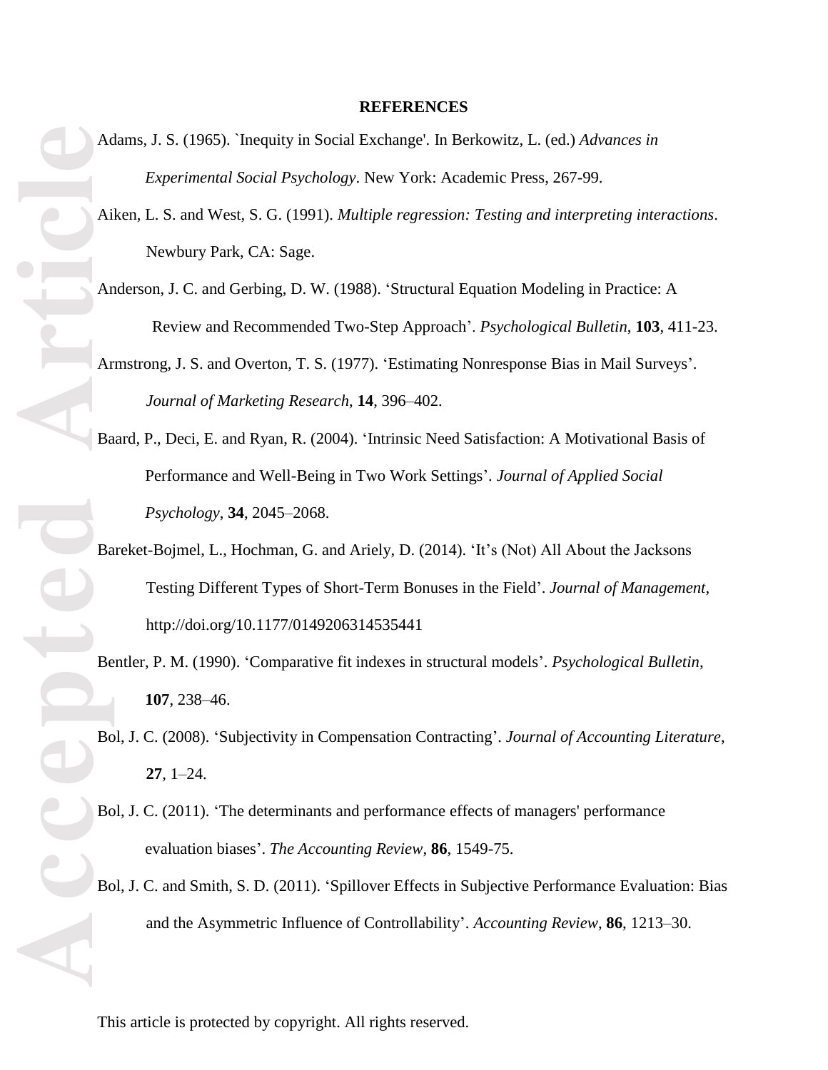## REFERENCES

Adams, J. S. (1965). `Inequity in Social Exchange'. In Berkowitz, L. (ed.) *Advances in Experimental Social Psychology*. New York: Academic Press, 267-99.

Aiken, L. S. and West, S. G. (1991). *Multiple regression: Testing and interpreting interactions*. Newbury Park, CA: Sage.

Anderson, J. C. and Gerbing, D. W. (1988). 'Structural Equation Modeling in Practice: A Review and Recommended Two-Step Approach'. *Psychological Bulletin*, **103**, 411-23.

Armstrong, J. S. and Overton, T. S. (1977). 'Estimating Nonresponse Bias in Mail Surveys'. *Journal of Marketing Research*, **14**, 396–402.

Baard, P., Deci, E. and Ryan, R. (2004). 'Intrinsic Need Satisfaction: A Motivational Basis of Performance and Well-Being in Two Work Settings'. *Journal of Applied Social Psychology*, **34**, 2045–2068.

Bareket-Bojmel, L., Hochman, G. and Ariely, D. (2014). 'It's (Not) All About the Jacksons Testing Different Types of Short-Term Bonuses in the Field'. *Journal of Management*, http://doi.org/10.1177/0149206314535441

Bentler, P. M. (1990). 'Comparative fit indexes in structural models'. *Psychological Bulletin*, **107**, 238–46.

Bol, J. C. (2008). 'Subjectivity in Compensation Contracting'. *Journal of Accounting Literature*, **27**, 1–24.

Bol, J. C. (2011). 'The determinants and performance effects of managers' performance evaluation biases'. *The Accounting Review*, **86**, 1549-75.

Bol, J. C. and Smith, S. D. (2011). 'Spillover Effects in Subjective Performance Evaluation: Bias and the Asymmetric Influence of Controllability'. *Accounting Review*, **86**, 1213–30.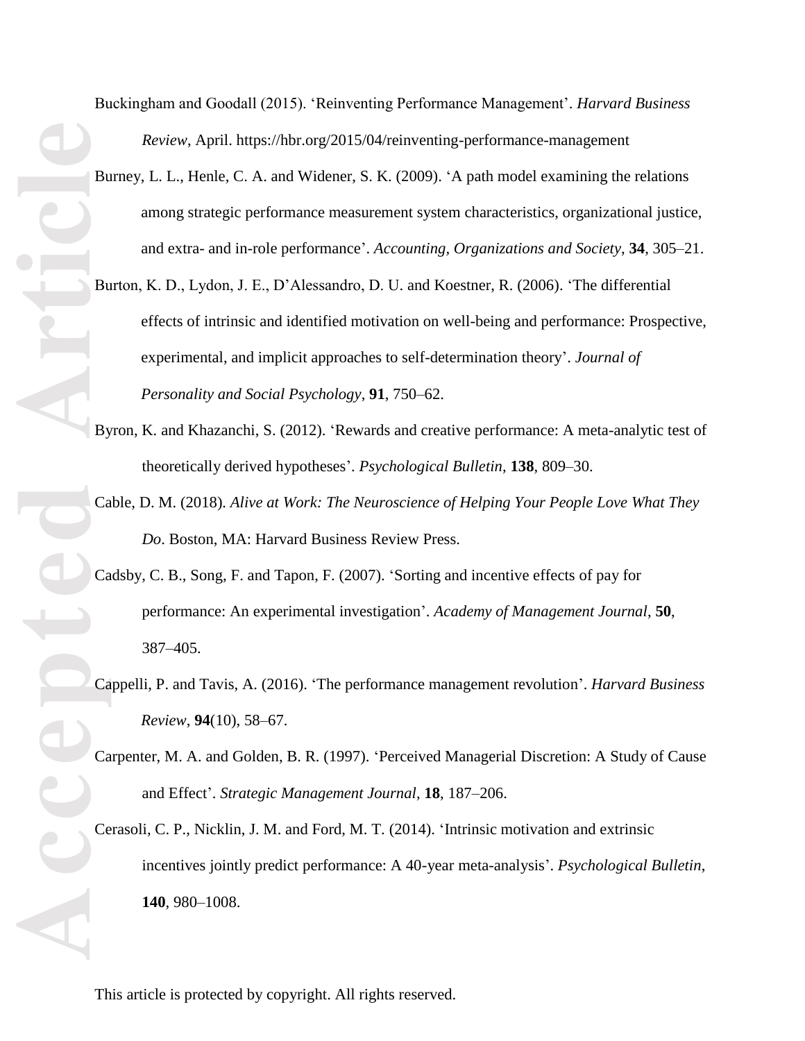Buckingham and Goodall (2015). ‘Reinventing Performance Management’. *Harvard Business Review*, April. https://hbr.org/2015/04/reinventing-performance-management

Burney, L. L., Henle, C. A. and Widener, S. K. (2009). ‘A path model examining the relations among strategic performance measurement system characteristics, organizational justice, and extra- and in-role performance’. *Accounting, Organizations and Society*, **34**, 305–21.

Burton, K. D., Lydon, J. E., D’Alessandro, D. U. and Koestner, R. (2006). ‘The differential effects of intrinsic and identified motivation on well-being and performance: Prospective, experimental, and implicit approaches to self-determination theory’. *Journal of Personality and Social Psychology*, **91**, 750–62.

Byron, K. and Khazanchi, S. (2012). ‘Rewards and creative performance: A meta-analytic test of theoretically derived hypotheses’. *Psychological Bulletin*, **138**, 809–30.

Cable, D. M. (2018). *Alive at Work: The Neuroscience of Helping Your People Love What They Do*. Boston, MA: Harvard Business Review Press.

Cadsby, C. B., Song, F. and Tapon, F. (2007). ‘Sorting and incentive effects of pay for performance: An experimental investigation’. *Academy of Management Journal*, **50**, 387–405.

Cappelli, P. and Tavis, A. (2016). ‘The performance management revolution’. *Harvard Business Review*, **94**(10), 58–67.

Carpenter, M. A. and Golden, B. R. (1997). ‘Perceived Managerial Discretion: A Study of Cause and Effect’. *Strategic Management Journal*, **18**, 187–206.

Cerasoli, C. P., Nicklin, J. M. and Ford, M. T. (2014). ‘Intrinsic motivation and extrinsic incentives jointly predict performance: A 40-year meta-analysis’. *Psychological Bulletin*, **140**, 980–1008.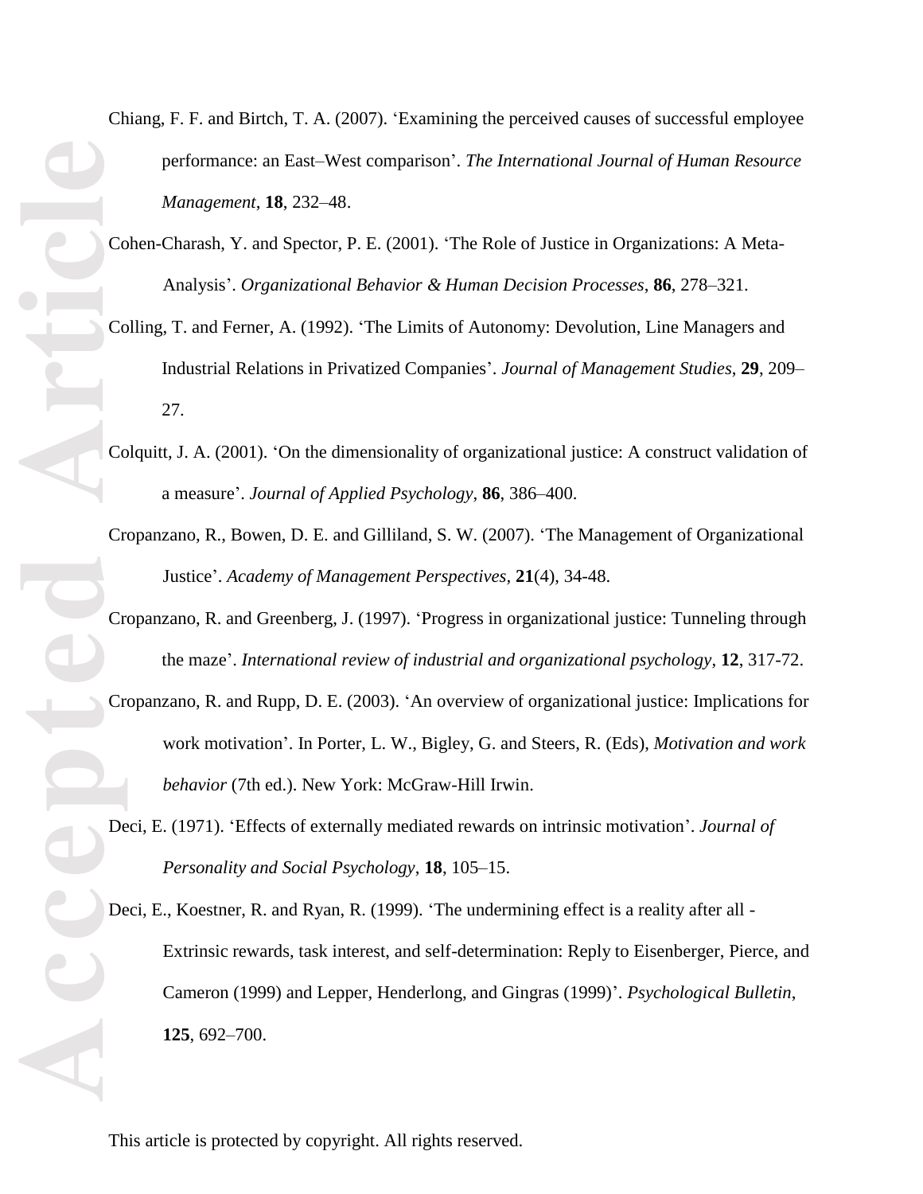Chiang, F. F. and Birtch, T. A. (2007). 'Examining the perceived causes of successful employee performance: an East–West comparison'. *The International Journal of Human Resource Management*, **18**, 232–48.

Cohen-Charash, Y. and Spector, P. E. (2001). 'The Role of Justice in Organizations: A Meta-Analysis'. *Organizational Behavior & Human Decision Processes*, **86**, 278–321.

Colling, T. and Ferner, A. (1992). 'The Limits of Autonomy: Devolution, Line Managers and Industrial Relations in Privatized Companies'. *Journal of Management Studies*, **29**, 209–27.

Colquitt, J. A. (2001). 'On the dimensionality of organizational justice: A construct validation of a measure'. *Journal of Applied Psychology*, **86**, 386–400.

Cropanzano, R., Bowen, D. E. and Gilliland, S. W. (2007). 'The Management of Organizational Justice'. *Academy of Management Perspectives*, **21**(4), 34-48.

Cropanzano, R. and Greenberg, J. (1997). 'Progress in organizational justice: Tunneling through the maze'. *International review of industrial and organizational psychology*, **12**, 317-72.

Cropanzano, R. and Rupp, D. E. (2003). 'An overview of organizational justice: Implications for work motivation'. In Porter, L. W., Bigley, G. and Steers, R. (Eds), *Motivation and work behavior* (7th ed.). New York: McGraw-Hill Irwin.

Deci, E. (1971). 'Effects of externally mediated rewards on intrinsic motivation'. *Journal of Personality and Social Psychology*, **18**, 105–15.

Deci, E., Koestner, R. and Ryan, R. (1999). 'The undermining effect is a reality after all - Extrinsic rewards, task interest, and self-determination: Reply to Eisenberger, Pierce, and Cameron (1999) and Lepper, Henderlong, and Gingras (1999)'. *Psychological Bulletin*, **125**, 692–700.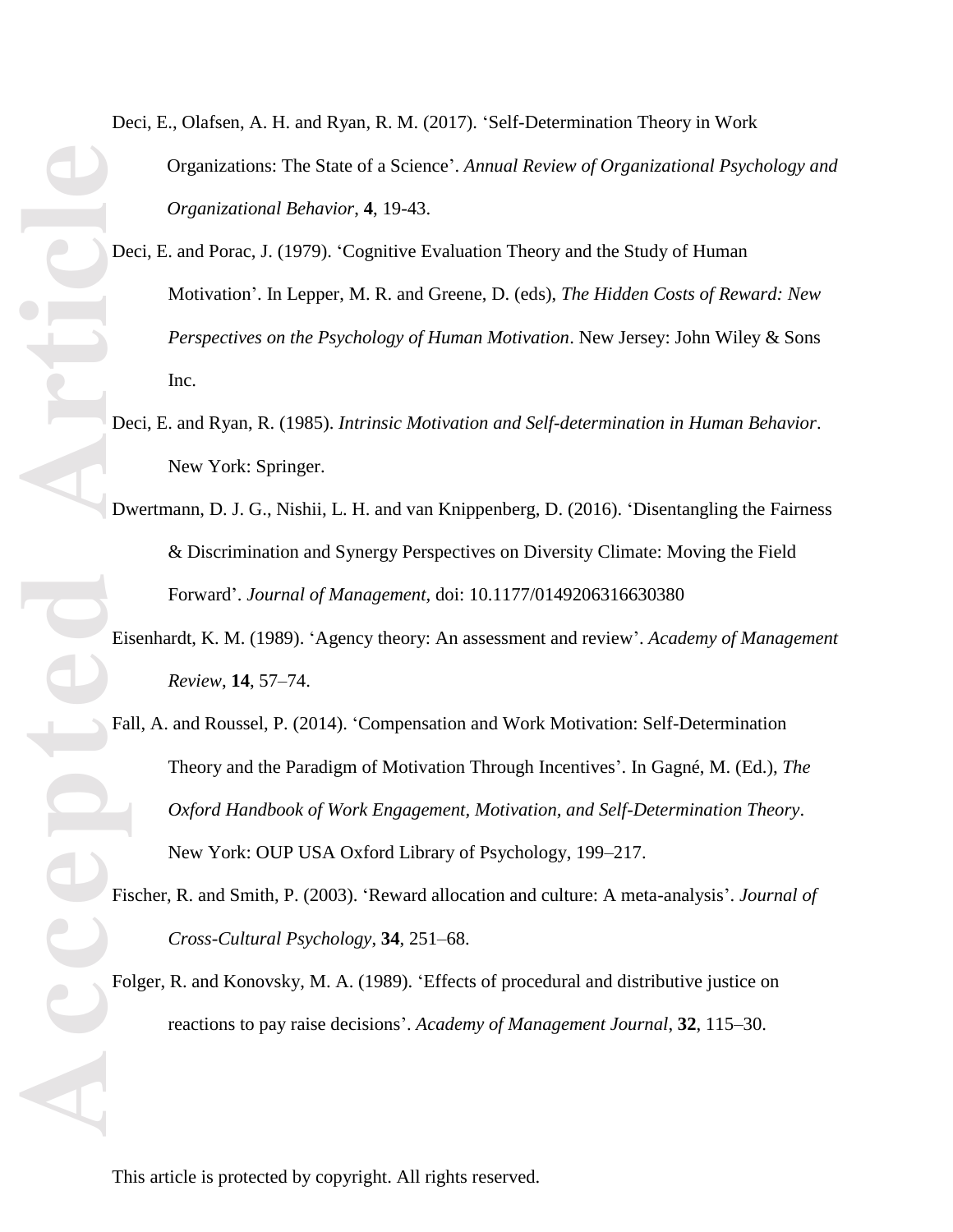Deci, E., Olafsen, A. H. and Ryan, R. M. (2017). 'Self-Determination Theory in Work Organizations: The State of a Science'. *Annual Review of Organizational Psychology and Organizational Behavior*, **4**, 19-43.

Deci, E. and Porac, J. (1979). 'Cognitive Evaluation Theory and the Study of Human Motivation'. In Lepper, M. R. and Greene, D. (eds), *The Hidden Costs of Reward: New Perspectives on the Psychology of Human Motivation*. New Jersey: John Wiley & Sons Inc.

Deci, E. and Ryan, R. (1985). *Intrinsic Motivation and Self-determination in Human Behavior*. New York: Springer.

Dwertmann, D. J. G., Nishii, L. H. and van Knippenberg, D. (2016). 'Disentangling the Fairness & Discrimination and Synergy Perspectives on Diversity Climate: Moving the Field Forward'. *Journal of Management,* doi: 10.1177/0149206316630380

Eisenhardt, K. M. (1989). 'Agency theory: An assessment and review'. *Academy of Management Review*, **14**, 57–74.

Fall, A. and Roussel, P. (2014). 'Compensation and Work Motivation: Self-Determination Theory and the Paradigm of Motivation Through Incentives'. In Gagné, M. (Ed.), *The Oxford Handbook of Work Engagement, Motivation, and Self-Determination Theory*. New York: OUP USA Oxford Library of Psychology, 199–217.

Fischer, R. and Smith, P. (2003). 'Reward allocation and culture: A meta-analysis'. *Journal of Cross-Cultural Psychology*, **34**, 251–68.

Folger, R. and Konovsky, M. A. (1989). 'Effects of procedural and distributive justice on reactions to pay raise decisions'. *Academy of Management Journal*, **32**, 115–30.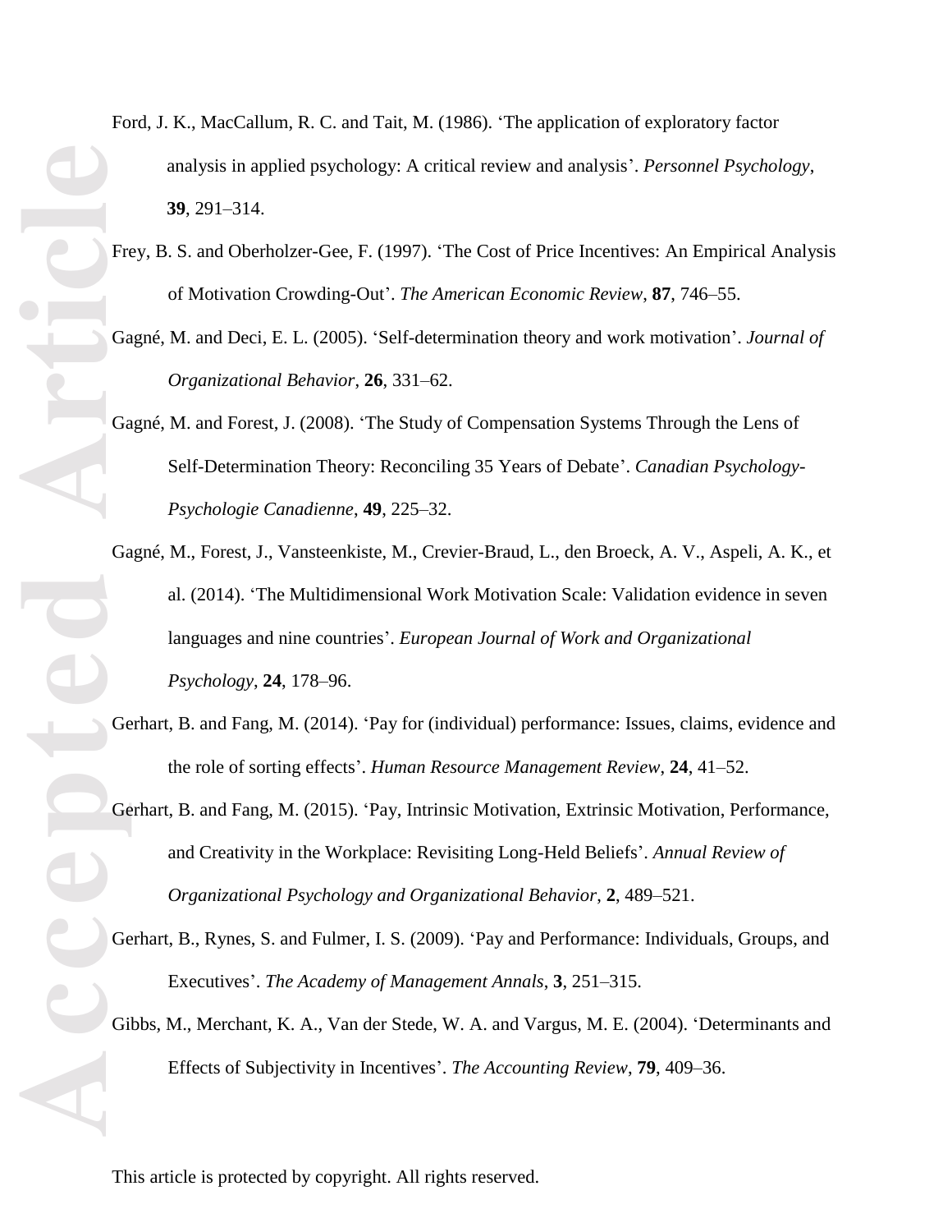Ford, J. K., MacCallum, R. C. and Tait, M. (1986). 'The application of exploratory factor analysis in applied psychology: A critical review and analysis'. *Personnel Psychology*, **39**, 291–314.

Frey, B. S. and Oberholzer-Gee, F. (1997). 'The Cost of Price Incentives: An Empirical Analysis of Motivation Crowding-Out'. *The American Economic Review*, **87**, 746–55.

Gagné, M. and Deci, E. L. (2005). 'Self-determination theory and work motivation'. *Journal of Organizational Behavior*, **26**, 331–62.

Gagné, M. and Forest, J. (2008). 'The Study of Compensation Systems Through the Lens of Self-Determination Theory: Reconciling 35 Years of Debate'. *Canadian Psychology-Psychologie Canadienne*, **49**, 225–32.

Gagné, M., Forest, J., Vansteenkiste, M., Crevier-Braud, L., den Broeck, A. V., Aspeli, A. K., et al. (2014). 'The Multidimensional Work Motivation Scale: Validation evidence in seven languages and nine countries'. *European Journal of Work and Organizational Psychology*, **24**, 178–96.

Gerhart, B. and Fang, M. (2014). 'Pay for (individual) performance: Issues, claims, evidence and the role of sorting effects'. *Human Resource Management Review*, **24**, 41–52.

Gerhart, B. and Fang, M. (2015). 'Pay, Intrinsic Motivation, Extrinsic Motivation, Performance, and Creativity in the Workplace: Revisiting Long-Held Beliefs'. *Annual Review of Organizational Psychology and Organizational Behavior*, **2**, 489–521.

Gerhart, B., Rynes, S. and Fulmer, I. S. (2009). 'Pay and Performance: Individuals, Groups, and Executives'. *The Academy of Management Annals*, **3**, 251–315.

Gibbs, M., Merchant, K. A., Van der Stede, W. A. and Vargus, M. E. (2004). 'Determinants and Effects of Subjectivity in Incentives'. *The Accounting Review*, **79**, 409–36.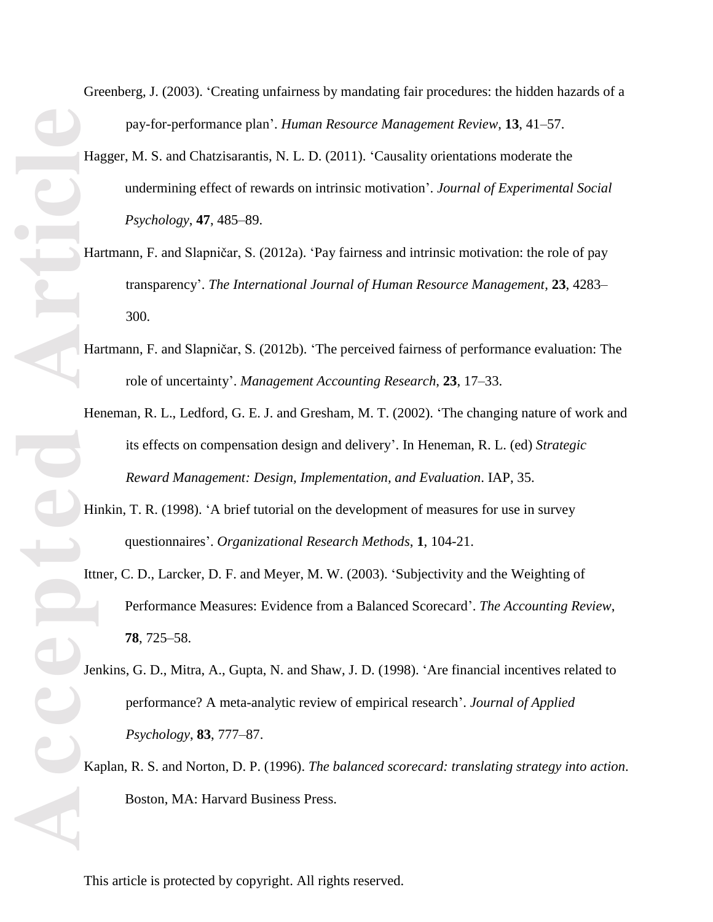Greenberg, J. (2003). 'Creating unfairness by mandating fair procedures: the hidden hazards of a pay-for-performance plan'. *Human Resource Management Review*, **13**, 41–57.

Hagger, M. S. and Chatzisarantis, N. L. D. (2011). 'Causality orientations moderate the undermining effect of rewards on intrinsic motivation'. *Journal of Experimental Social Psychology*, **47**, 485–89.

Hartmann, F. and Slapničar, S. (2012a). 'Pay fairness and intrinsic motivation: the role of pay transparency'. *The International Journal of Human Resource Management*, **23**, 4283–300.

Hartmann, F. and Slapničar, S. (2012b). 'The perceived fairness of performance evaluation: The role of uncertainty'. *Management Accounting Research*, **23**, 17–33.

Heneman, R. L., Ledford, G. E. J. and Gresham, M. T. (2002). 'The changing nature of work and its effects on compensation design and delivery'. In Heneman, R. L. (ed) *Strategic Reward Management: Design, Implementation, and Evaluation*. IAP, 35.

Hinkin, T. R. (1998). 'A brief tutorial on the development of measures for use in survey questionnaires'. *Organizational Research Methods*, **1**, 104-21.

Ittner, C. D., Larcker, D. F. and Meyer, M. W. (2003). 'Subjectivity and the Weighting of Performance Measures: Evidence from a Balanced Scorecard'. *The Accounting Review*, **78**, 725–58.

Jenkins, G. D., Mitra, A., Gupta, N. and Shaw, J. D. (1998). 'Are financial incentives related to performance? A meta-analytic review of empirical research'. *Journal of Applied Psychology*, **83**, 777–87.

Kaplan, R. S. and Norton, D. P. (1996). *The balanced scorecard: translating strategy into action*. Boston, MA: Harvard Business Press.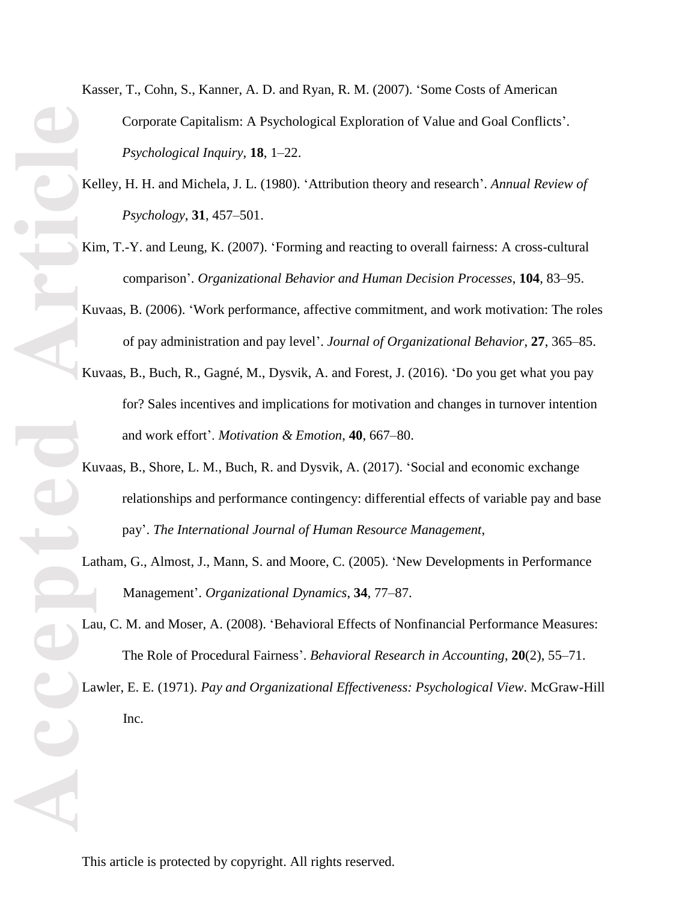Kasser, T., Cohn, S., Kanner, A. D. and Ryan, R. M. (2007). 'Some Costs of American Corporate Capitalism: A Psychological Exploration of Value and Goal Conflicts'. *Psychological Inquiry*, **18**, 1–22.

Kelley, H. H. and Michela, J. L. (1980). 'Attribution theory and research'. *Annual Review of Psychology*, **31**, 457–501.

Kim, T.-Y. and Leung, K. (2007). 'Forming and reacting to overall fairness: A cross-cultural comparison'. *Organizational Behavior and Human Decision Processes*, **104**, 83–95.

Kuvaas, B. (2006). 'Work performance, affective commitment, and work motivation: The roles of pay administration and pay level'. *Journal of Organizational Behavior*, **27**, 365–85.

Kuvaas, B., Buch, R., Gagné, M., Dysvik, A. and Forest, J. (2016). 'Do you get what you pay for? Sales incentives and implications for motivation and changes in turnover intention and work effort'. *Motivation & Emotion*, **40**, 667–80.

Kuvaas, B., Shore, L. M., Buch, R. and Dysvik, A. (2017). 'Social and economic exchange relationships and performance contingency: differential effects of variable pay and base pay'. *The International Journal of Human Resource Management*,

Latham, G., Almost, J., Mann, S. and Moore, C. (2005). 'New Developments in Performance Management'. *Organizational Dynamics*, **34**, 77–87.

Lau, C. M. and Moser, A. (2008). 'Behavioral Effects of Nonfinancial Performance Measures: The Role of Procedural Fairness'. *Behavioral Research in Accounting*, **20**(2), 55–71.

Lawler, E. E. (1971). *Pay and Organizational Effectiveness: Psychological View*. McGraw-Hill Inc.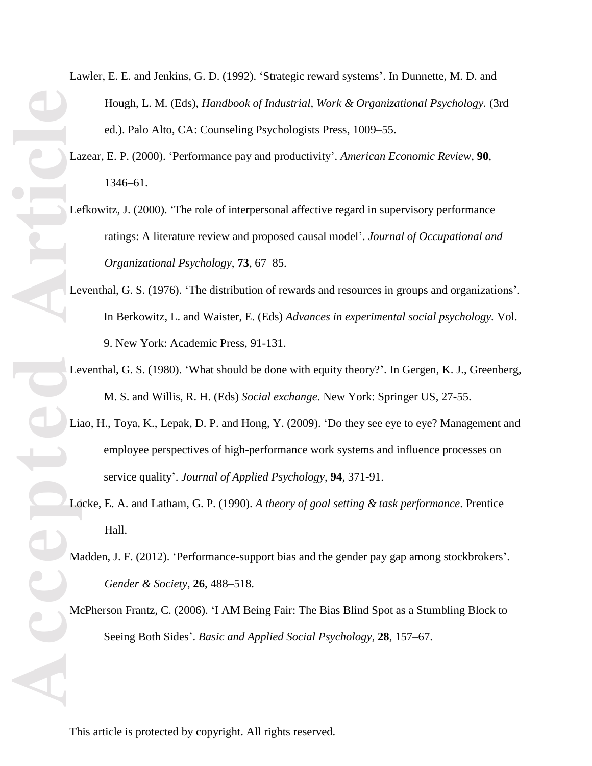Lawler, E. E. and Jenkins, G. D. (1992). 'Strategic reward systems'. In Dunnette, M. D. and Hough, L. M. (Eds), *Handbook of Industrial, Work & Organizational Psychology.* (3rd ed.). Palo Alto, CA: Counseling Psychologists Press, 1009–55.

Lazear, E. P. (2000). 'Performance pay and productivity'. *American Economic Review*, **90**, 1346–61.

Lefkowitz, J. (2000). 'The role of interpersonal affective regard in supervisory performance ratings: A literature review and proposed causal model'. *Journal of Occupational and Organizational Psychology*, **73**, 67–85.

Leventhal, G. S. (1976). 'The distribution of rewards and resources in groups and organizations'. In Berkowitz, L. and Waister, E. (Eds) *Advances in experimental social psychology*. Vol. 9. New York: Academic Press, 91-131.

Leventhal, G. S. (1980). 'What should be done with equity theory?'. In Gergen, K. J., Greenberg, M. S. and Willis, R. H. (Eds) *Social exchange*. New York: Springer US, 27-55.

Liao, H., Toya, K., Lepak, D. P. and Hong, Y. (2009). 'Do they see eye to eye? Management and employee perspectives of high-performance work systems and influence processes on service quality'. *Journal of Applied Psychology*, **94**, 371-91.

Locke, E. A. and Latham, G. P. (1990). *A theory of goal setting & task performance*. Prentice Hall.

Madden, J. F. (2012). 'Performance-support bias and the gender pay gap among stockbrokers'. *Gender & Society*, **26**, 488–518.

McPherson Frantz, C. (2006). 'I AM Being Fair: The Bias Blind Spot as a Stumbling Block to Seeing Both Sides'. *Basic and Applied Social Psychology*, **28**, 157–67.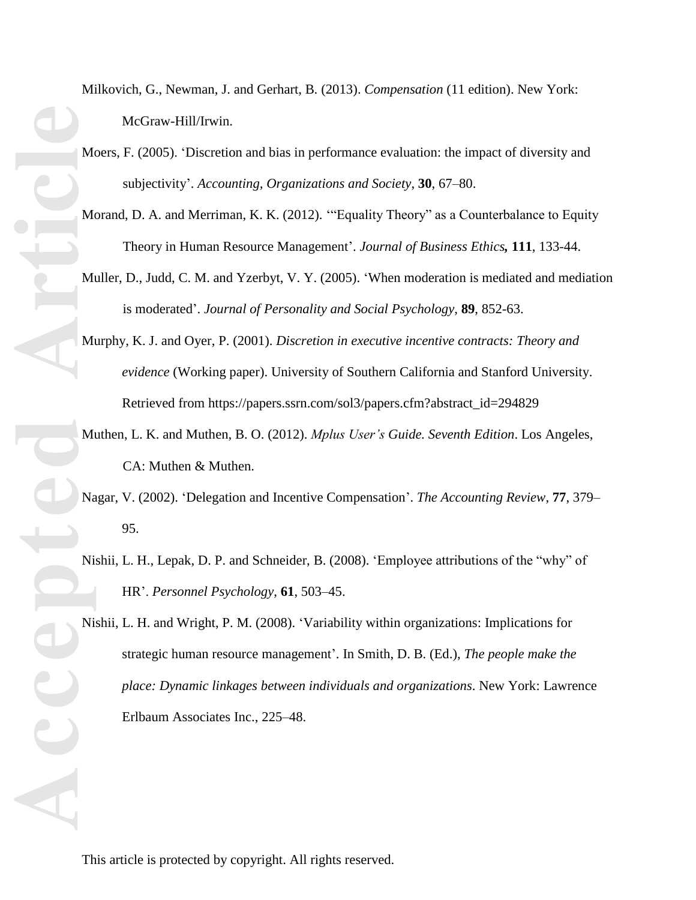Milkovich, G., Newman, J. and Gerhart, B. (2013). *Compensation* (11 edition). New York: McGraw-Hill/Irwin.

Moers, F. (2005). 'Discretion and bias in performance evaluation: the impact of diversity and subjectivity'. *Accounting, Organizations and Society*, **30**, 67–80.

Morand, D. A. and Merriman, K. K. (2012). '"Equality Theory" as a Counterbalance to Equity Theory in Human Resource Management'. *Journal of Business Ethics***,** **111**, 133-44.

Muller, D., Judd, C. M. and Yzerbyt, V. Y. (2005). 'When moderation is mediated and mediation is moderated'. *Journal of Personality and Social Psychology*, **89**, 852-63.

Murphy, K. J. and Oyer, P. (2001). *Discretion in executive incentive contracts: Theory and evidence* (Working paper). University of Southern California and Stanford University. Retrieved from https://papers.ssrn.com/sol3/papers.cfm?abstract_id=294829

Muthen, L. K. and Muthen, B. O. (2012). *Mplus User's Guide. Seventh Edition*. Los Angeles, CA: Muthen & Muthen.

Nagar, V. (2002). 'Delegation and Incentive Compensation'. *The Accounting Review*, **77**, 379–95.

Nishii, L. H., Lepak, D. P. and Schneider, B. (2008). 'Employee attributions of the "why" of HR'. *Personnel Psychology*, **61**, 503–45.

Nishii, L. H. and Wright, P. M. (2008). 'Variability within organizations: Implications for strategic human resource management'. In Smith, D. B. (Ed.), *The people make the place: Dynamic linkages between individuals and organizations*. New York: Lawrence Erlbaum Associates Inc., 225–48.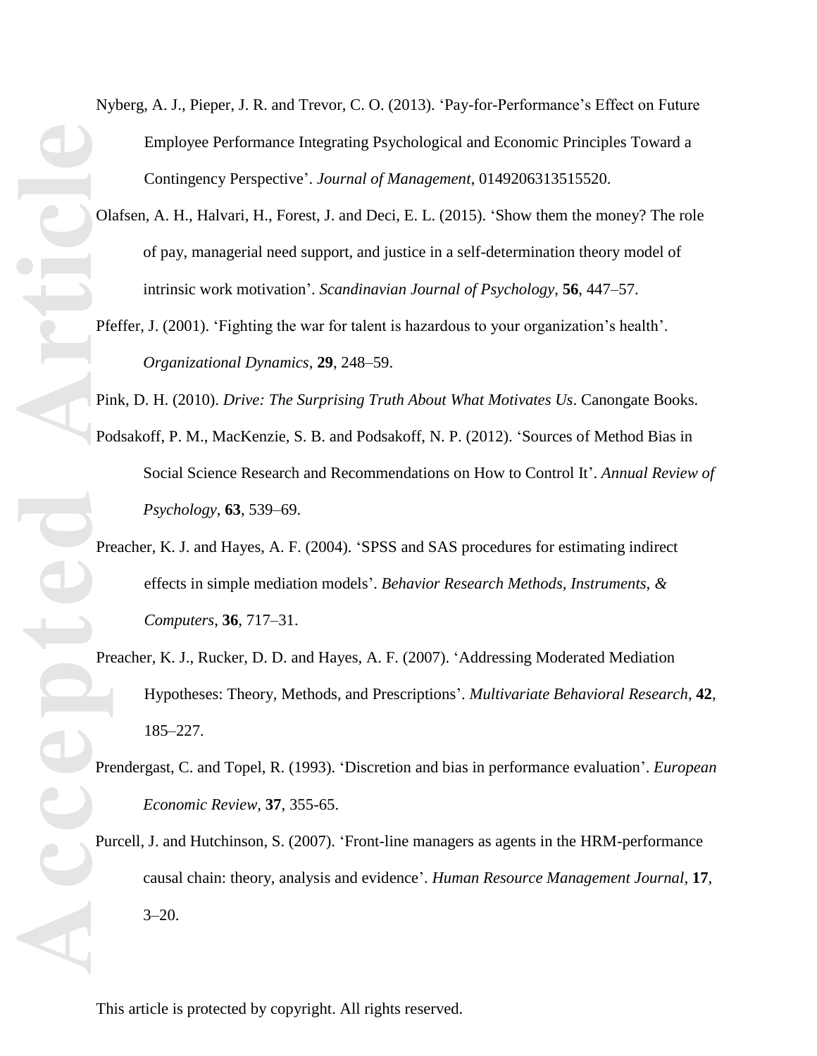Nyberg, A. J., Pieper, J. R. and Trevor, C. O. (2013). 'Pay-for-Performance's Effect on Future Employee Performance Integrating Psychological and Economic Principles Toward a Contingency Perspective'. *Journal of Management*, 0149206313515520.

Olafsen, A. H., Halvari, H., Forest, J. and Deci, E. L. (2015). 'Show them the money? The role of pay, managerial need support, and justice in a self-determination theory model of intrinsic work motivation'. *Scandinavian Journal of Psychology*, **56**, 447–57.

Pfeffer, J. (2001). 'Fighting the war for talent is hazardous to your organization's health'. *Organizational Dynamics*, **29**, 248–59.

Pink, D. H. (2010). *Drive: The Surprising Truth About What Motivates Us*. Canongate Books.

Podsakoff, P. M., MacKenzie, S. B. and Podsakoff, N. P. (2012). 'Sources of Method Bias in Social Science Research and Recommendations on How to Control It'. *Annual Review of Psychology*, **63**, 539–69.

Preacher, K. J. and Hayes, A. F. (2004). 'SPSS and SAS procedures for estimating indirect effects in simple mediation models'. *Behavior Research Methods, Instruments, & Computers*, **36**, 717–31.

Preacher, K. J., Rucker, D. D. and Hayes, A. F. (2007). 'Addressing Moderated Mediation Hypotheses: Theory, Methods, and Prescriptions'. *Multivariate Behavioral Research*, **42**, 185–227.

Prendergast, C. and Topel, R. (1993). 'Discretion and bias in performance evaluation'. *European Economic Review*, **37**, 355-65.

Purcell, J. and Hutchinson, S. (2007). 'Front-line managers as agents in the HRM-performance causal chain: theory, analysis and evidence'. *Human Resource Management Journal*, **17**, 3–20.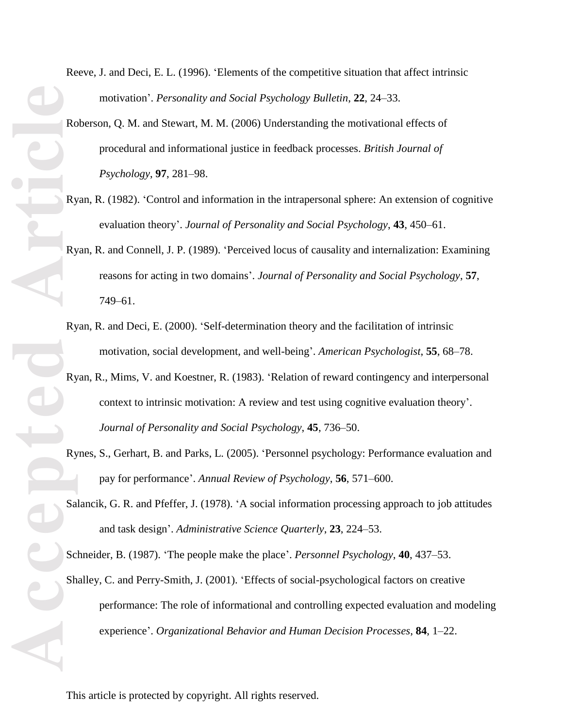Reeve, J. and Deci, E. L. (1996). 'Elements of the competitive situation that affect intrinsic motivation'. *Personality and Social Psychology Bulletin*, **22**, 24–33.

Roberson, Q. M. and Stewart, M. M. (2006) Understanding the motivational effects of procedural and informational justice in feedback processes. *British Journal of Psychology*, **97**, 281–98.

Ryan, R. (1982). 'Control and information in the intrapersonal sphere: An extension of cognitive evaluation theory'. *Journal of Personality and Social Psychology*, **43**, 450–61.

Ryan, R. and Connell, J. P. (1989). 'Perceived locus of causality and internalization: Examining reasons for acting in two domains'. *Journal of Personality and Social Psychology*, **57**, 749–61.

Ryan, R. and Deci, E. (2000). 'Self-determination theory and the facilitation of intrinsic motivation, social development, and well-being'. *American Psychologist*, **55**, 68–78.

Ryan, R., Mims, V. and Koestner, R. (1983). 'Relation of reward contingency and interpersonal context to intrinsic motivation: A review and test using cognitive evaluation theory'. *Journal of Personality and Social Psychology*, **45**, 736–50.

Rynes, S., Gerhart, B. and Parks, L. (2005). 'Personnel psychology: Performance evaluation and pay for performance'. *Annual Review of Psychology*, **56**, 571–600.

Salancik, G. R. and Pfeffer, J. (1978). 'A social information processing approach to job attitudes and task design'. *Administrative Science Quarterly*, **23**, 224–53.

Schneider, B. (1987). 'The people make the place'. *Personnel Psychology*, **40**, 437–53.

Shalley, C. and Perry-Smith, J. (2001). 'Effects of social-psychological factors on creative performance: The role of informational and controlling expected evaluation and modeling experience'. *Organizational Behavior and Human Decision Processes*, **84**, 1–22.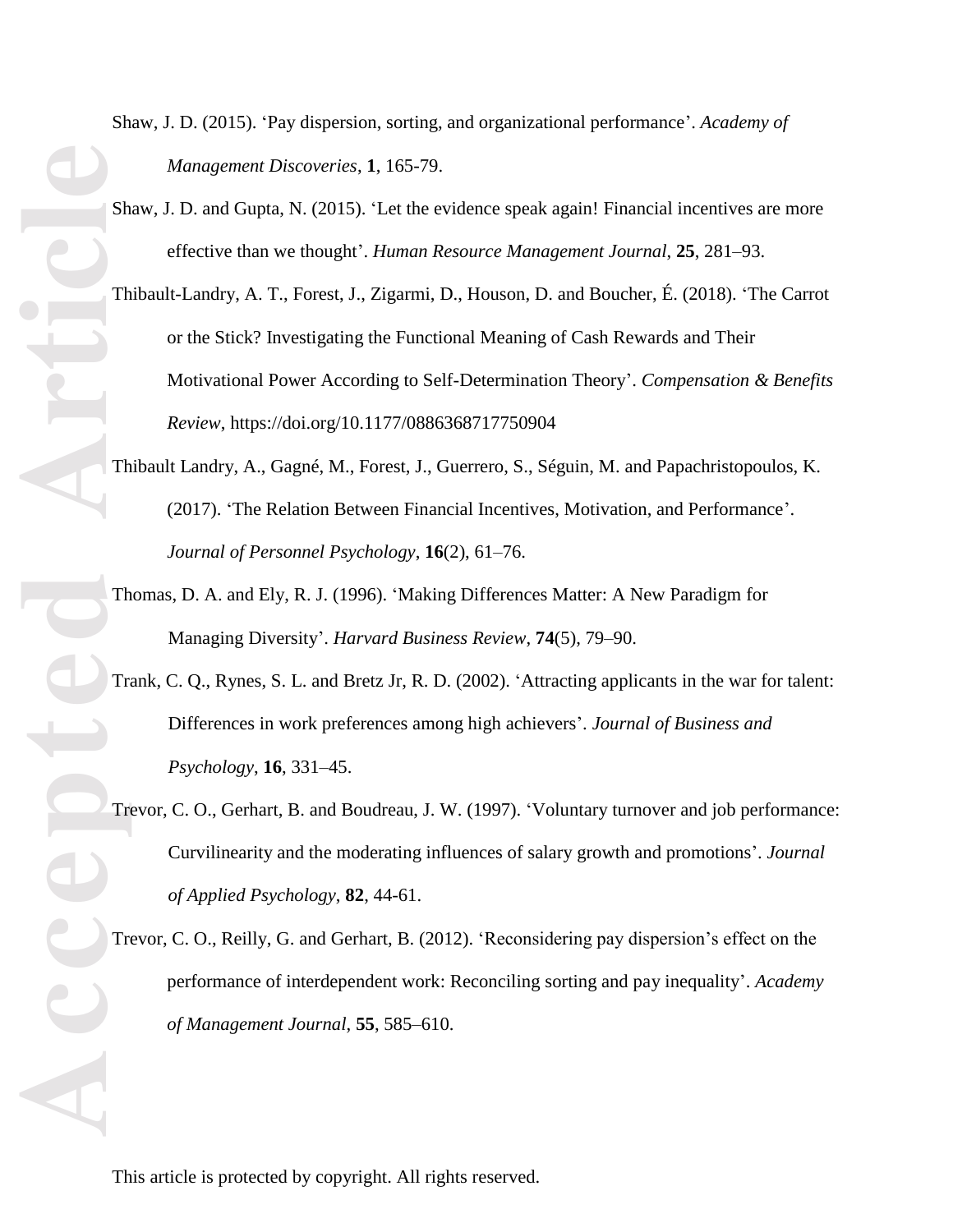Shaw, J. D. (2015). 'Pay dispersion, sorting, and organizational performance'. *Academy of Management Discoveries*, **1**, 165-79.

Shaw, J. D. and Gupta, N. (2015). 'Let the evidence speak again! Financial incentives are more effective than we thought'. *Human Resource Management Journal*, **25**, 281–93.

Thibault-Landry, A. T., Forest, J., Zigarmi, D., Houson, D. and Boucher, É. (2018). 'The Carrot or the Stick? Investigating the Functional Meaning of Cash Rewards and Their Motivational Power According to Self-Determination Theory'. *Compensation & Benefits Review*, https://doi.org/10.1177/0886368717750904

Thibault Landry, A., Gagné, M., Forest, J., Guerrero, S., Séguin, M. and Papachristopoulos, K. (2017). 'The Relation Between Financial Incentives, Motivation, and Performance'. *Journal of Personnel Psychology*, **16**(2), 61–76.

Thomas, D. A. and Ely, R. J. (1996). 'Making Differences Matter: A New Paradigm for Managing Diversity'. *Harvard Business Review*, **74**(5), 79–90.

Trank, C. Q., Rynes, S. L. and Bretz Jr, R. D. (2002). 'Attracting applicants in the war for talent: Differences in work preferences among high achievers'. *Journal of Business and Psychology*, **16**, 331–45.

Trevor, C. O., Gerhart, B. and Boudreau, J. W. (1997). 'Voluntary turnover and job performance: Curvilinearity and the moderating influences of salary growth and promotions'. *Journal of Applied Psychology*, **82**, 44-61.

Trevor, C. O., Reilly, G. and Gerhart, B. (2012). 'Reconsidering pay dispersion's effect on the performance of interdependent work: Reconciling sorting and pay inequality'. *Academy of Management Journal*, **55**, 585–610.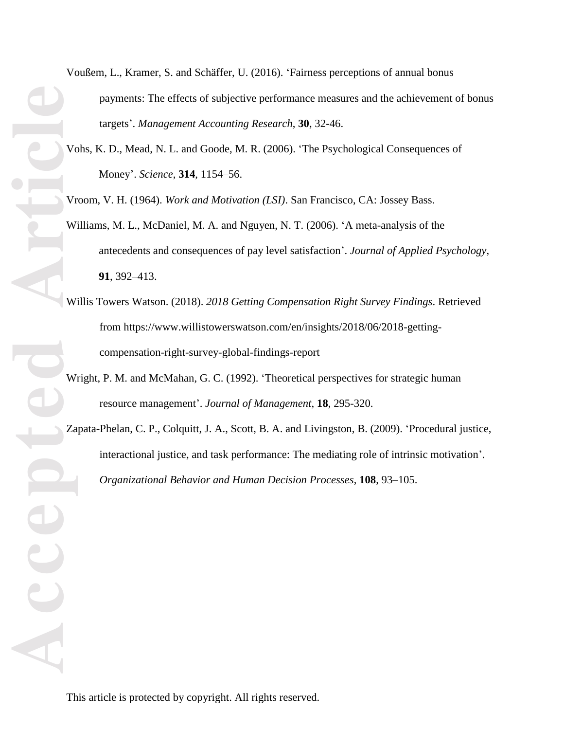Voußem, L., Kramer, S. and Schäffer, U. (2016). 'Fairness perceptions of annual bonus payments: The effects of subjective performance measures and the achievement of bonus targets'. *Management Accounting Research*, **30**, 32-46.

Vohs, K. D., Mead, N. L. and Goode, M. R. (2006). 'The Psychological Consequences of Money'. *Science*, **314**, 1154–56.

Vroom, V. H. (1964). *Work and Motivation (LSI)*. San Francisco, CA: Jossey Bass.

Williams, M. L., McDaniel, M. A. and Nguyen, N. T. (2006). 'A meta-analysis of the antecedents and consequences of pay level satisfaction'. *Journal of Applied Psychology*, **91**, 392–413.

Willis Towers Watson. (2018). *2018 Getting Compensation Right Survey Findings*. Retrieved from https://www.willistowerswatson.com/en/insights/2018/06/2018-getting-compensation-right-survey-global-findings-report

Wright, P. M. and McMahan, G. C. (1992). 'Theoretical perspectives for strategic human resource management'. *Journal of Management*, **18**, 295-320.

Zapata-Phelan, C. P., Colquitt, J. A., Scott, B. A. and Livingston, B. (2009). 'Procedural justice, interactional justice, and task performance: The mediating role of intrinsic motivation'. *Organizational Behavior and Human Decision Processes*, **108**, 93–105.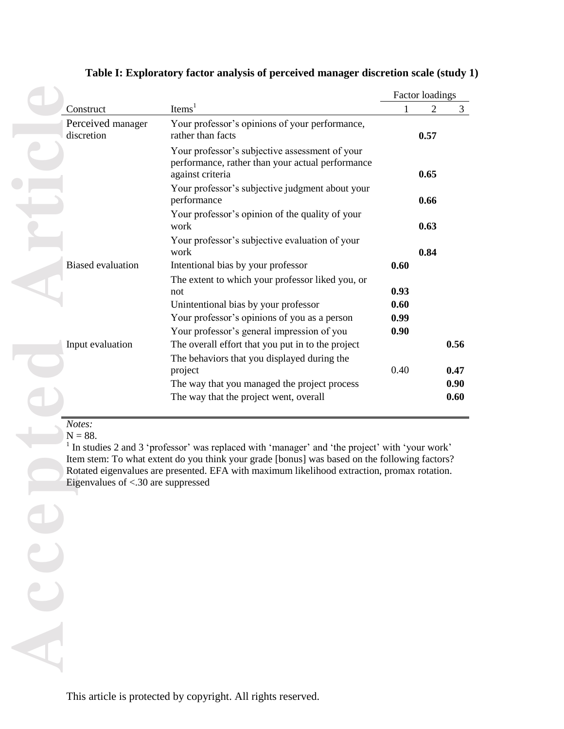**Table I: Exploratory factor analysis of perceived manager discretion scale (study 1)**

| Construct | Items[1] | Factor loadings 1 | 2 | 3 |
|---|---|---|---|---|
| Perceived manager discretion | Your professor's opinions of your performance, rather than facts | | **0.57** | |
| | Your professor's subjective assessment of your performance, rather than your actual performance against criteria | | **0.65** | |
| | Your professor's subjective judgment about your performance | | **0.66** | |
| | Your professor's opinion of the quality of your work | | **0.63** | |
| | Your professor's subjective evaluation of your work | | **0.84** | |
| Biased evaluation | Intentional bias by your professor | **0.60** | | |
| | The extent to which your professor liked you, or not | **0.93** | | |
| | Unintentional bias by your professor | **0.60** | | |
| | Your professor's opinions of you as a person | **0.99** | | |
| | Your professor's general impression of you | **0.90** | | |
| Input evaluation | The overall effort that you put in to the project | | | **0.56** |
| | The behaviors that you displayed during the project | 0.40 | | **0.47** |
| | The way that you managed the project process | | | **0.90** |
| | The way that the project went, overall | | | **0.60** |

*Notes:*
N = 88.
[1] In studies 2 and 3 'professor' was replaced with 'manager' and 'the project' with 'your work'
Item stem: To what extent do you think your grade [bonus] was based on the following factors?
Rotated eigenvalues are presented. EFA with maximum likelihood extraction, promax rotation.
Eigenvalues of <.30 are suppressed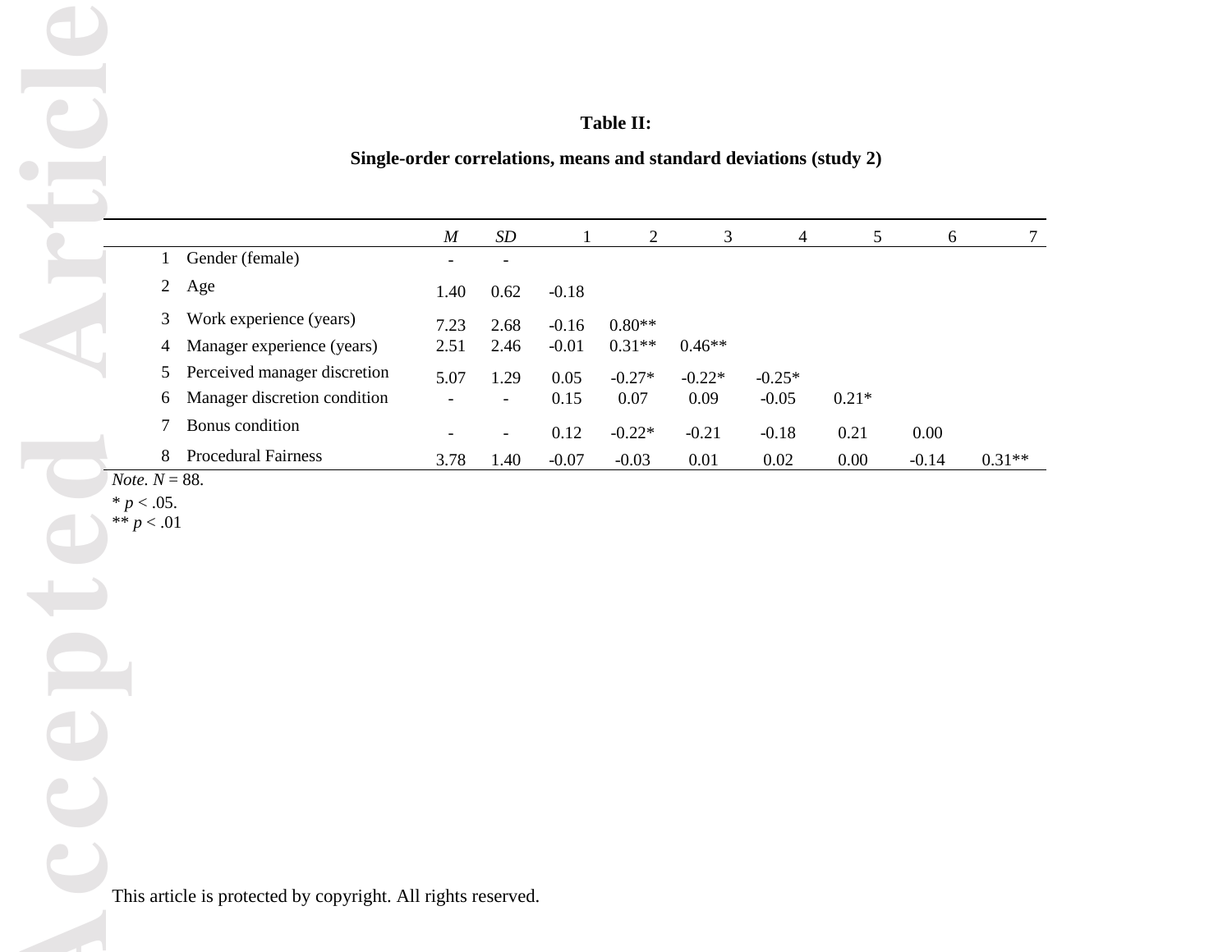**Table II:**

**Single-order correlations, means and standard deviations (study 2)**

| | | *M* | *SD* | 1 | 2 | 3 | 4 | 5 | 6 | 7 |
|---|---|---|---|---|---|---|---|---|---|---|
| 1 | Gender (female) | - | - | | | | | | | |
| 2 | Age | 1.40 | 0.62 | -0.18 | | | | | | |
| 3 | Work experience (years) | 7.23 | 2.68 | -0.16 | 0.80** | | | | | |
| 4 | Manager experience (years) | 2.51 | 2.46 | -0.01 | 0.31** | 0.46** | | | | |
| 5 | Perceived manager discretion | 5.07 | 1.29 | 0.05 | -0.27* | -0.22* | -0.25* | | | |
| 6 | Manager discretion condition | - | - | 0.15 | 0.07 | 0.09 | -0.05 | 0.21* | | |
| 7 | Bonus condition | - | - | 0.12 | -0.22* | -0.21 | -0.18 | 0.21 | 0.00 | |
| 8 | Procedural Fairness | 3.78 | 1.40 | -0.07 | -0.03 | 0.01 | 0.02 | 0.00 | -0.14 | 0.31** |

*Note*. $N = 88$.

* $p < .05$.

** $p < .01$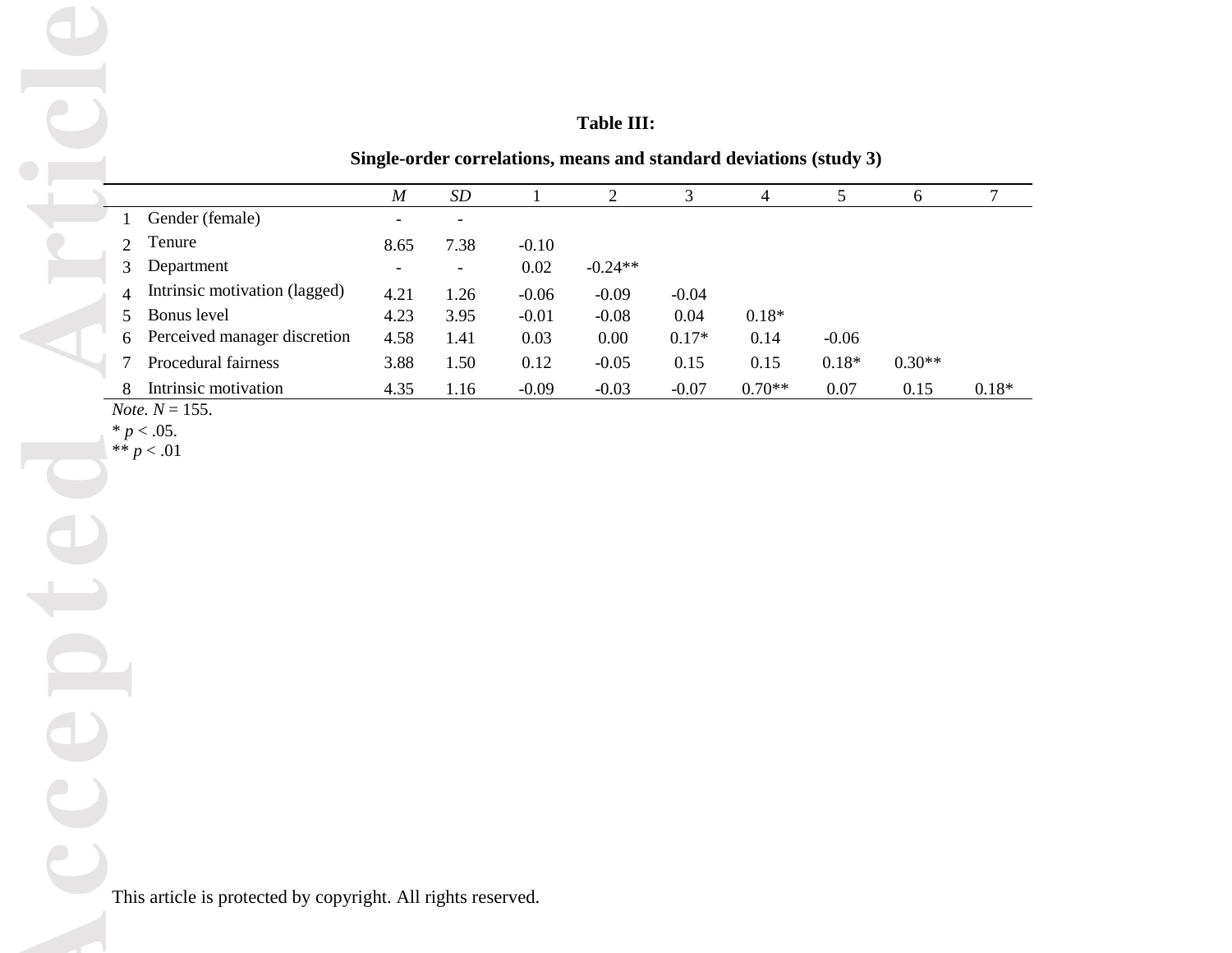**Table III:**

**Single-order correlations, means and standard deviations (study 3)**

| | | *M* | *SD* | 1 | 2 | 3 | 4 | 5 | 6 | 7 |
|---|---|---|---|---|---|---|---|---|---|---|
| 1 | Gender (female) | - | - | | | | | | | |
| 2 | Tenure | 8.65 | 7.38 | -0.10 | | | | | | |
| 3 | Department | - | - | 0.02 | -0.24** | | | | | |
| 4 | Intrinsic motivation (lagged) | 4.21 | 1.26 | -0.06 | -0.09 | -0.04 | | | | |
| 5 | Bonus level | 4.23 | 3.95 | -0.01 | -0.08 | 0.04 | 0.18* | | | |
| 6 | Perceived manager discretion | 4.58 | 1.41 | 0.03 | 0.00 | 0.17* | 0.14 | -0.06 | | |
| 7 | Procedural fairness | 3.88 | 1.50 | 0.12 | -0.05 | 0.15 | 0.15 | 0.18* | 0.30** | |
| 8 | Intrinsic motivation | 4.35 | 1.16 | -0.09 | -0.03 | -0.07 | 0.70** | 0.07 | 0.15 | 0.18* |

*Note.* $N = 155$.

* $p < .05$.

** $p < .01$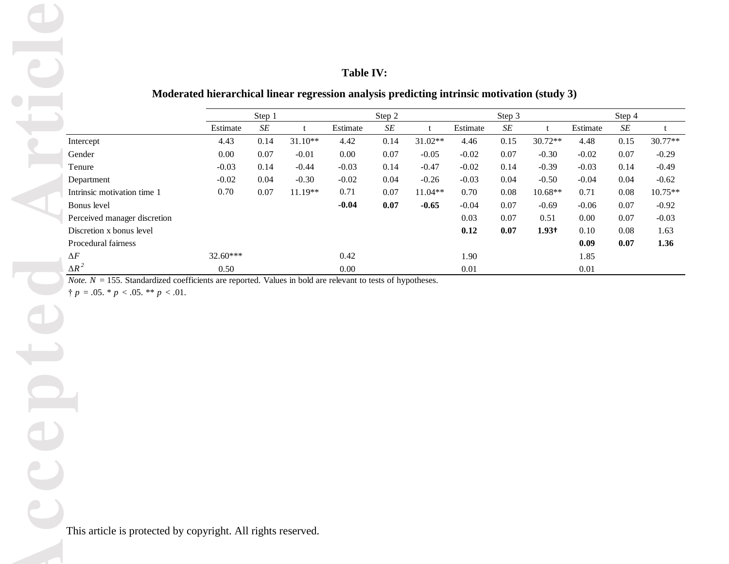**Table IV:**

**Moderated hierarchical linear regression analysis predicting intrinsic motivation (study 3)**

| | Step 1 | | | Step 2 | | | Step 3 | | | Step 4 | | |
|---|---|---|---|---|---|---|---|---|---|---|---|---|
| | Estimate | *SE* | t | Estimate | *SE* | t | Estimate | *SE* | t | Estimate | *SE* | t |
| Intercept | 4.43 | 0.14 | 31.10** | 4.42 | 0.14 | 31.02** | 4.46 | 0.15 | 30.72** | 4.48 | 0.15 | 30.77** |
| Gender | 0.00 | 0.07 | -0.01 | 0.00 | 0.07 | -0.05 | -0.02 | 0.07 | -0.30 | -0.02 | 0.07 | -0.29 |
| Tenure | -0.03 | 0.14 | -0.44 | -0.03 | 0.14 | -0.47 | -0.02 | 0.14 | -0.39 | -0.03 | 0.14 | -0.49 |
| Department | -0.02 | 0.04 | -0.30 | -0.02 | 0.04 | -0.26 | -0.03 | 0.04 | -0.50 | -0.04 | 0.04 | -0.62 |
| Intrinsic motivation time 1 | 0.70 | 0.07 | 11.19** | 0.71 | 0.07 | 11.04** | 0.70 | 0.08 | 10.68** | 0.71 | 0.08 | 10.75** |
| Bonus level | | | | **-0.04** | **0.07** | **-0.65** | -0.04 | 0.07 | -0.69 | -0.06 | 0.07 | -0.92 |
| Perceived manager discretion | | | | | | | 0.03 | 0.07 | 0.51 | 0.00 | 0.07 | -0.03 |
| Discretion x bonus level | | | | | | | **0.12** | **0.07** | **1.93†** | 0.10 | 0.08 | 1.63 |
| Procedural fairness | | | | | | | | | | **0.09** | **0.07** | **1.36** |
| $\Delta F$ | 32.60*** | | | 0.42 | | | 1.90 | | | 1.85 | | |
| $\Delta R^2$ | 0.50 | | | 0.00 | | | 0.01 | | | 0.01 | | |

*Note.* $N$ = 155. Standardized coefficients are reported. Values in bold are relevant to tests of hypotheses.

† $p$ = .05. * $p$ < .05. ** $p$ < .01.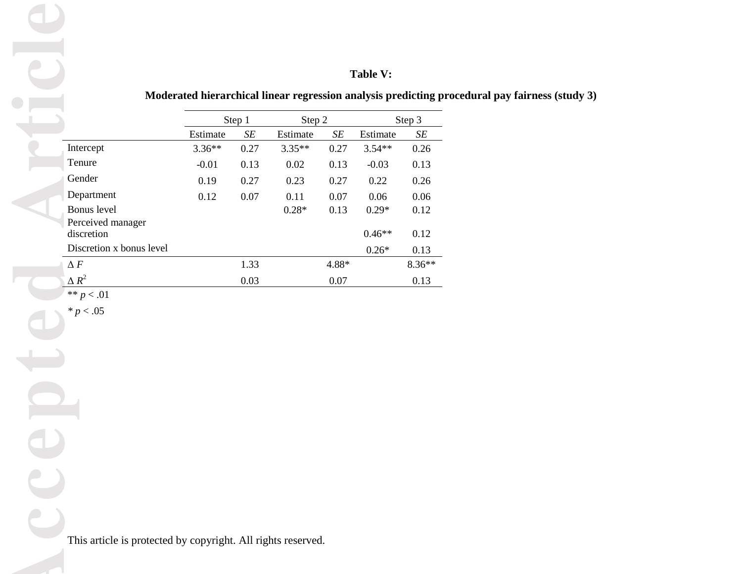**Table V:**

**Moderated hierarchical linear regression analysis predicting procedural pay fairness (study 3)**

| | Step 1 | | Step 2 | | Step 3 | |
|---|---|---|---|---|---|---|
| | Estimate | *SE* | Estimate | *SE* | Estimate | *SE* |
| Intercept | 3.36** | 0.27 | 3.35** | 0.27 | 3.54** | 0.26 |
| Tenure | -0.01 | 0.13 | 0.02 | 0.13 | -0.03 | 0.13 |
| Gender | 0.19 | 0.27 | 0.23 | 0.27 | 0.22 | 0.26 |
| Department | 0.12 | 0.07 | 0.11 | 0.07 | 0.06 | 0.06 |
| Bonus level | | | 0.28* | 0.13 | 0.29* | 0.12 |
| Perceived manager discretion | | | | | 0.46** | 0.12 |
| Discretion x bonus level | | | | | 0.26* | 0.13 |
| $\Delta F$ | | 1.33 | | 4.88* | | 8.36** |
| $\Delta R^2$ | | 0.03 | | 0.07 | | 0.13 |

** $p < .01$

* $p < .05$

This article is protected by copyright. All rights reserved.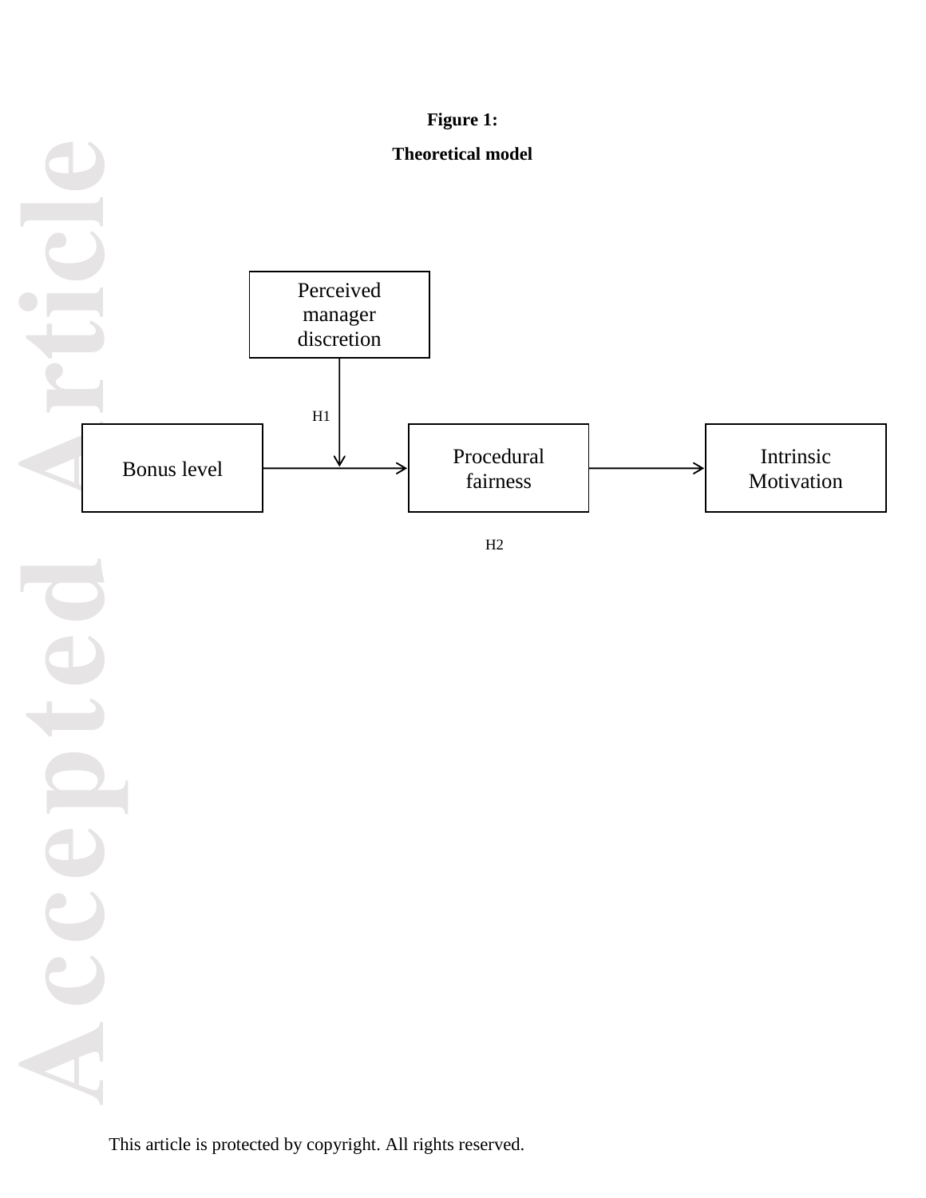**Figure 1:**

**Theoretical model**

Perceived manager discretion

H1

Bonus level

Procedural fairness

Intrinsic Motivation

H2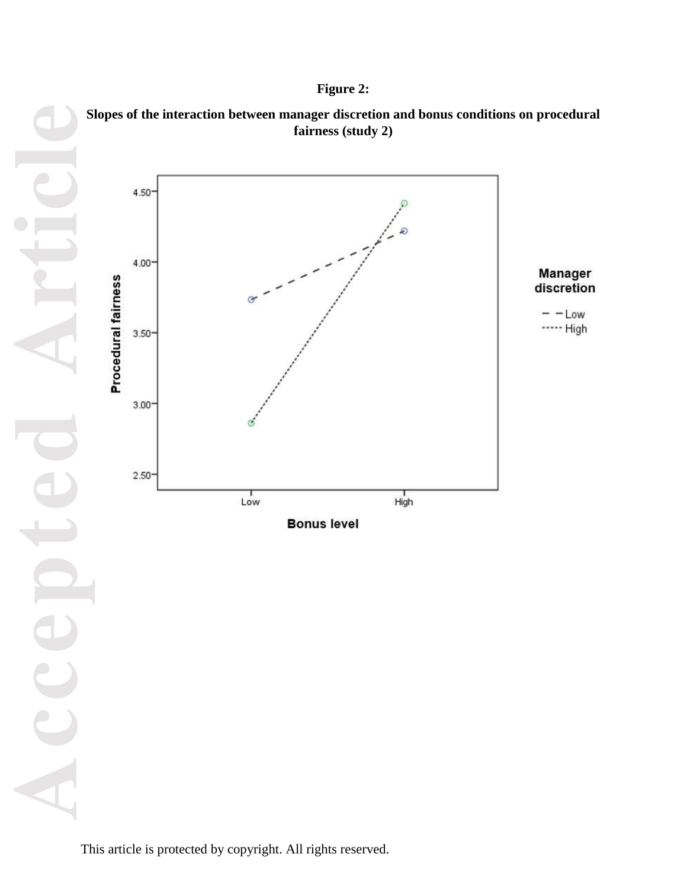**Figure 2:**

**Slopes of the interaction between manager discretion and bonus conditions on procedural fairness (study 2)**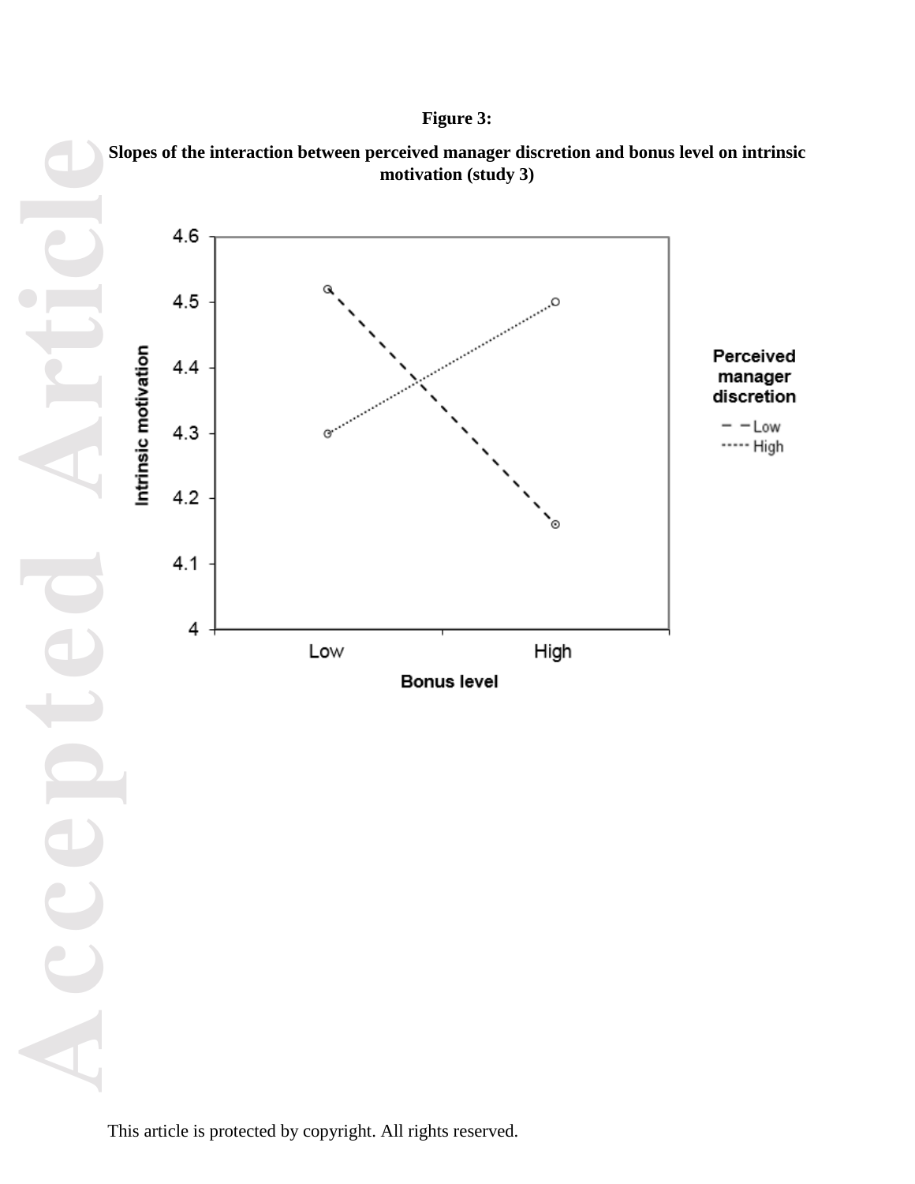**Figure 3:**

**Slopes of the interaction between perceived manager discretion and bonus level on intrinsic motivation (study 3)**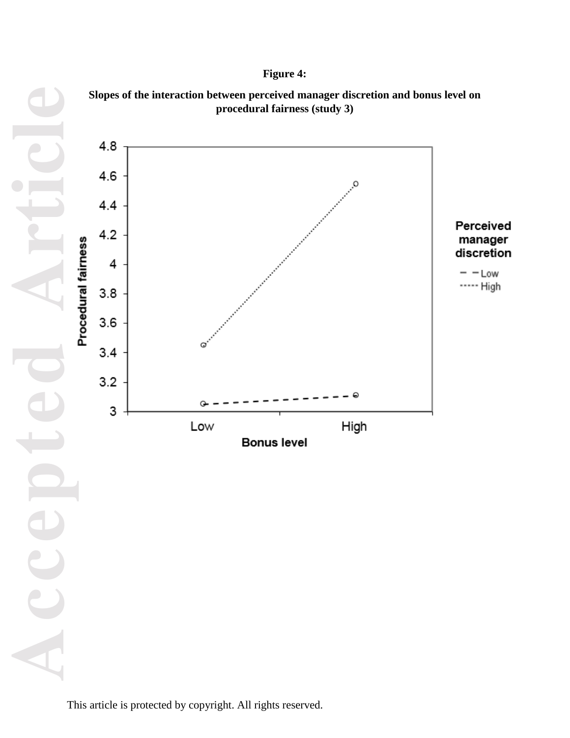**Figure 4:**

**Slopes of the interaction between perceived manager discretion and bonus level on procedural fairness (study 3)**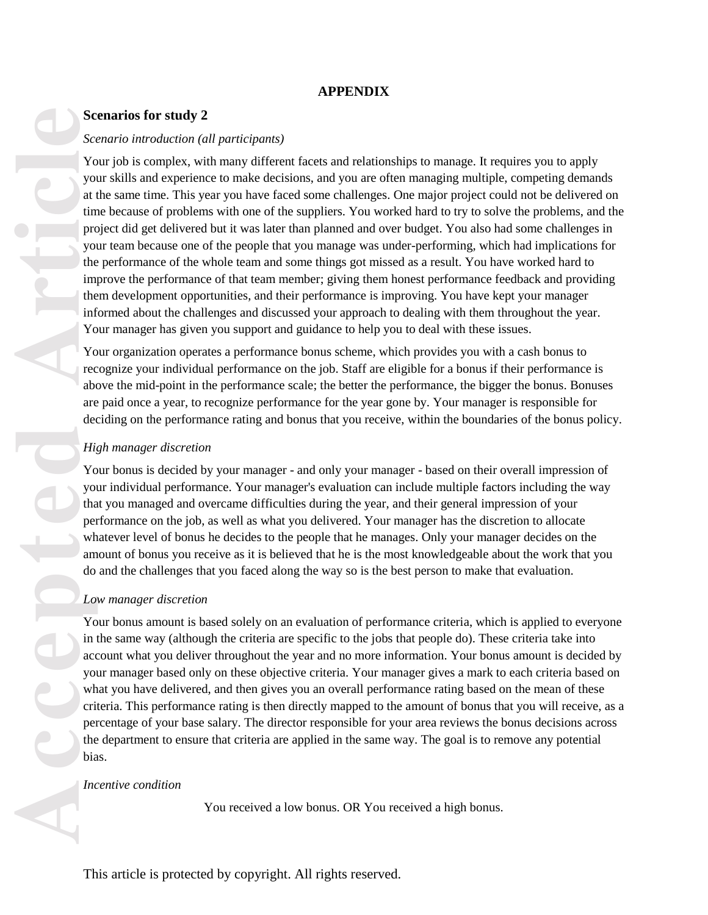# APPENDIX

## Scenarios for study 2

*Scenario introduction (all participants)*

Your job is complex, with many different facets and relationships to manage. It requires you to apply your skills and experience to make decisions, and you are often managing multiple, competing demands at the same time. This year you have faced some challenges. One major project could not be delivered on time because of problems with one of the suppliers. You worked hard to try to solve the problems, and the project did get delivered but it was later than planned and over budget. You also had some challenges in your team because one of the people that you manage was under-performing, which had implications for the performance of the whole team and some things got missed as a result. You have worked hard to improve the performance of that team member; giving them honest performance feedback and providing them development opportunities, and their performance is improving. You have kept your manager informed about the challenges and discussed your approach to dealing with them throughout the year. Your manager has given you support and guidance to help you to deal with these issues.

Your organization operates a performance bonus scheme, which provides you with a cash bonus to recognize your individual performance on the job. Staff are eligible for a bonus if their performance is above the mid-point in the performance scale; the better the performance, the bigger the bonus. Bonuses are paid once a year, to recognize performance for the year gone by. Your manager is responsible for deciding on the performance rating and bonus that you receive, within the boundaries of the bonus policy.

*High manager discretion*

Your bonus is decided by your manager - and only your manager - based on their overall impression of your individual performance. Your manager's evaluation can include multiple factors including the way that you managed and overcame difficulties during the year, and their general impression of your performance on the job, as well as what you delivered. Your manager has the discretion to allocate whatever level of bonus he decides to the people that he manages. Only your manager decides on the amount of bonus you receive as it is believed that he is the most knowledgeable about the work that you do and the challenges that you faced along the way so is the best person to make that evaluation.

*Low manager discretion*

Your bonus amount is based solely on an evaluation of performance criteria, which is applied to everyone in the same way (although the criteria are specific to the jobs that people do). These criteria take into account what you deliver throughout the year and no more information. Your bonus amount is decided by your manager based only on these objective criteria. Your manager gives a mark to each criteria based on what you have delivered, and then gives you an overall performance rating based on the mean of these criteria. This performance rating is then directly mapped to the amount of bonus that you will receive, as a percentage of your base salary. The director responsible for your area reviews the bonus decisions across the department to ensure that criteria are applied in the same way. The goal is to remove any potential bias.

*Incentive condition*

You received a low bonus. OR You received a high bonus.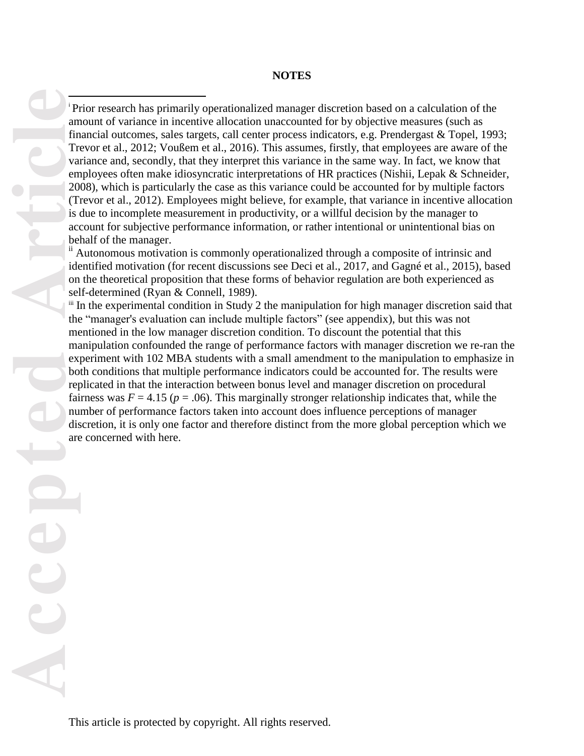**NOTES**

[i] Prior research has primarily operationalized manager discretion based on a calculation of the amount of variance in incentive allocation unaccounted for by objective measures (such as financial outcomes, sales targets, call center process indicators, e.g. Prendergast & Topel, 1993; Trevor et al., 2012; Voußem et al., 2016). This assumes, firstly, that employees are aware of the variance and, secondly, that they interpret this variance in the same way. In fact, we know that employees often make idiosyncratic interpretations of HR practices (Nishii, Lepak & Schneider, 2008), which is particularly the case as this variance could be accounted for by multiple factors (Trevor et al., 2012). Employees might believe, for example, that variance in incentive allocation is due to incomplete measurement in productivity, or a willful decision by the manager to account for subjective performance information, or rather intentional or unintentional bias on behalf of the manager.

[ii] Autonomous motivation is commonly operationalized through a composite of intrinsic and identified motivation (for recent discussions see Deci et al., 2017, and Gagné et al., 2015), based on the theoretical proposition that these forms of behavior regulation are both experienced as self-determined (Ryan & Connell, 1989).

[iii] In the experimental condition in Study 2 the manipulation for high manager discretion said that the "manager's evaluation can include multiple factors" (see appendix), but this was not mentioned in the low manager discretion condition. To discount the potential that this manipulation confounded the range of performance factors with manager discretion we re-ran the experiment with 102 MBA students with a small amendment to the manipulation to emphasize in both conditions that multiple performance indicators could be accounted for. The results were replicated in that the interaction between bonus level and manager discretion on procedural fairness was $F = 4.15$ ($p = .06$). This marginally stronger relationship indicates that, while the number of performance factors taken into account does influence perceptions of manager discretion, it is only one factor and therefore distinct from the more global perception which we are concerned with here.